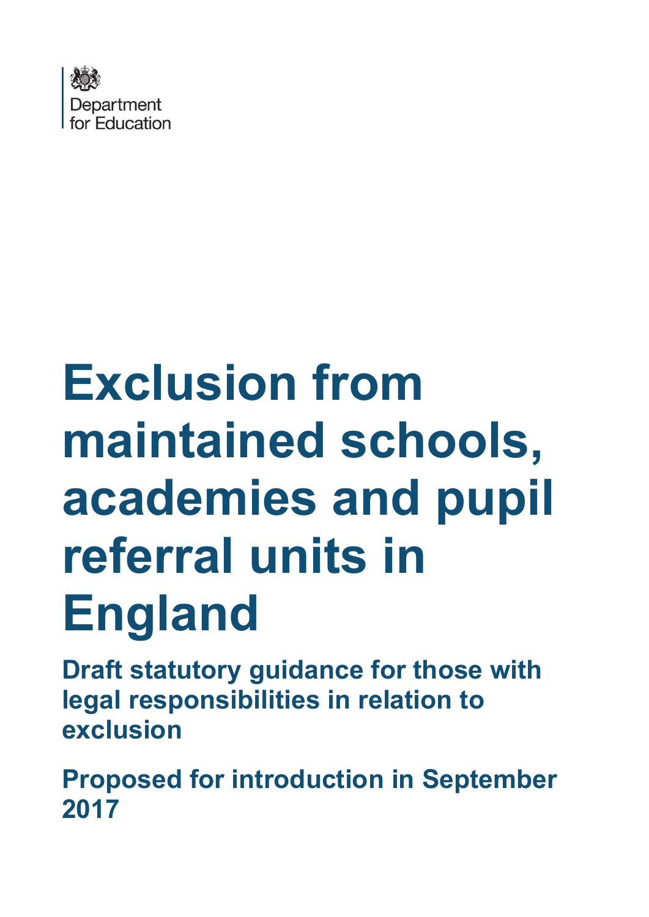Department for Education

# Exclusion from maintained schools, academies and pupil referral units in England

## Draft statutory guidance for those with legal responsibilities in relation to exclusion

## Proposed for introduction in September 2017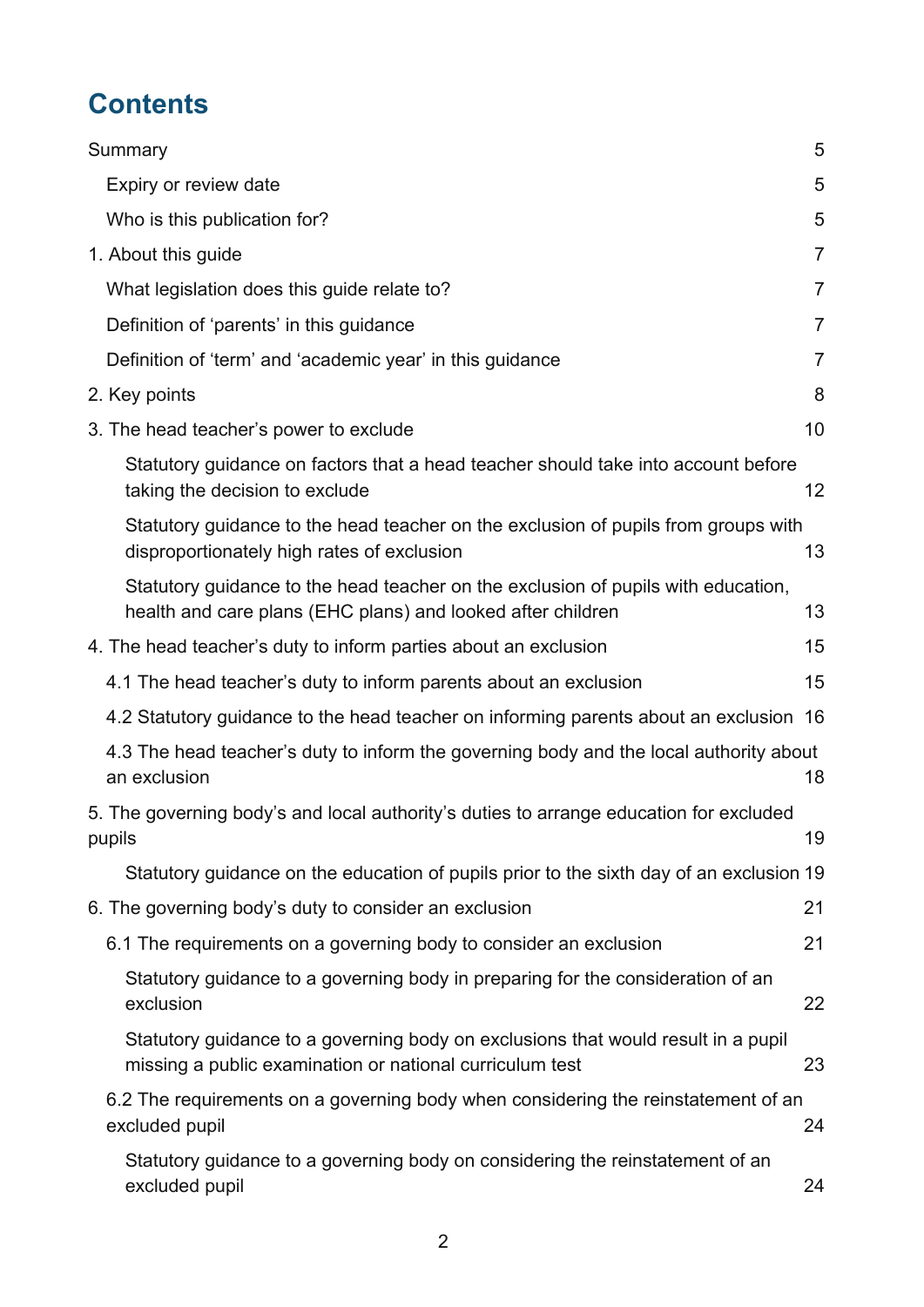# Contents

Summary 5

- Expiry or review date 5
- Who is this publication for? 5

1. About this guide 7

- What legislation does this guide relate to? 7
- Definition of 'parents' in this guidance 7
- Definition of 'term' and 'academic year' in this guidance 7

2. Key points 8

3. The head teacher's power to exclude 10

- Statutory guidance on factors that a head teacher should take into account before taking the decision to exclude 12
- Statutory guidance to the head teacher on the exclusion of pupils from groups with disproportionately high rates of exclusion 13
- Statutory guidance to the head teacher on the exclusion of pupils with education, health and care plans (EHC plans) and looked after children 13

4. The head teacher's duty to inform parties about an exclusion 15

- 4.1 The head teacher's duty to inform parents about an exclusion 15
- 4.2 Statutory guidance to the head teacher on informing parents about an exclusion 16
- 4.3 The head teacher's duty to inform the governing body and the local authority about an exclusion 18

5. The governing body's and local authority's duties to arrange education for excluded pupils 19

- Statutory guidance on the education of pupils prior to the sixth day of an exclusion 19

6. The governing body's duty to consider an exclusion 21

- 6.1 The requirements on a governing body to consider an exclusion 21
  - Statutory guidance to a governing body in preparing for the consideration of an exclusion 22
  - Statutory guidance to a governing body on exclusions that would result in a pupil missing a public examination or national curriculum test 23
- 6.2 The requirements on a governing body when considering the reinstatement of an excluded pupil 24
  - Statutory guidance to a governing body on considering the reinstatement of an excluded pupil 24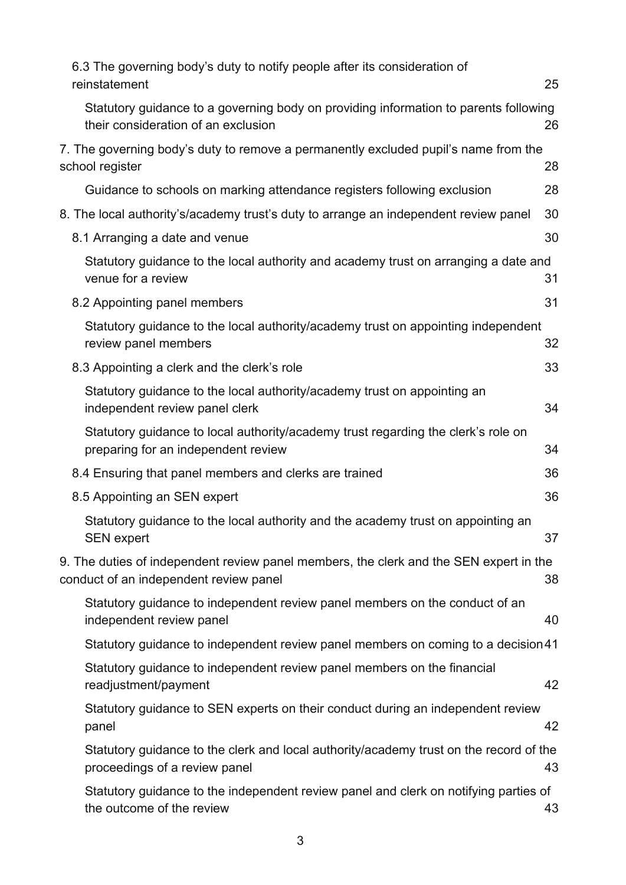6.3 The governing body's duty to notify people after its consideration of reinstatement 25

Statutory guidance to a governing body on providing information to parents following their consideration of an exclusion 26

7. The governing body's duty to remove a permanently excluded pupil's name from the school register 28

Guidance to schools on marking attendance registers following exclusion 28

8. The local authority's/academy trust's duty to arrange an independent review panel 30

8.1 Arranging a date and venue 30

Statutory guidance to the local authority and academy trust on arranging a date and venue for a review 31

8.2 Appointing panel members 31

Statutory guidance to the local authority/academy trust on appointing independent review panel members 32

8.3 Appointing a clerk and the clerk's role 33

Statutory guidance to the local authority/academy trust on appointing an independent review panel clerk 34

Statutory guidance to local authority/academy trust regarding the clerk's role on preparing for an independent review 34

8.4 Ensuring that panel members and clerks are trained 36

8.5 Appointing an SEN expert 36

Statutory guidance to the local authority and the academy trust on appointing an SEN expert 37

9. The duties of independent review panel members, the clerk and the SEN expert in the conduct of an independent review panel 38

Statutory guidance to independent review panel members on the conduct of an independent review panel 40

Statutory guidance to independent review panel members on coming to a decision 41

Statutory guidance to independent review panel members on the financial readjustment/payment 42

Statutory guidance to SEN experts on their conduct during an independent review panel 42

Statutory guidance to the clerk and local authority/academy trust on the record of the proceedings of a review panel 43

Statutory guidance to the independent review panel and clerk on notifying parties of the outcome of the review 43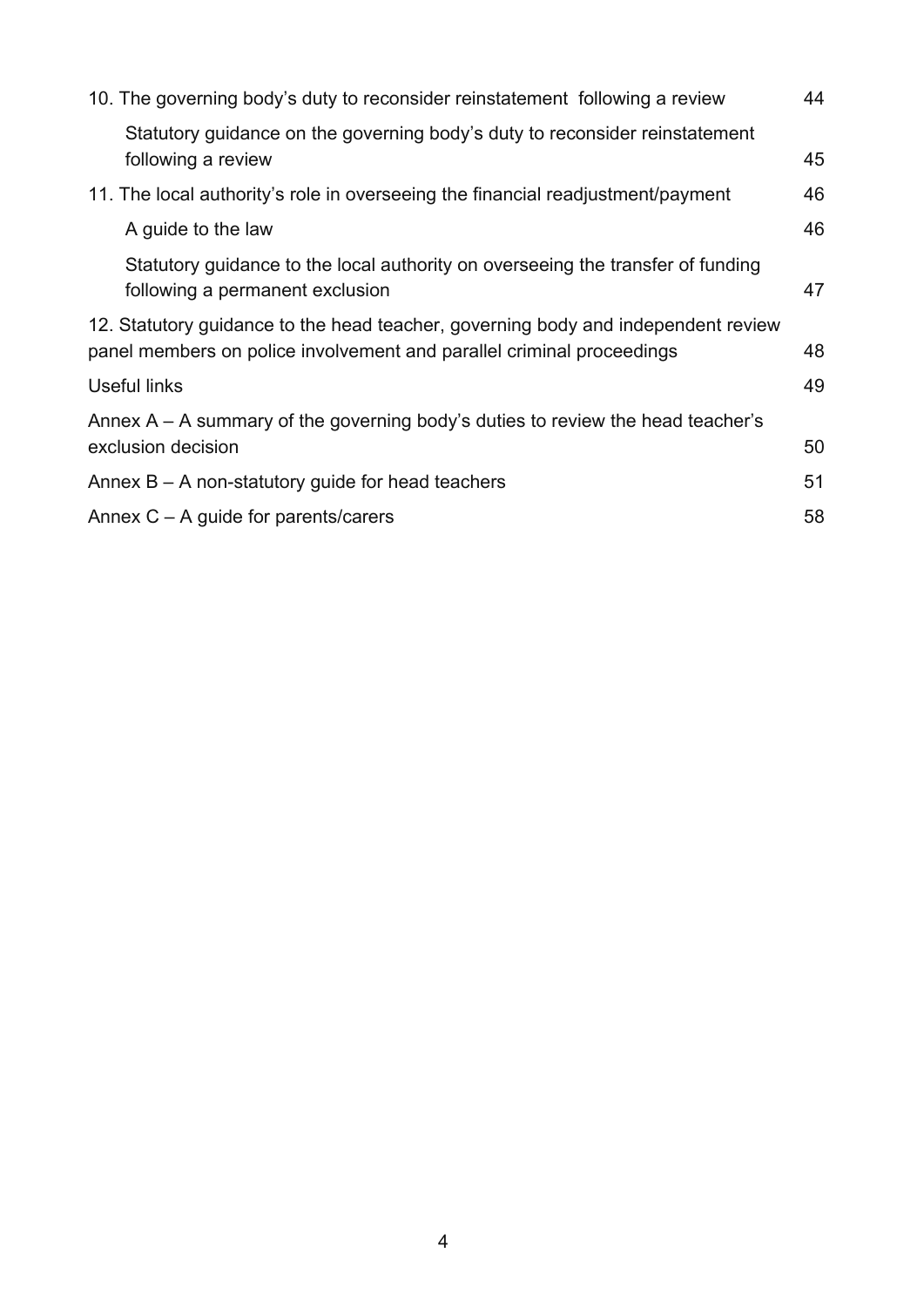| | |
|---|---|
| 10. The governing body's duty to reconsider reinstatement following a review | 44 |
| Statutory guidance on the governing body's duty to reconsider reinstatement following a review | 45 |
| 11. The local authority's role in overseeing the financial readjustment/payment | 46 |
| A guide to the law | 46 |
| Statutory guidance to the local authority on overseeing the transfer of funding following a permanent exclusion | 47 |
| 12. Statutory guidance to the head teacher, governing body and independent review panel members on police involvement and parallel criminal proceedings | 48 |
| Useful links | 49 |
| Annex A – A summary of the governing body's duties to review the head teacher's exclusion decision | 50 |
| Annex B – A non-statutory guide for head teachers | 51 |
| Annex C – A guide for parents/carers | 58 |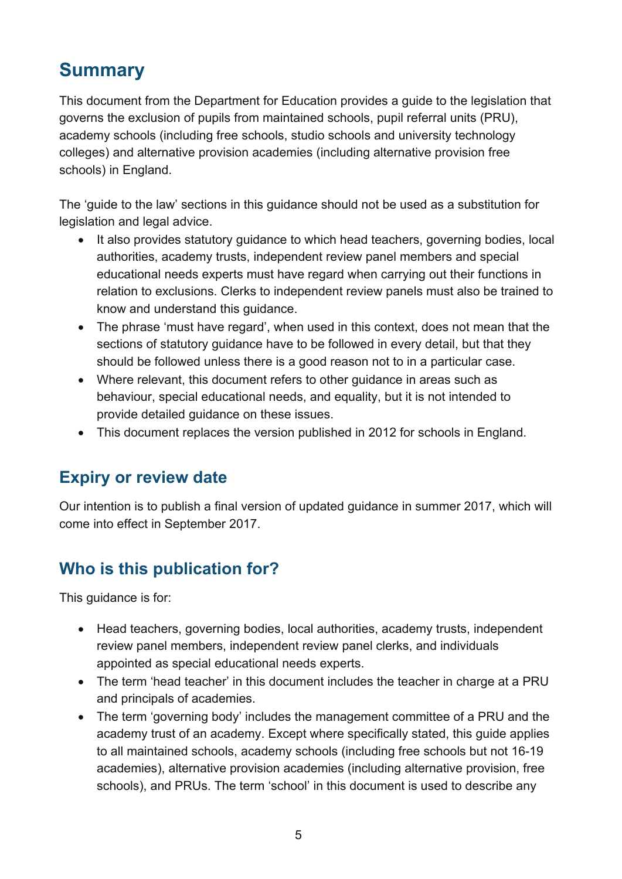## Summary

This document from the Department for Education provides a guide to the legislation that governs the exclusion of pupils from maintained schools, pupil referral units (PRU), academy schools (including free schools, studio schools and university technology colleges) and alternative provision academies (including alternative provision free schools) in England.

The 'guide to the law' sections in this guidance should not be used as a substitution for legislation and legal advice.

- It also provides statutory guidance to which head teachers, governing bodies, local authorities, academy trusts, independent review panel members and special educational needs experts must have regard when carrying out their functions in relation to exclusions. Clerks to independent review panels must also be trained to know and understand this guidance.
- The phrase 'must have regard', when used in this context, does not mean that the sections of statutory guidance have to be followed in every detail, but that they should be followed unless there is a good reason not to in a particular case.
- Where relevant, this document refers to other guidance in areas such as behaviour, special educational needs, and equality, but it is not intended to provide detailed guidance on these issues.
- This document replaces the version published in 2012 for schools in England.

## Expiry or review date

Our intention is to publish a final version of updated guidance in summer 2017, which will come into effect in September 2017.

## Who is this publication for?

This guidance is for:

- Head teachers, governing bodies, local authorities, academy trusts, independent review panel members, independent review panel clerks, and individuals appointed as special educational needs experts.
- The term 'head teacher' in this document includes the teacher in charge at a PRU and principals of academies.
- The term 'governing body' includes the management committee of a PRU and the academy trust of an academy. Except where specifically stated, this guide applies to all maintained schools, academy schools (including free schools but not 16-19 academies), alternative provision academies (including alternative provision, free schools), and PRUs. The term 'school' in this document is used to describe any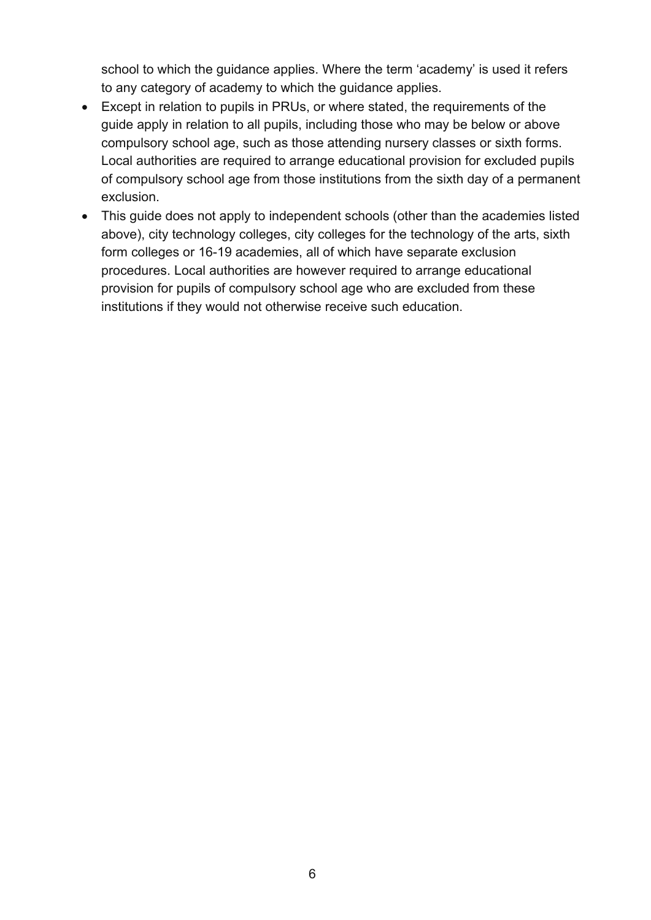school to which the guidance applies. Where the term 'academy' is used it refers to any category of academy to which the guidance applies.

- Except in relation to pupils in PRUs, or where stated, the requirements of the guide apply in relation to all pupils, including those who may be below or above compulsory school age, such as those attending nursery classes or sixth forms. Local authorities are required to arrange educational provision for excluded pupils of compulsory school age from those institutions from the sixth day of a permanent exclusion.
- This guide does not apply to independent schools (other than the academies listed above), city technology colleges, city colleges for the technology of the arts, sixth form colleges or 16-19 academies, all of which have separate exclusion procedures. Local authorities are however required to arrange educational provision for pupils of compulsory school age who are excluded from these institutions if they would not otherwise receive such education.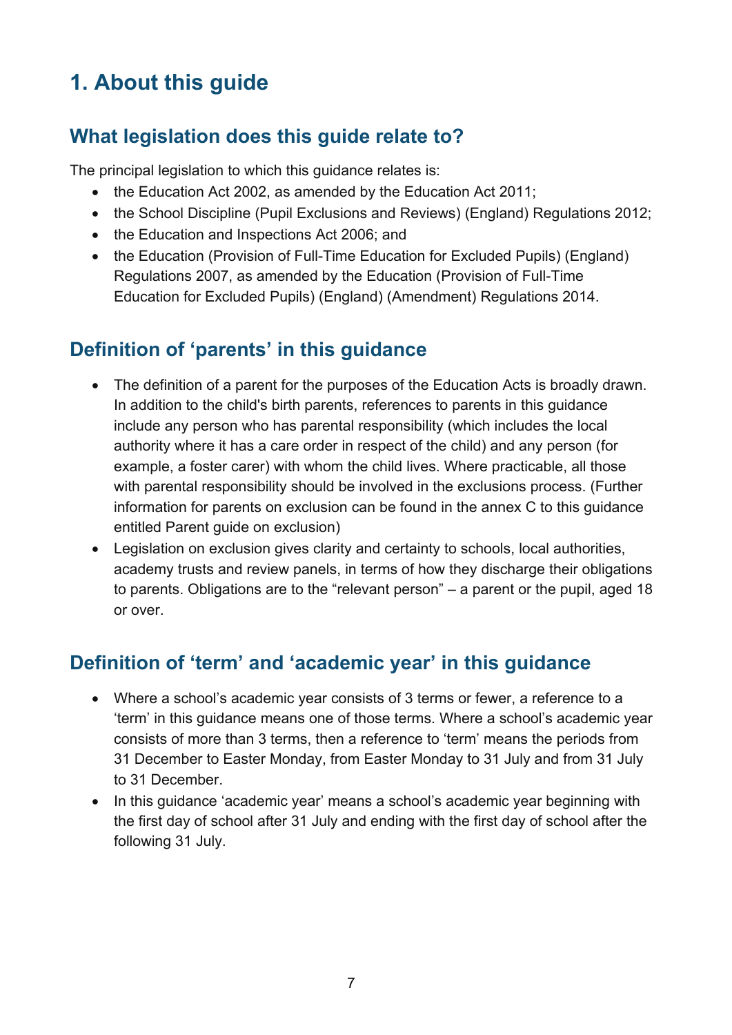# 1. About this guide

## What legislation does this guide relate to?

The principal legislation to which this guidance relates is:

- the Education Act 2002, as amended by the Education Act 2011;
- the School Discipline (Pupil Exclusions and Reviews) (England) Regulations 2012;
- the Education and Inspections Act 2006; and
- the Education (Provision of Full-Time Education for Excluded Pupils) (England) Regulations 2007, as amended by the Education (Provision of Full-Time Education for Excluded Pupils) (England) (Amendment) Regulations 2014.

## Definition of 'parents' in this guidance

- The definition of a parent for the purposes of the Education Acts is broadly drawn. In addition to the child's birth parents, references to parents in this guidance include any person who has parental responsibility (which includes the local authority where it has a care order in respect of the child) and any person (for example, a foster carer) with whom the child lives. Where practicable, all those with parental responsibility should be involved in the exclusions process. (Further information for parents on exclusion can be found in the annex C to this guidance entitled Parent guide on exclusion)
- Legislation on exclusion gives clarity and certainty to schools, local authorities, academy trusts and review panels, in terms of how they discharge their obligations to parents. Obligations are to the "relevant person" – a parent or the pupil, aged 18 or over.

## Definition of 'term' and 'academic year' in this guidance

- Where a school's academic year consists of 3 terms or fewer, a reference to a 'term' in this guidance means one of those terms. Where a school's academic year consists of more than 3 terms, then a reference to 'term' means the periods from 31 December to Easter Monday, from Easter Monday to 31 July and from 31 July to 31 December.
- In this guidance 'academic year' means a school's academic year beginning with the first day of school after 31 July and ending with the first day of school after the following 31 July.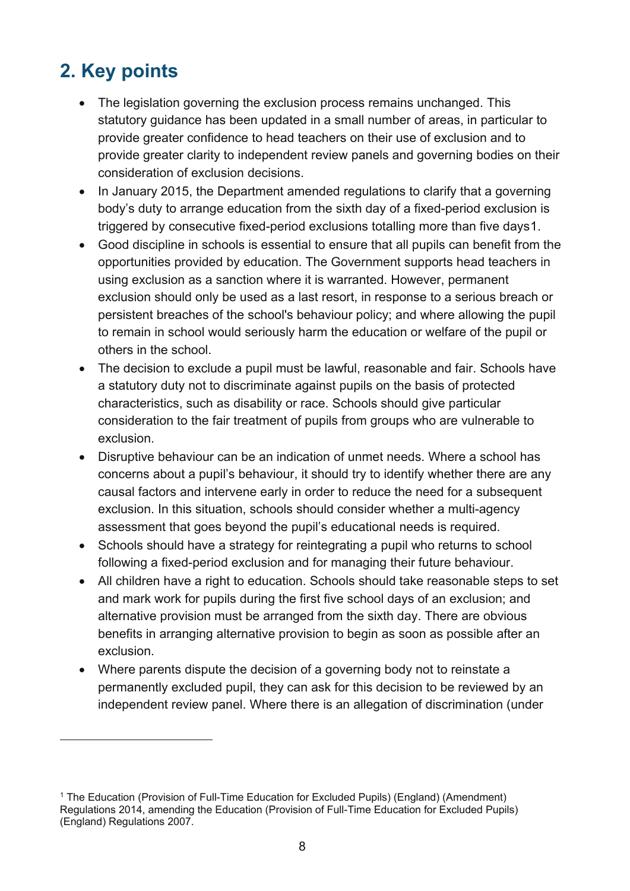## 2. Key points

- The legislation governing the exclusion process remains unchanged. This statutory guidance has been updated in a small number of areas, in particular to provide greater confidence to head teachers on their use of exclusion and to provide greater clarity to independent review panels and governing bodies on their consideration of exclusion decisions.
- In January 2015, the Department amended regulations to clarify that a governing body's duty to arrange education from the sixth day of a fixed-period exclusion is triggered by consecutive fixed-period exclusions totalling more than five days[1].
- Good discipline in schools is essential to ensure that all pupils can benefit from the opportunities provided by education. The Government supports head teachers in using exclusion as a sanction where it is warranted. However, permanent exclusion should only be used as a last resort, in response to a serious breach or persistent breaches of the school's behaviour policy; and where allowing the pupil to remain in school would seriously harm the education or welfare of the pupil or others in the school.
- The decision to exclude a pupil must be lawful, reasonable and fair. Schools have a statutory duty not to discriminate against pupils on the basis of protected characteristics, such as disability or race. Schools should give particular consideration to the fair treatment of pupils from groups who are vulnerable to exclusion.
- Disruptive behaviour can be an indication of unmet needs. Where a school has concerns about a pupil's behaviour, it should try to identify whether there are any causal factors and intervene early in order to reduce the need for a subsequent exclusion. In this situation, schools should consider whether a multi-agency assessment that goes beyond the pupil's educational needs is required.
- Schools should have a strategy for reintegrating a pupil who returns to school following a fixed-period exclusion and for managing their future behaviour.
- All children have a right to education. Schools should take reasonable steps to set and mark work for pupils during the first five school days of an exclusion; and alternative provision must be arranged from the sixth day. There are obvious benefits in arranging alternative provision to begin as soon as possible after an exclusion.
- Where parents dispute the decision of a governing body not to reinstate a permanently excluded pupil, they can ask for this decision to be reviewed by an independent review panel. Where there is an allegation of discrimination (under

[1] The Education (Provision of Full-Time Education for Excluded Pupils) (England) (Amendment) Regulations 2014, amending the Education (Provision of Full-Time Education for Excluded Pupils) (England) Regulations 2007.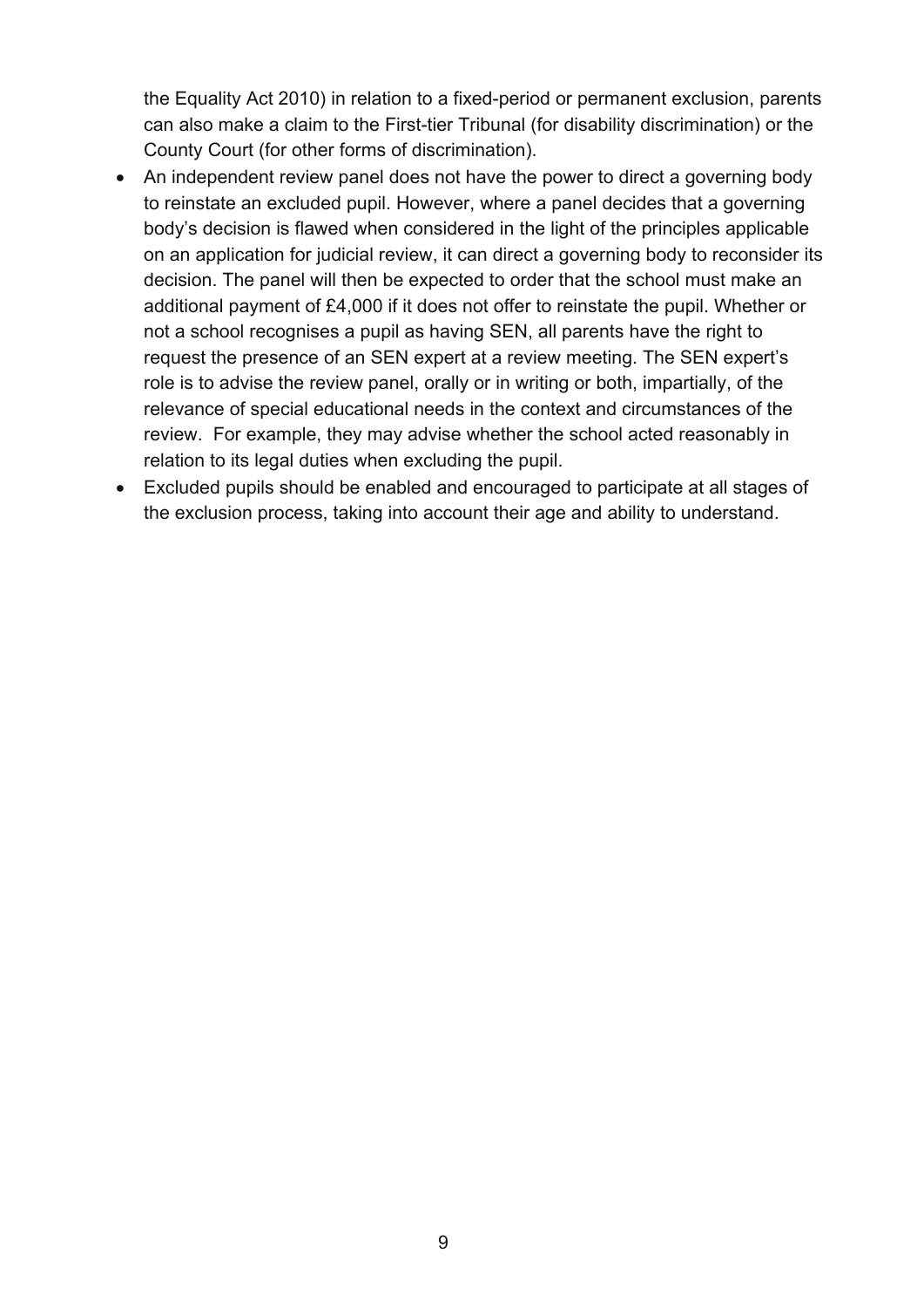the Equality Act 2010) in relation to a fixed-period or permanent exclusion, parents can also make a claim to the First-tier Tribunal (for disability discrimination) or the County Court (for other forms of discrimination).

- An independent review panel does not have the power to direct a governing body to reinstate an excluded pupil. However, where a panel decides that a governing body's decision is flawed when considered in the light of the principles applicable on an application for judicial review, it can direct a governing body to reconsider its decision. The panel will then be expected to order that the school must make an additional payment of £4,000 if it does not offer to reinstate the pupil. Whether or not a school recognises a pupil as having SEN, all parents have the right to request the presence of an SEN expert at a review meeting. The SEN expert's role is to advise the review panel, orally or in writing or both, impartially, of the relevance of special educational needs in the context and circumstances of the review. For example, they may advise whether the school acted reasonably in relation to its legal duties when excluding the pupil.
- Excluded pupils should be enabled and encouraged to participate at all stages of the exclusion process, taking into account their age and ability to understand.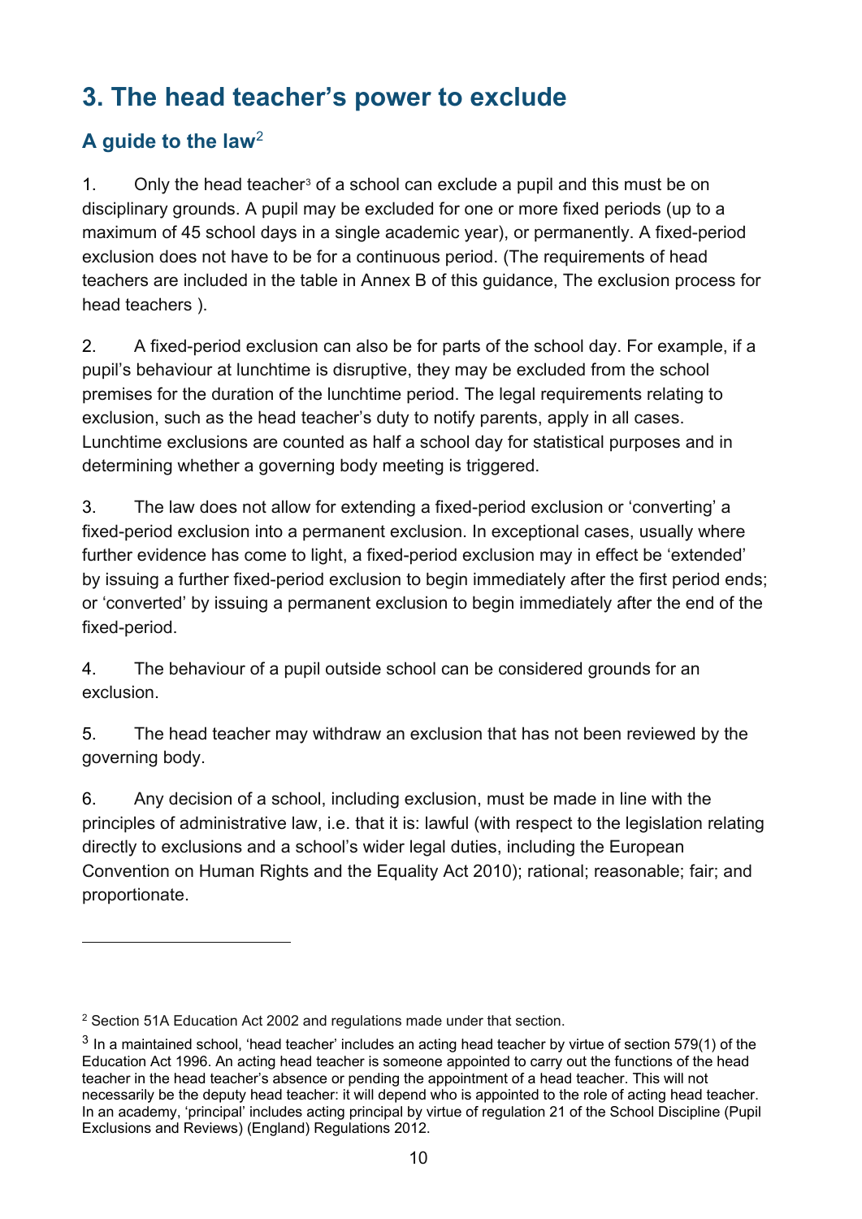## 3. The head teacher's power to exclude

### A guide to the law[2]

1. Only the head teacher[3] of a school can exclude a pupil and this must be on disciplinary grounds. A pupil may be excluded for one or more fixed periods (up to a maximum of 45 school days in a single academic year), or permanently. A fixed-period exclusion does not have to be for a continuous period. (The requirements of head teachers are included in the table in Annex B of this guidance, The exclusion process for head teachers ).

2. A fixed-period exclusion can also be for parts of the school day. For example, if a pupil's behaviour at lunchtime is disruptive, they may be excluded from the school premises for the duration of the lunchtime period. The legal requirements relating to exclusion, such as the head teacher's duty to notify parents, apply in all cases. Lunchtime exclusions are counted as half a school day for statistical purposes and in determining whether a governing body meeting is triggered.

3. The law does not allow for extending a fixed-period exclusion or 'converting' a fixed-period exclusion into a permanent exclusion. In exceptional cases, usually where further evidence has come to light, a fixed-period exclusion may in effect be 'extended' by issuing a further fixed-period exclusion to begin immediately after the first period ends; or 'converted' by issuing a permanent exclusion to begin immediately after the end of the fixed-period.

4. The behaviour of a pupil outside school can be considered grounds for an exclusion.

5. The head teacher may withdraw an exclusion that has not been reviewed by the governing body.

6. Any decision of a school, including exclusion, must be made in line with the principles of administrative law, i.e. that it is: lawful (with respect to the legislation relating directly to exclusions and a school's wider legal duties, including the European Convention on Human Rights and the Equality Act 2010); rational; reasonable; fair; and proportionate.

---

[2] Section 51A Education Act 2002 and regulations made under that section.

[3] In a maintained school, 'head teacher' includes an acting head teacher by virtue of section 579(1) of the Education Act 1996. An acting head teacher is someone appointed to carry out the functions of the head teacher in the head teacher's absence or pending the appointment of a head teacher. This will not necessarily be the deputy head teacher: it will depend who is appointed to the role of acting head teacher. In an academy, 'principal' includes acting principal by virtue of regulation 21 of the School Discipline (Pupil Exclusions and Reviews) (England) Regulations 2012.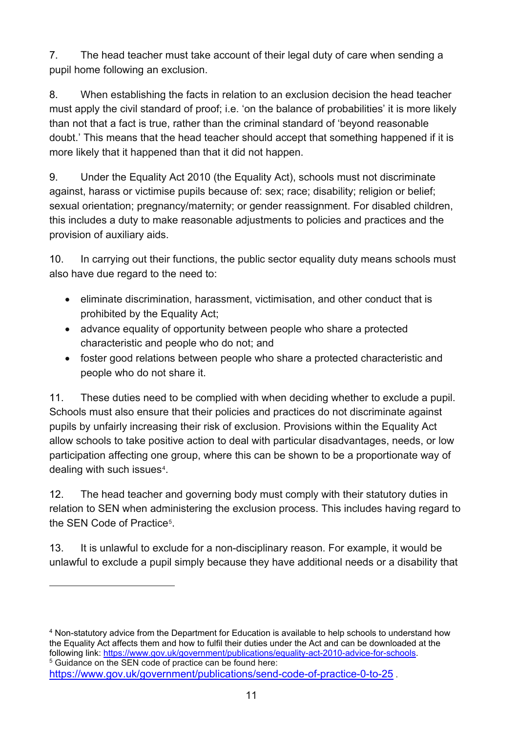7. The head teacher must take account of their legal duty of care when sending a pupil home following an exclusion.

8. When establishing the facts in relation to an exclusion decision the head teacher must apply the civil standard of proof; i.e. 'on the balance of probabilities' it is more likely than not that a fact is true, rather than the criminal standard of 'beyond reasonable doubt.' This means that the head teacher should accept that something happened if it is more likely that it happened than that it did not happen.

9. Under the Equality Act 2010 (the Equality Act), schools must not discriminate against, harass or victimise pupils because of: sex; race; disability; religion or belief; sexual orientation; pregnancy/maternity; or gender reassignment. For disabled children, this includes a duty to make reasonable adjustments to policies and practices and the provision of auxiliary aids.

10. In carrying out their functions, the public sector equality duty means schools must also have due regard to the need to:

- eliminate discrimination, harassment, victimisation, and other conduct that is prohibited by the Equality Act;
- advance equality of opportunity between people who share a protected characteristic and people who do not; and
- foster good relations between people who share a protected characteristic and people who do not share it.

11. These duties need to be complied with when deciding whether to exclude a pupil. Schools must also ensure that their policies and practices do not discriminate against pupils by unfairly increasing their risk of exclusion. Provisions within the Equality Act allow schools to take positive action to deal with particular disadvantages, needs, or low participation affecting one group, where this can be shown to be a proportionate way of dealing with such issues[4].

12. The head teacher and governing body must comply with their statutory duties in relation to SEN when administering the exclusion process. This includes having regard to the SEN Code of Practice[5].

13. It is unlawful to exclude for a non-disciplinary reason. For example, it would be unlawful to exclude a pupil simply because they have additional needs or a disability that

---

[4] Non-statutory advice from the Department for Education is available to help schools to understand how the Equality Act affects them and how to fulfil their duties under the Act and can be downloaded at the following link: https://www.gov.uk/government/publications/equality-act-2010-advice-for-schools.

[5] Guidance on the SEN code of practice can be found here: https://www.gov.uk/government/publications/send-code-of-practice-0-to-25 .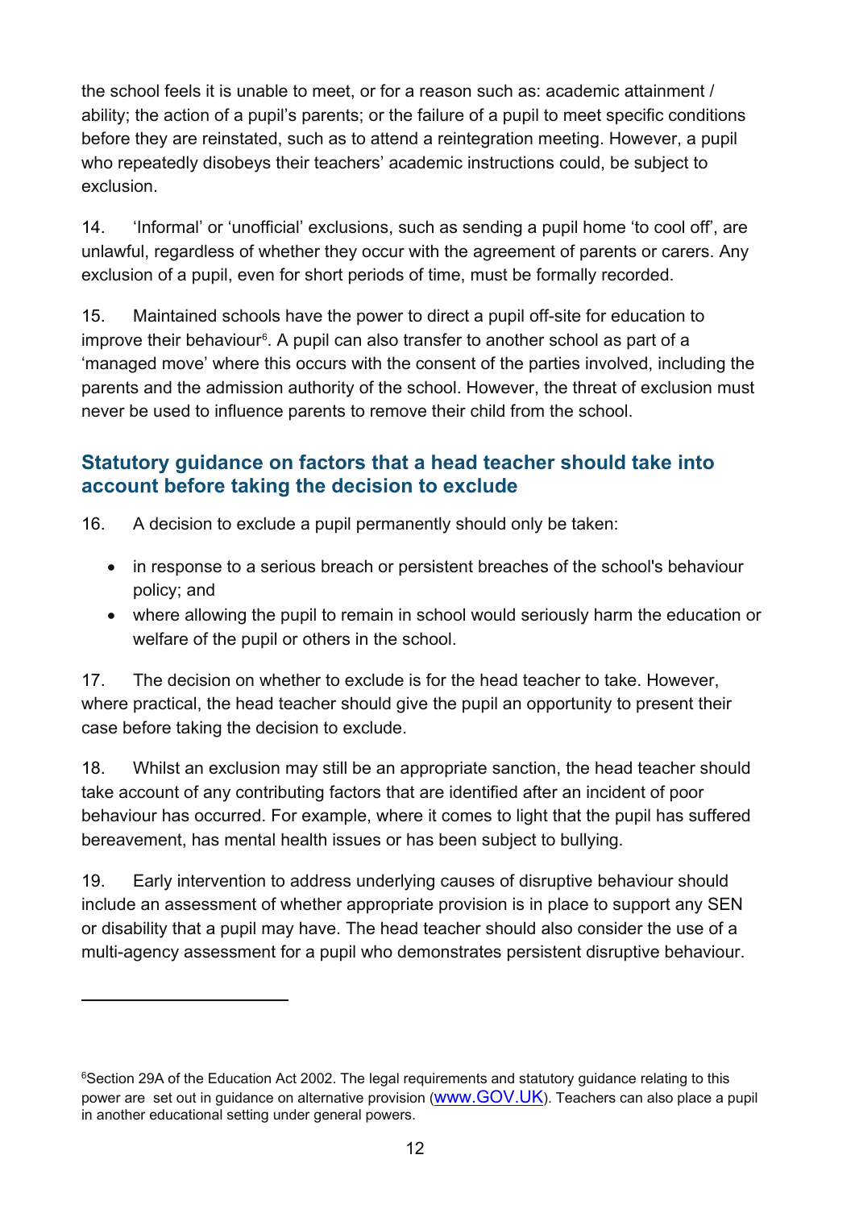the school feels it is unable to meet, or for a reason such as: academic attainment / ability; the action of a pupil's parents; or the failure of a pupil to meet specific conditions before they are reinstated, such as to attend a reintegration meeting. However, a pupil who repeatedly disobeys their teachers' academic instructions could, be subject to exclusion.

14. 'Informal' or 'unofficial' exclusions, such as sending a pupil home 'to cool off', are unlawful, regardless of whether they occur with the agreement of parents or carers. Any exclusion of a pupil, even for short periods of time, must be formally recorded.

15. Maintained schools have the power to direct a pupil off-site for education to improve their behaviour[6]. A pupil can also transfer to another school as part of a 'managed move' where this occurs with the consent of the parties involved, including the parents and the admission authority of the school. However, the threat of exclusion must never be used to influence parents to remove their child from the school.

## Statutory guidance on factors that a head teacher should take into account before taking the decision to exclude

16. A decision to exclude a pupil permanently should only be taken:

- in response to a serious breach or persistent breaches of the school's behaviour policy; and
- where allowing the pupil to remain in school would seriously harm the education or welfare of the pupil or others in the school.

17. The decision on whether to exclude is for the head teacher to take. However, where practical, the head teacher should give the pupil an opportunity to present their case before taking the decision to exclude.

18. Whilst an exclusion may still be an appropriate sanction, the head teacher should take account of any contributing factors that are identified after an incident of poor behaviour has occurred. For example, where it comes to light that the pupil has suffered bereavement, has mental health issues or has been subject to bullying.

19. Early intervention to address underlying causes of disruptive behaviour should include an assessment of whether appropriate provision is in place to support any SEN or disability that a pupil may have. The head teacher should also consider the use of a multi-agency assessment for a pupil who demonstrates persistent disruptive behaviour.

---

[6] Section 29A of the Education Act 2002. The legal requirements and statutory guidance relating to this power are set out in guidance on alternative provision (www.GOV.UK). Teachers can also place a pupil in another educational setting under general powers.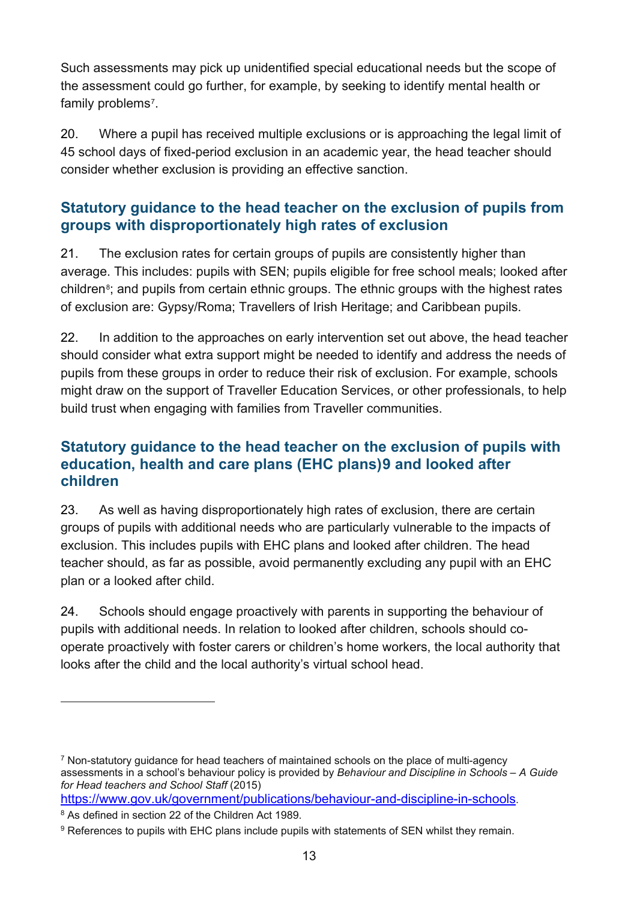Such assessments may pick up unidentified special educational needs but the scope of the assessment could go further, for example, by seeking to identify mental health or family problems[7].

20. Where a pupil has received multiple exclusions or is approaching the legal limit of 45 school days of fixed-period exclusion in an academic year, the head teacher should consider whether exclusion is providing an effective sanction.

## Statutory guidance to the head teacher on the exclusion of pupils from groups with disproportionately high rates of exclusion

21. The exclusion rates for certain groups of pupils are consistently higher than average. This includes: pupils with SEN; pupils eligible for free school meals; looked after children[8]; and pupils from certain ethnic groups. The ethnic groups with the highest rates of exclusion are: Gypsy/Roma; Travellers of Irish Heritage; and Caribbean pupils.

22. In addition to the approaches on early intervention set out above, the head teacher should consider what extra support might be needed to identify and address the needs of pupils from these groups in order to reduce their risk of exclusion. For example, schools might draw on the support of Traveller Education Services, or other professionals, to help build trust when engaging with families from Traveller communities.

## Statutory guidance to the head teacher on the exclusion of pupils with education, health and care plans (EHC plans)9 and looked after children

23. As well as having disproportionately high rates of exclusion, there are certain groups of pupils with additional needs who are particularly vulnerable to the impacts of exclusion. This includes pupils with EHC plans and looked after children. The head teacher should, as far as possible, avoid permanently excluding any pupil with an EHC plan or a looked after child.

24. Schools should engage proactively with parents in supporting the behaviour of pupils with additional needs. In relation to looked after children, schools should co-operate proactively with foster carers or children's home workers, the local authority that looks after the child and the local authority's virtual school head.

---

[7] Non-statutory guidance for head teachers of maintained schools on the place of multi-agency assessments in a school's behaviour policy is provided by *Behaviour and Discipline in Schools – A Guide for Head teachers and School Staff* (2015) https://www.gov.uk/government/publications/behaviour-and-discipline-in-schools.

[8] As defined in section 22 of the Children Act 1989.

[9] References to pupils with EHC plans include pupils with statements of SEN whilst they remain.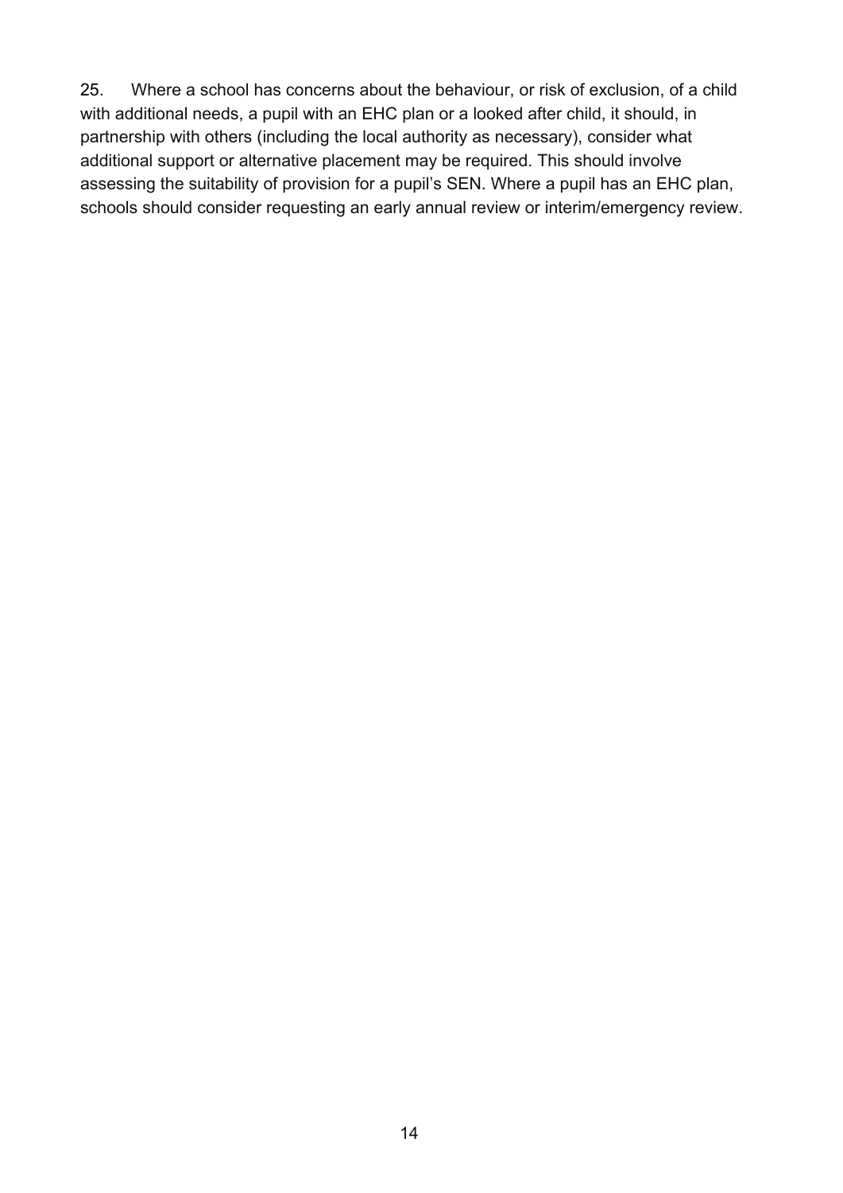25. Where a school has concerns about the behaviour, or risk of exclusion, of a child with additional needs, a pupil with an EHC plan or a looked after child, it should, in partnership with others (including the local authority as necessary), consider what additional support or alternative placement may be required. This should involve assessing the suitability of provision for a pupil's SEN. Where a pupil has an EHC plan, schools should consider requesting an early annual review or interim/emergency review.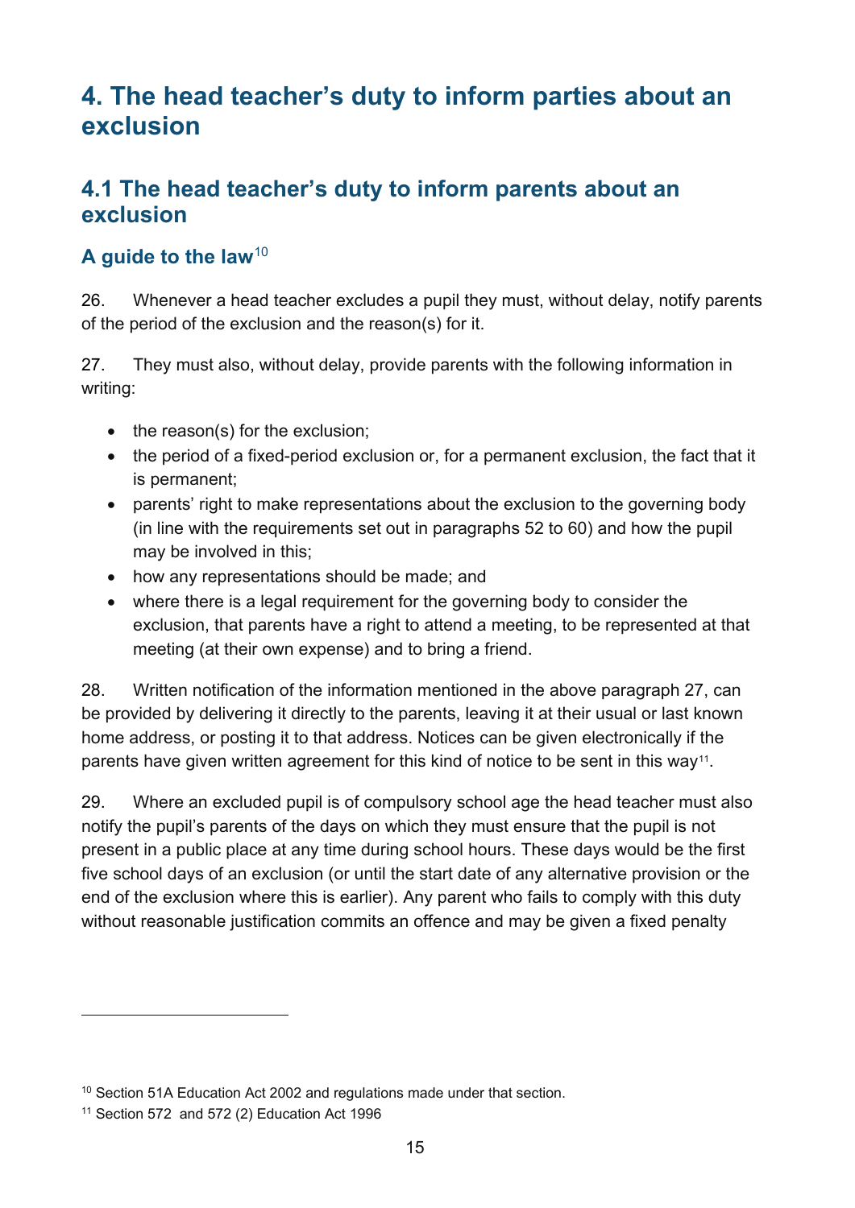# 4. The head teacher's duty to inform parties about an exclusion

## 4.1 The head teacher's duty to inform parents about an exclusion

### A guide to the law[10]

26. Whenever a head teacher excludes a pupil they must, without delay, notify parents of the period of the exclusion and the reason(s) for it.

27. They must also, without delay, provide parents with the following information in writing:

- the reason(s) for the exclusion;
- the period of a fixed-period exclusion or, for a permanent exclusion, the fact that it is permanent;
- parents' right to make representations about the exclusion to the governing body (in line with the requirements set out in paragraphs 52 to 60) and how the pupil may be involved in this;
- how any representations should be made; and
- where there is a legal requirement for the governing body to consider the exclusion, that parents have a right to attend a meeting, to be represented at that meeting (at their own expense) and to bring a friend.

28. Written notification of the information mentioned in the above paragraph 27, can be provided by delivering it directly to the parents, leaving it at their usual or last known home address, or posting it to that address. Notices can be given electronically if the parents have given written agreement for this kind of notice to be sent in this way[11].

29. Where an excluded pupil is of compulsory school age the head teacher must also notify the pupil's parents of the days on which they must ensure that the pupil is not present in a public place at any time during school hours. These days would be the first five school days of an exclusion (or until the start date of any alternative provision or the end of the exclusion where this is earlier). Any parent who fails to comply with this duty without reasonable justification commits an offence and may be given a fixed penalty

---

[10] Section 51A Education Act 2002 and regulations made under that section.

[11] Section 572 and 572 (2) Education Act 1996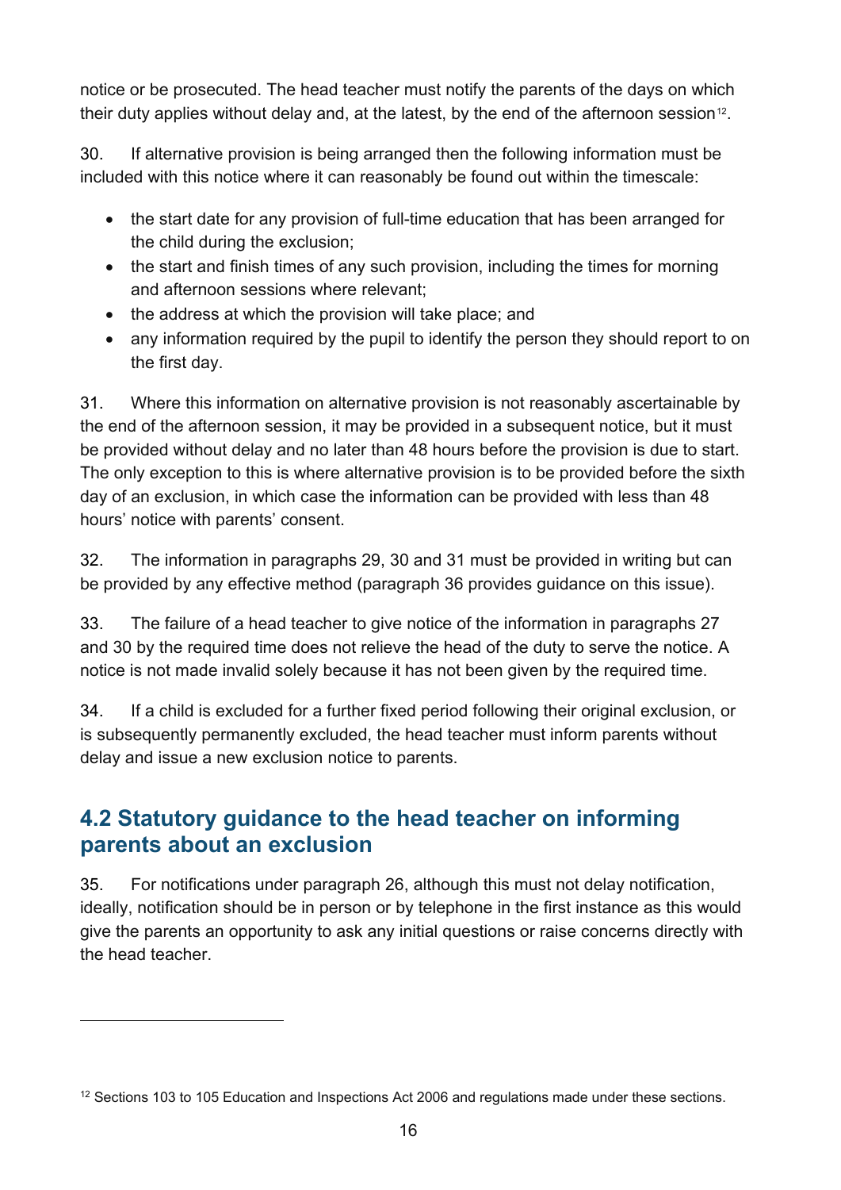notice or be prosecuted. The head teacher must notify the parents of the days on which their duty applies without delay and, at the latest, by the end of the afternoon session[12].

30. If alternative provision is being arranged then the following information must be included with this notice where it can reasonably be found out within the timescale:

- the start date for any provision of full-time education that has been arranged for the child during the exclusion;
- the start and finish times of any such provision, including the times for morning and afternoon sessions where relevant;
- the address at which the provision will take place; and
- any information required by the pupil to identify the person they should report to on the first day.

31. Where this information on alternative provision is not reasonably ascertainable by the end of the afternoon session, it may be provided in a subsequent notice, but it must be provided without delay and no later than 48 hours before the provision is due to start. The only exception to this is where alternative provision is to be provided before the sixth day of an exclusion, in which case the information can be provided with less than 48 hours' notice with parents' consent.

32. The information in paragraphs 29, 30 and 31 must be provided in writing but can be provided by any effective method (paragraph 36 provides guidance on this issue).

33. The failure of a head teacher to give notice of the information in paragraphs 27 and 30 by the required time does not relieve the head of the duty to serve the notice. A notice is not made invalid solely because it has not been given by the required time.

34. If a child is excluded for a further fixed period following their original exclusion, or is subsequently permanently excluded, the head teacher must inform parents without delay and issue a new exclusion notice to parents.

## 4.2 Statutory guidance to the head teacher on informing parents about an exclusion

35. For notifications under paragraph 26, although this must not delay notification, ideally, notification should be in person or by telephone in the first instance as this would give the parents an opportunity to ask any initial questions or raise concerns directly with the head teacher.

---

[12] Sections 103 to 105 Education and Inspections Act 2006 and regulations made under these sections.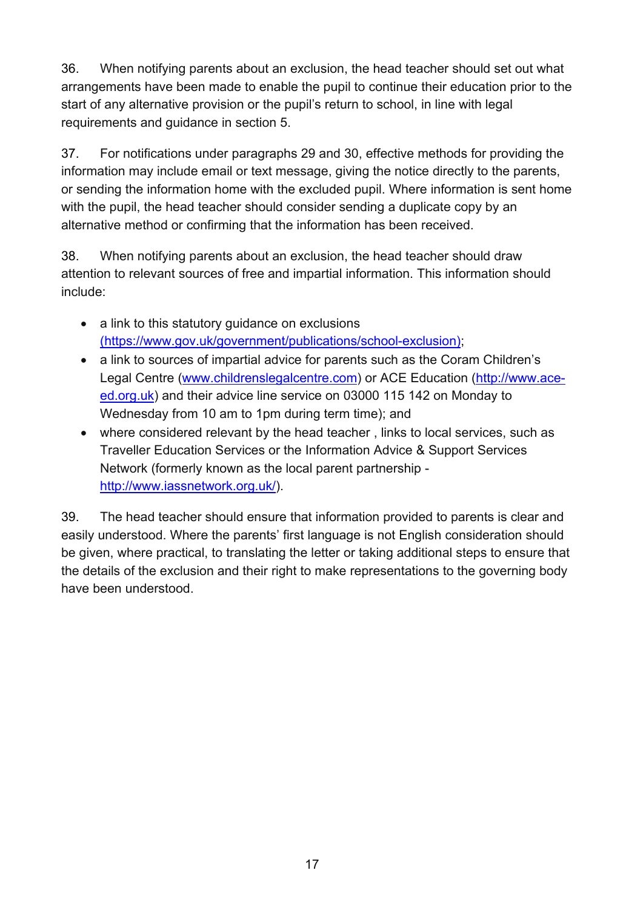36. When notifying parents about an exclusion, the head teacher should set out what arrangements have been made to enable the pupil to continue their education prior to the start of any alternative provision or the pupil's return to school, in line with legal requirements and guidance in section 5.

37. For notifications under paragraphs 29 and 30, effective methods for providing the information may include email or text message, giving the notice directly to the parents, or sending the information home with the excluded pupil. Where information is sent home with the pupil, the head teacher should consider sending a duplicate copy by an alternative method or confirming that the information has been received.

38. When notifying parents about an exclusion, the head teacher should draw attention to relevant sources of free and impartial information. This information should include:

- a link to this statutory guidance on exclusions (https://www.gov.uk/government/publications/school-exclusion);
- a link to sources of impartial advice for parents such as the Coram Children's Legal Centre (www.childrenslegalcentre.com) or ACE Education (http://www.ace-ed.org.uk) and their advice line service on 03000 115 142 on Monday to Wednesday from 10 am to 1pm during term time); and
- where considered relevant by the head teacher , links to local services, such as Traveller Education Services or the Information Advice & Support Services Network (formerly known as the local parent partnership - http://www.iassnetwork.org.uk/).

39. The head teacher should ensure that information provided to parents is clear and easily understood. Where the parents' first language is not English consideration should be given, where practical, to translating the letter or taking additional steps to ensure that the details of the exclusion and their right to make representations to the governing body have been understood.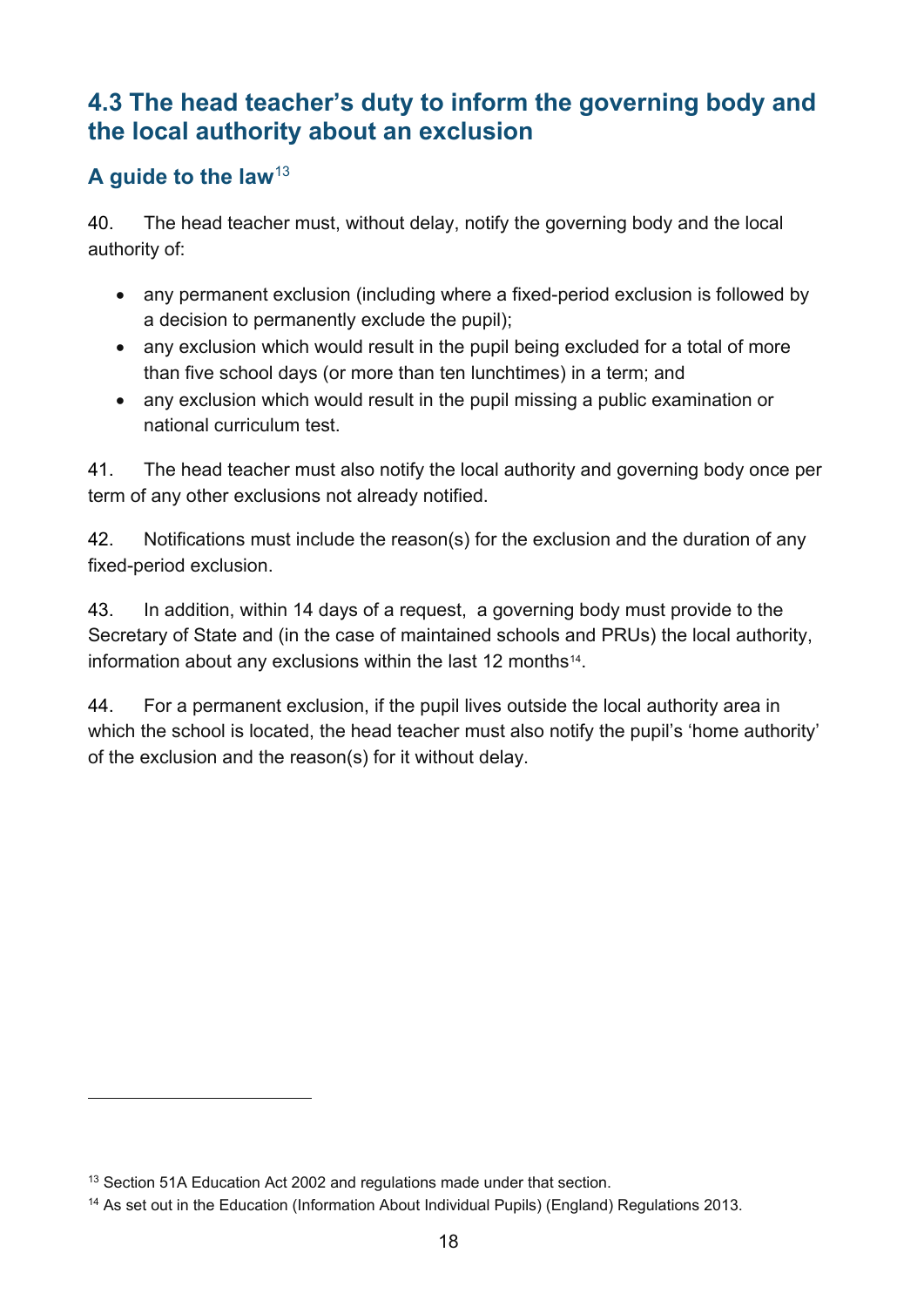## 4.3 The head teacher's duty to inform the governing body and the local authority about an exclusion

### A guide to the law[13]

40. The head teacher must, without delay, notify the governing body and the local authority of:

- any permanent exclusion (including where a fixed-period exclusion is followed by a decision to permanently exclude the pupil);
- any exclusion which would result in the pupil being excluded for a total of more than five school days (or more than ten lunchtimes) in a term; and
- any exclusion which would result in the pupil missing a public examination or national curriculum test.

41. The head teacher must also notify the local authority and governing body once per term of any other exclusions not already notified.

42. Notifications must include the reason(s) for the exclusion and the duration of any fixed-period exclusion.

43. In addition, within 14 days of a request, a governing body must provide to the Secretary of State and (in the case of maintained schools and PRUs) the local authority, information about any exclusions within the last 12 months[14].

44. For a permanent exclusion, if the pupil lives outside the local authority area in which the school is located, the head teacher must also notify the pupil's 'home authority' of the exclusion and the reason(s) for it without delay.

---

[13] Section 51A Education Act 2002 and regulations made under that section.

[14] As set out in the Education (Information About Individual Pupils) (England) Regulations 2013.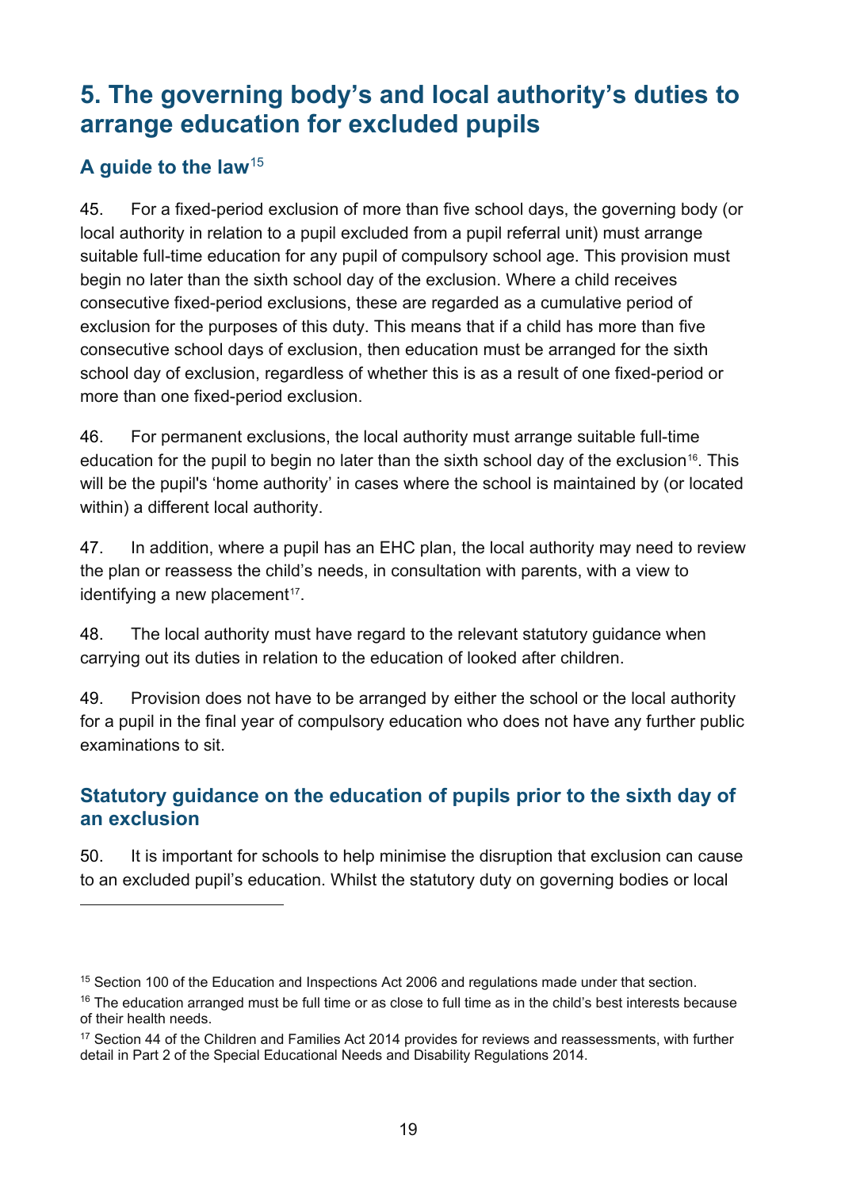# 5. The governing body's and local authority's duties to arrange education for excluded pupils

## A guide to the law[15]

45. For a fixed-period exclusion of more than five school days, the governing body (or local authority in relation to a pupil excluded from a pupil referral unit) must arrange suitable full-time education for any pupil of compulsory school age. This provision must begin no later than the sixth school day of the exclusion. Where a child receives consecutive fixed-period exclusions, these are regarded as a cumulative period of exclusion for the purposes of this duty. This means that if a child has more than five consecutive school days of exclusion, then education must be arranged for the sixth school day of exclusion, regardless of whether this is as a result of one fixed-period or more than one fixed-period exclusion.

46. For permanent exclusions, the local authority must arrange suitable full-time education for the pupil to begin no later than the sixth school day of the exclusion[16]. This will be the pupil's 'home authority' in cases where the school is maintained by (or located within) a different local authority.

47. In addition, where a pupil has an EHC plan, the local authority may need to review the plan or reassess the child's needs, in consultation with parents, with a view to identifying a new placement[17].

48. The local authority must have regard to the relevant statutory guidance when carrying out its duties in relation to the education of looked after children.

49. Provision does not have to be arranged by either the school or the local authority for a pupil in the final year of compulsory education who does not have any further public examinations to sit.

## Statutory guidance on the education of pupils prior to the sixth day of an exclusion

50. It is important for schools to help minimise the disruption that exclusion can cause to an excluded pupil's education. Whilst the statutory duty on governing bodies or local

---

[15] Section 100 of the Education and Inspections Act 2006 and regulations made under that section.

[16] The education arranged must be full time or as close to full time as in the child's best interests because of their health needs.

[17] Section 44 of the Children and Families Act 2014 provides for reviews and reassessments, with further detail in Part 2 of the Special Educational Needs and Disability Regulations 2014.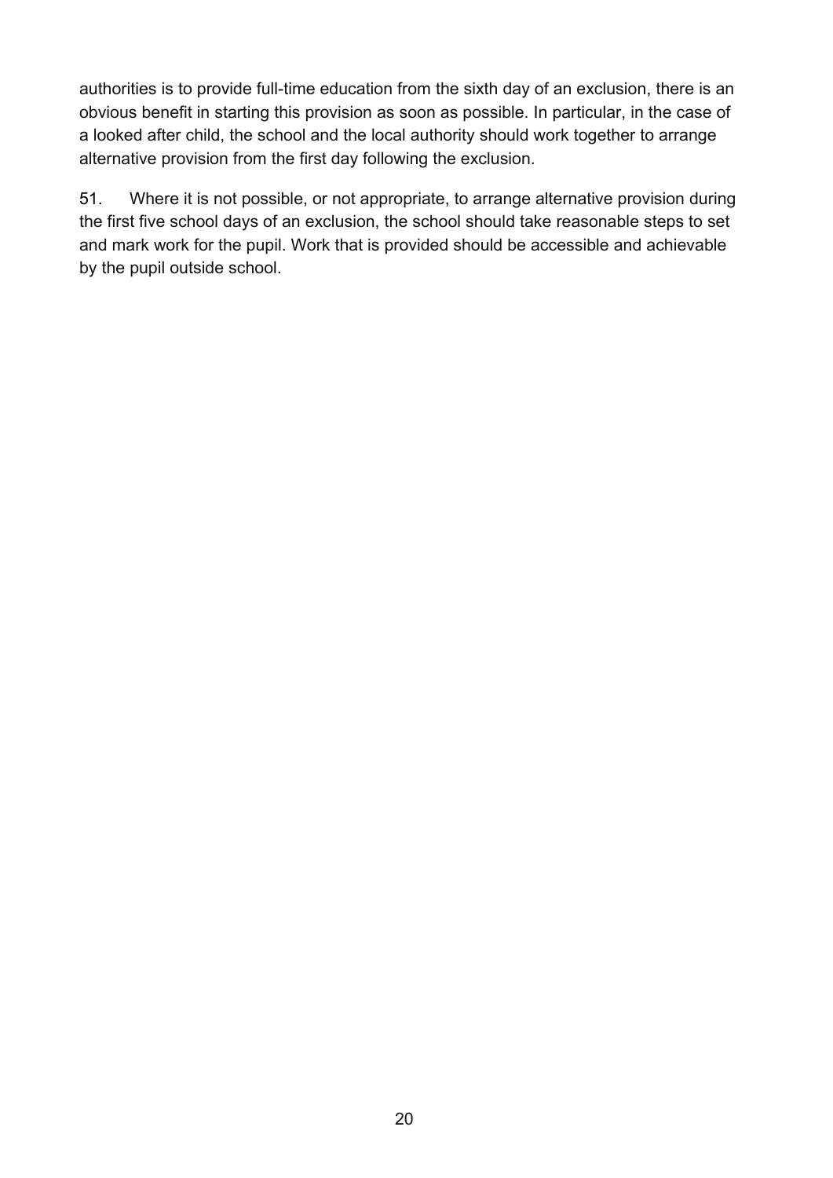authorities is to provide full-time education from the sixth day of an exclusion, there is an obvious benefit in starting this provision as soon as possible. In particular, in the case of a looked after child, the school and the local authority should work together to arrange alternative provision from the first day following the exclusion.

51. Where it is not possible, or not appropriate, to arrange alternative provision during the first five school days of an exclusion, the school should take reasonable steps to set and mark work for the pupil. Work that is provided should be accessible and achievable by the pupil outside school.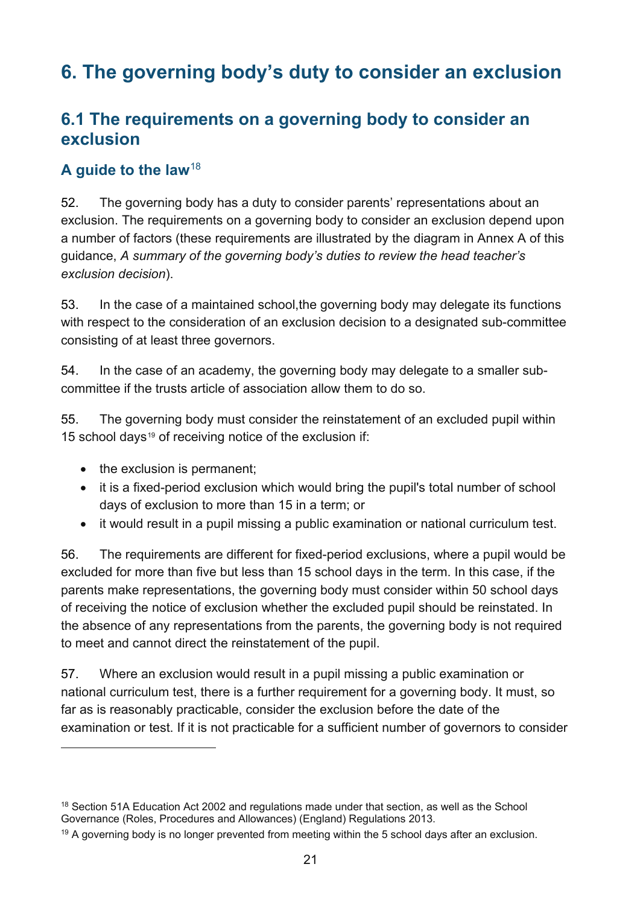# 6. The governing body's duty to consider an exclusion

## 6.1 The requirements on a governing body to consider an exclusion

### A guide to the law[18]

52. The governing body has a duty to consider parents' representations about an exclusion. The requirements on a governing body to consider an exclusion depend upon a number of factors (these requirements are illustrated by the diagram in Annex A of this guidance, *A summary of the governing body's duties to review the head teacher's exclusion decision*).

53. In the case of a maintained school,the governing body may delegate its functions with respect to the consideration of an exclusion decision to a designated sub-committee consisting of at least three governors.

54. In the case of an academy, the governing body may delegate to a smaller sub-committee if the trusts article of association allow them to do so.

55. The governing body must consider the reinstatement of an excluded pupil within 15 school days[19] of receiving notice of the exclusion if:

- the exclusion is permanent;
- it is a fixed-period exclusion which would bring the pupil's total number of school days of exclusion to more than 15 in a term; or
- it would result in a pupil missing a public examination or national curriculum test.

56. The requirements are different for fixed-period exclusions, where a pupil would be excluded for more than five but less than 15 school days in the term. In this case, if the parents make representations, the governing body must consider within 50 school days of receiving the notice of exclusion whether the excluded pupil should be reinstated. In the absence of any representations from the parents, the governing body is not required to meet and cannot direct the reinstatement of the pupil.

57. Where an exclusion would result in a pupil missing a public examination or national curriculum test, there is a further requirement for a governing body. It must, so far as is reasonably practicable, consider the exclusion before the date of the examination or test. If it is not practicable for a sufficient number of governors to consider

---

[18] Section 51A Education Act 2002 and regulations made under that section, as well as the School Governance (Roles, Procedures and Allowances) (England) Regulations 2013.

[19] A governing body is no longer prevented from meeting within the 5 school days after an exclusion.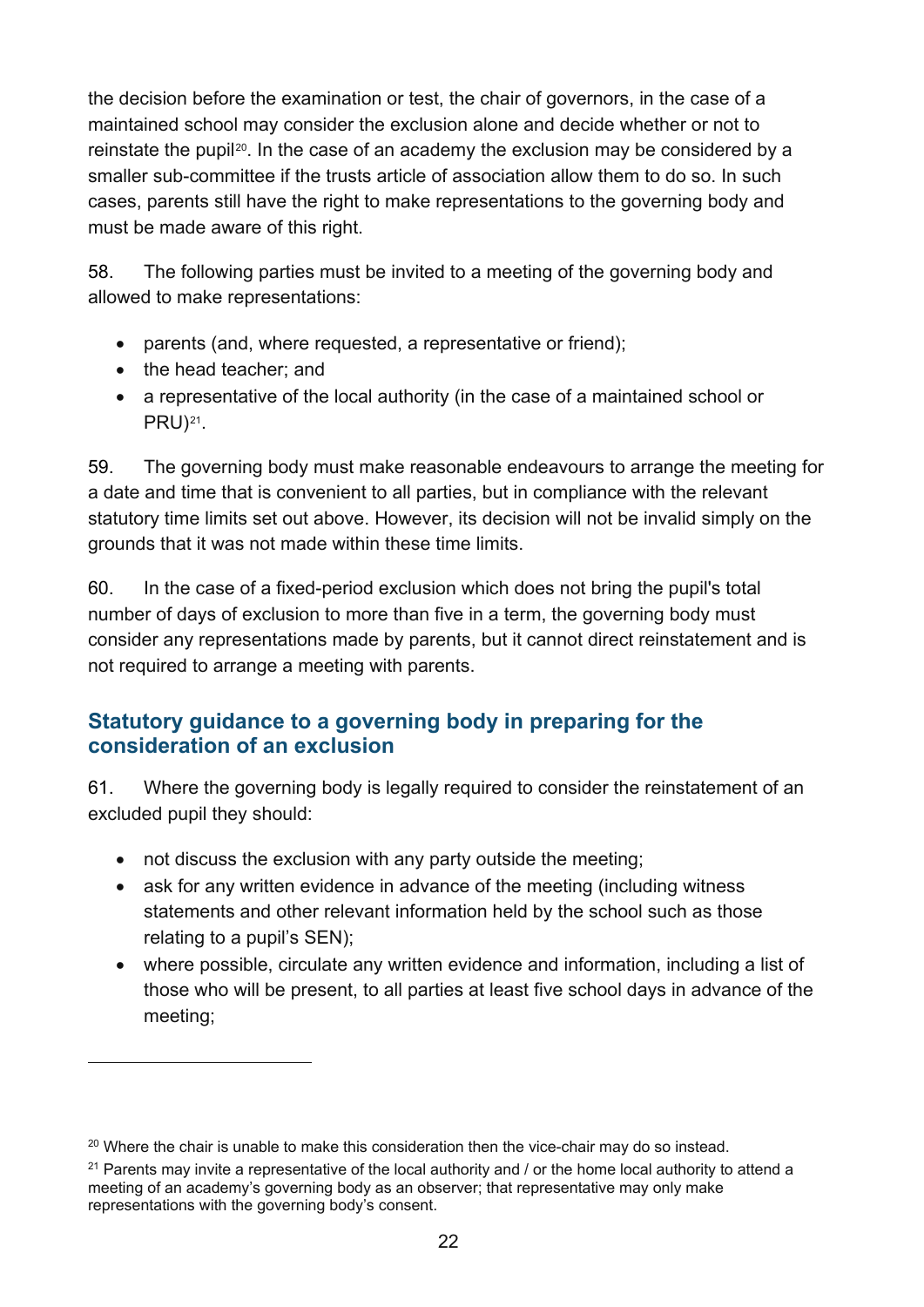the decision before the examination or test, the chair of governors, in the case of a maintained school may consider the exclusion alone and decide whether or not to reinstate the pupil[20]. In the case of an academy the exclusion may be considered by a smaller sub-committee if the trusts article of association allow them to do so. In such cases, parents still have the right to make representations to the governing body and must be made aware of this right.

58. The following parties must be invited to a meeting of the governing body and allowed to make representations:

- parents (and, where requested, a representative or friend);
- the head teacher; and
- a representative of the local authority (in the case of a maintained school or PRU)[21].

59. The governing body must make reasonable endeavours to arrange the meeting for a date and time that is convenient to all parties, but in compliance with the relevant statutory time limits set out above. However, its decision will not be invalid simply on the grounds that it was not made within these time limits.

60. In the case of a fixed-period exclusion which does not bring the pupil's total number of days of exclusion to more than five in a term, the governing body must consider any representations made by parents, but it cannot direct reinstatement and is not required to arrange a meeting with parents.

## Statutory guidance to a governing body in preparing for the consideration of an exclusion

61. Where the governing body is legally required to consider the reinstatement of an excluded pupil they should:

- not discuss the exclusion with any party outside the meeting;
- ask for any written evidence in advance of the meeting (including witness statements and other relevant information held by the school such as those relating to a pupil's SEN);
- where possible, circulate any written evidence and information, including a list of those who will be present, to all parties at least five school days in advance of the meeting;

---

[20] Where the chair is unable to make this consideration then the vice-chair may do so instead.

[21] Parents may invite a representative of the local authority and / or the home local authority to attend a meeting of an academy's governing body as an observer; that representative may only make representations with the governing body's consent.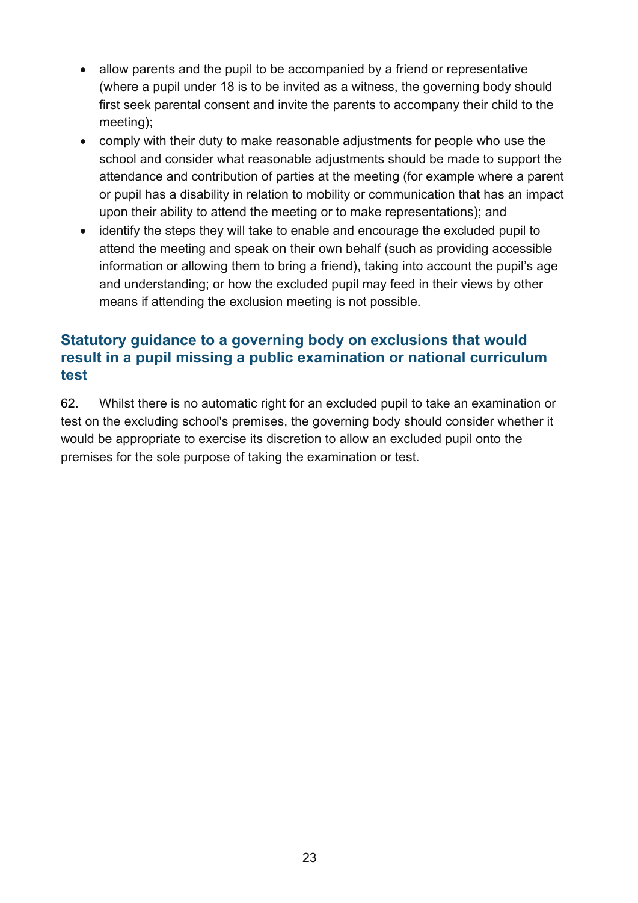- allow parents and the pupil to be accompanied by a friend or representative (where a pupil under 18 is to be invited as a witness, the governing body should first seek parental consent and invite the parents to accompany their child to the meeting);
- comply with their duty to make reasonable adjustments for people who use the school and consider what reasonable adjustments should be made to support the attendance and contribution of parties at the meeting (for example where a parent or pupil has a disability in relation to mobility or communication that has an impact upon their ability to attend the meeting or to make representations); and
- identify the steps they will take to enable and encourage the excluded pupil to attend the meeting and speak on their own behalf (such as providing accessible information or allowing them to bring a friend), taking into account the pupil's age and understanding; or how the excluded pupil may feed in their views by other means if attending the exclusion meeting is not possible.

### Statutory guidance to a governing body on exclusions that would result in a pupil missing a public examination or national curriculum test

62. Whilst there is no automatic right for an excluded pupil to take an examination or test on the excluding school's premises, the governing body should consider whether it would be appropriate to exercise its discretion to allow an excluded pupil onto the premises for the sole purpose of taking the examination or test.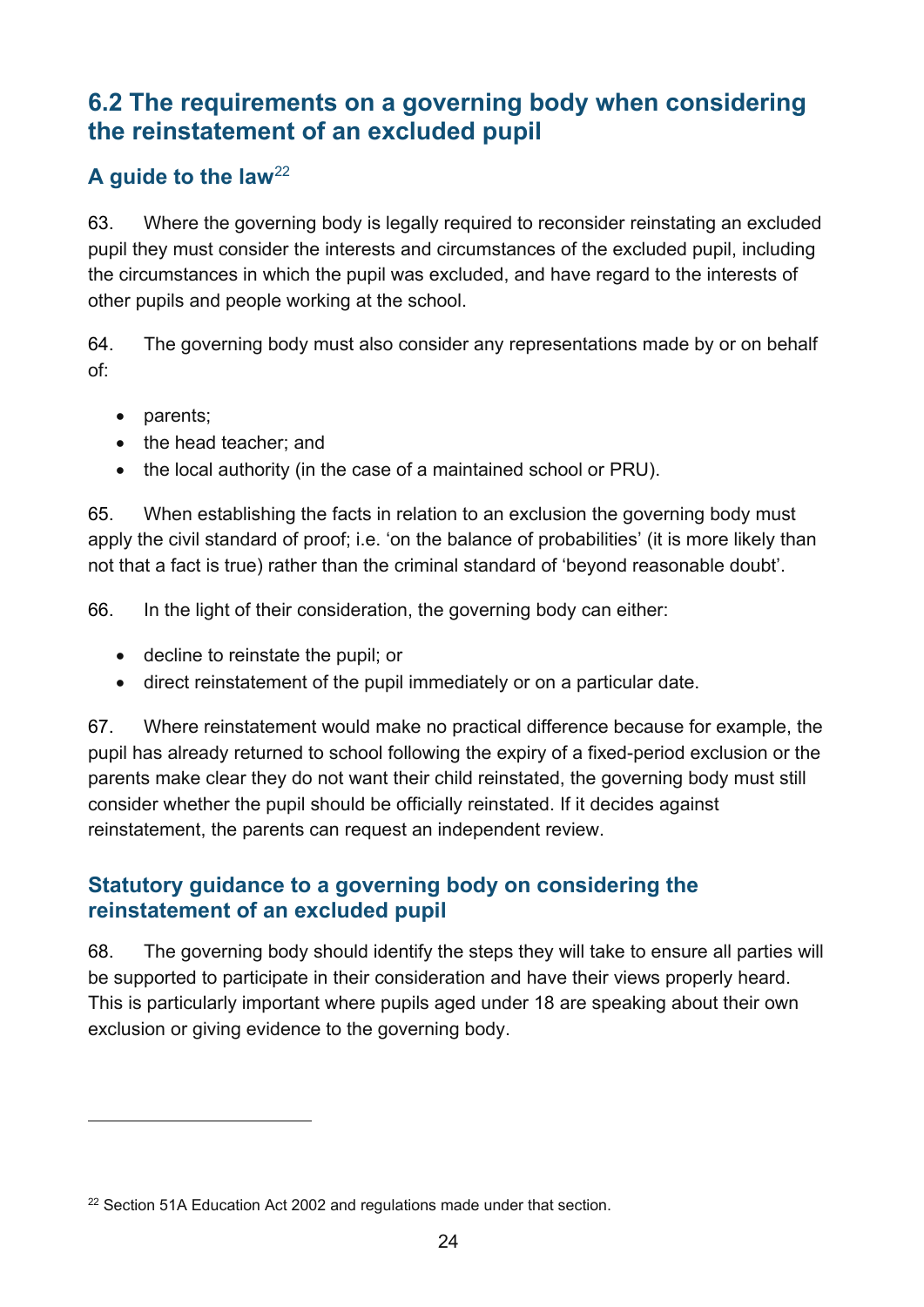## 6.2 The requirements on a governing body when considering the reinstatement of an excluded pupil

### A guide to the law[22]

63. Where the governing body is legally required to reconsider reinstating an excluded pupil they must consider the interests and circumstances of the excluded pupil, including the circumstances in which the pupil was excluded, and have regard to the interests of other pupils and people working at the school.

64. The governing body must also consider any representations made by or on behalf of:

- parents;
- the head teacher; and
- the local authority (in the case of a maintained school or PRU).

65. When establishing the facts in relation to an exclusion the governing body must apply the civil standard of proof; i.e. 'on the balance of probabilities' (it is more likely than not that a fact is true) rather than the criminal standard of 'beyond reasonable doubt'.

66. In the light of their consideration, the governing body can either:

- decline to reinstate the pupil; or
- direct reinstatement of the pupil immediately or on a particular date.

67. Where reinstatement would make no practical difference because for example, the pupil has already returned to school following the expiry of a fixed-period exclusion or the parents make clear they do not want their child reinstated, the governing body must still consider whether the pupil should be officially reinstated. If it decides against reinstatement, the parents can request an independent review.

### Statutory guidance to a governing body on considering the reinstatement of an excluded pupil

68. The governing body should identify the steps they will take to ensure all parties will be supported to participate in their consideration and have their views properly heard. This is particularly important where pupils aged under 18 are speaking about their own exclusion or giving evidence to the governing body.

---

[22] Section 51A Education Act 2002 and regulations made under that section.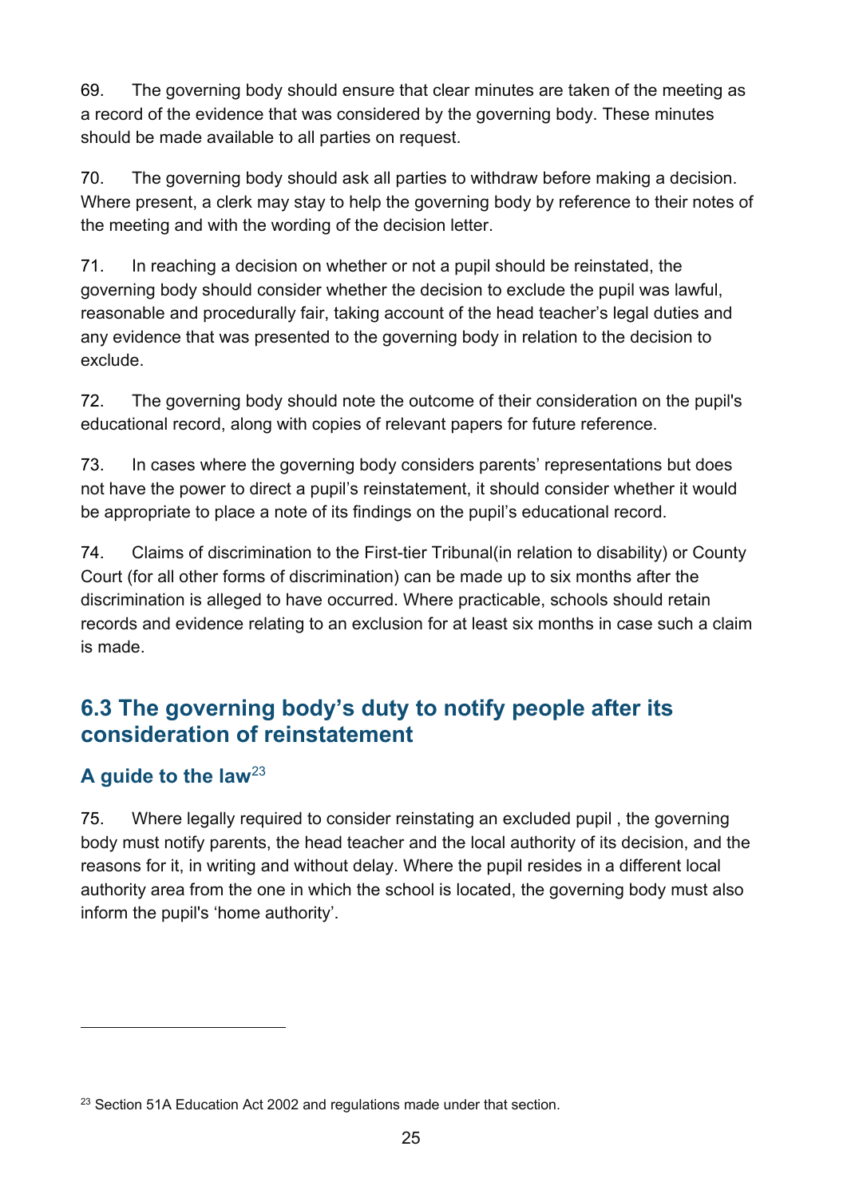69. The governing body should ensure that clear minutes are taken of the meeting as a record of the evidence that was considered by the governing body. These minutes should be made available to all parties on request.

70. The governing body should ask all parties to withdraw before making a decision. Where present, a clerk may stay to help the governing body by reference to their notes of the meeting and with the wording of the decision letter.

71. In reaching a decision on whether or not a pupil should be reinstated, the governing body should consider whether the decision to exclude the pupil was lawful, reasonable and procedurally fair, taking account of the head teacher's legal duties and any evidence that was presented to the governing body in relation to the decision to exclude.

72. The governing body should note the outcome of their consideration on the pupil's educational record, along with copies of relevant papers for future reference.

73. In cases where the governing body considers parents' representations but does not have the power to direct a pupil's reinstatement, it should consider whether it would be appropriate to place a note of its findings on the pupil's educational record.

74. Claims of discrimination to the First-tier Tribunal(in relation to disability) or County Court (for all other forms of discrimination) can be made up to six months after the discrimination is alleged to have occurred. Where practicable, schools should retain records and evidence relating to an exclusion for at least six months in case such a claim is made.

## 6.3 The governing body's duty to notify people after its consideration of reinstatement

### A guide to the law[23]

75. Where legally required to consider reinstating an excluded pupil , the governing body must notify parents, the head teacher and the local authority of its decision, and the reasons for it, in writing and without delay. Where the pupil resides in a different local authority area from the one in which the school is located, the governing body must also inform the pupil's 'home authority'.

---

[23] Section 51A Education Act 2002 and regulations made under that section.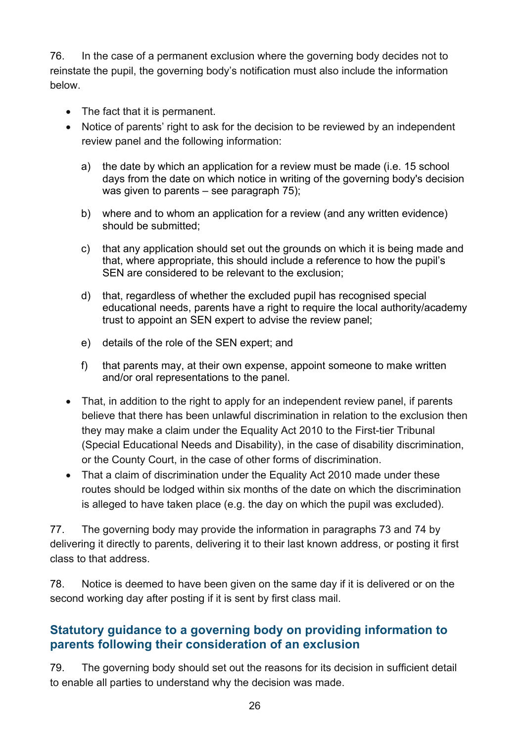76. In the case of a permanent exclusion where the governing body decides not to reinstate the pupil, the governing body's notification must also include the information below.

- The fact that it is permanent.
- Notice of parents' right to ask for the decision to be reviewed by an independent review panel and the following information:

  a) the date by which an application for a review must be made (i.e. 15 school days from the date on which notice in writing of the governing body's decision was given to parents – see paragraph 75);

  b) where and to whom an application for a review (and any written evidence) should be submitted;

  c) that any application should set out the grounds on which it is being made and that, where appropriate, this should include a reference to how the pupil's SEN are considered to be relevant to the exclusion;

  d) that, regardless of whether the excluded pupil has recognised special educational needs, parents have a right to require the local authority/academy trust to appoint an SEN expert to advise the review panel;

  e) details of the role of the SEN expert; and

  f) that parents may, at their own expense, appoint someone to make written and/or oral representations to the panel.

- That, in addition to the right to apply for an independent review panel, if parents believe that there has been unlawful discrimination in relation to the exclusion then they may make a claim under the Equality Act 2010 to the First-tier Tribunal (Special Educational Needs and Disability), in the case of disability discrimination, or the County Court, in the case of other forms of discrimination.
- That a claim of discrimination under the Equality Act 2010 made under these routes should be lodged within six months of the date on which the discrimination is alleged to have taken place (e.g. the day on which the pupil was excluded).

77. The governing body may provide the information in paragraphs 73 and 74 by delivering it directly to parents, delivering it to their last known address, or posting it first class to that address.

78. Notice is deemed to have been given on the same day if it is delivered or on the second working day after posting if it is sent by first class mail.

## Statutory guidance to a governing body on providing information to parents following their consideration of an exclusion

79. The governing body should set out the reasons for its decision in sufficient detail to enable all parties to understand why the decision was made.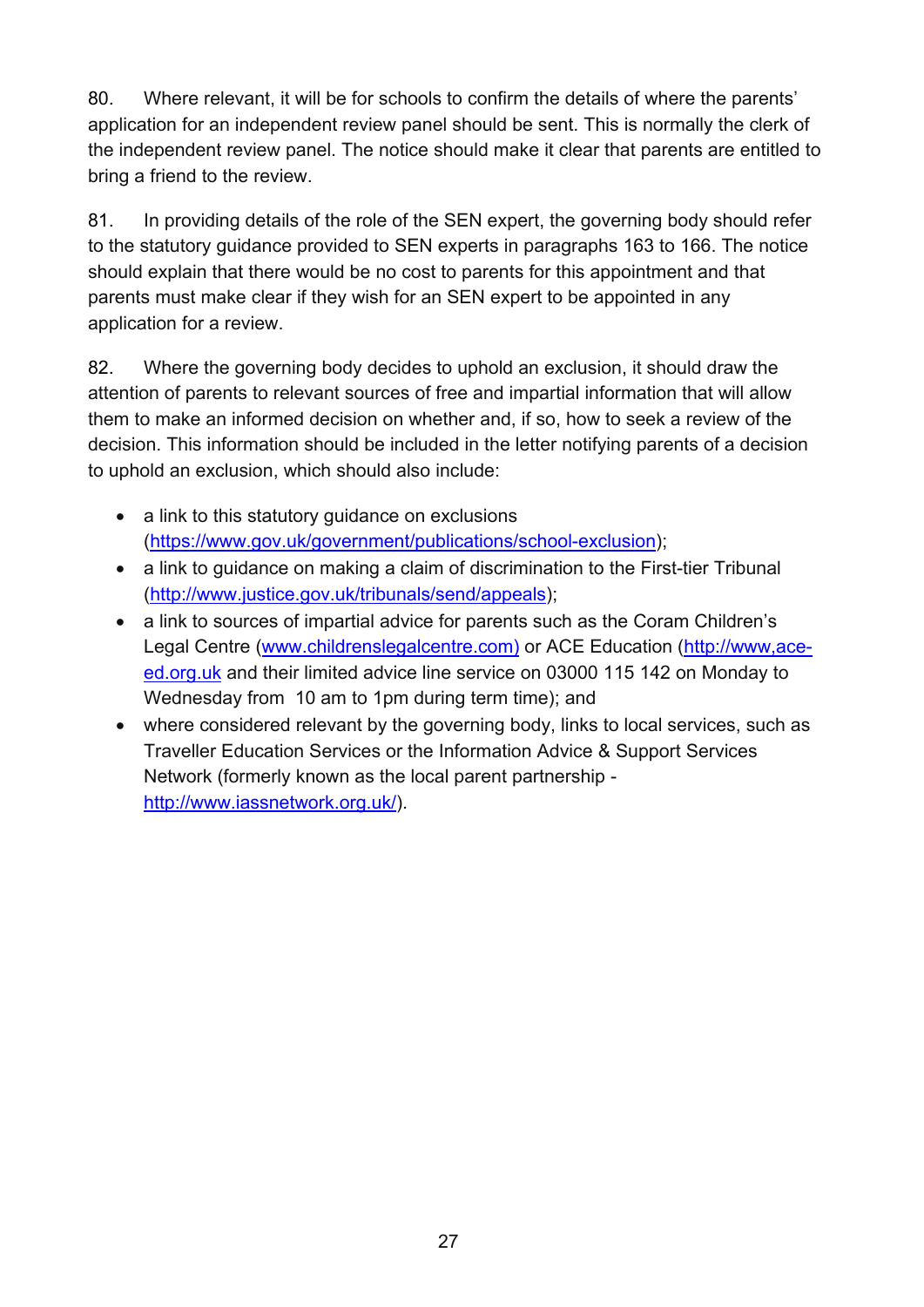80. Where relevant, it will be for schools to confirm the details of where the parents' application for an independent review panel should be sent. This is normally the clerk of the independent review panel. The notice should make it clear that parents are entitled to bring a friend to the review.

81. In providing details of the role of the SEN expert, the governing body should refer to the statutory guidance provided to SEN experts in paragraphs 163 to 166. The notice should explain that there would be no cost to parents for this appointment and that parents must make clear if they wish for an SEN expert to be appointed in any application for a review.

82. Where the governing body decides to uphold an exclusion, it should draw the attention of parents to relevant sources of free and impartial information that will allow them to make an informed decision on whether and, if so, how to seek a review of the decision. This information should be included in the letter notifying parents of a decision to uphold an exclusion, which should also include:

- a link to this statutory guidance on exclusions (https://www.gov.uk/government/publications/school-exclusion);
- a link to guidance on making a claim of discrimination to the First-tier Tribunal (http://www.justice.gov.uk/tribunals/send/appeals);
- a link to sources of impartial advice for parents such as the Coram Children's Legal Centre (www.childrenslegalcentre.com) or ACE Education (http://www,ace-ed.org.uk and their limited advice line service on 03000 115 142 on Monday to Wednesday from 10 am to 1pm during term time); and
- where considered relevant by the governing body, links to local services, such as Traveller Education Services or the Information Advice & Support Services Network (formerly known as the local parent partnership - http://www.iassnetwork.org.uk/).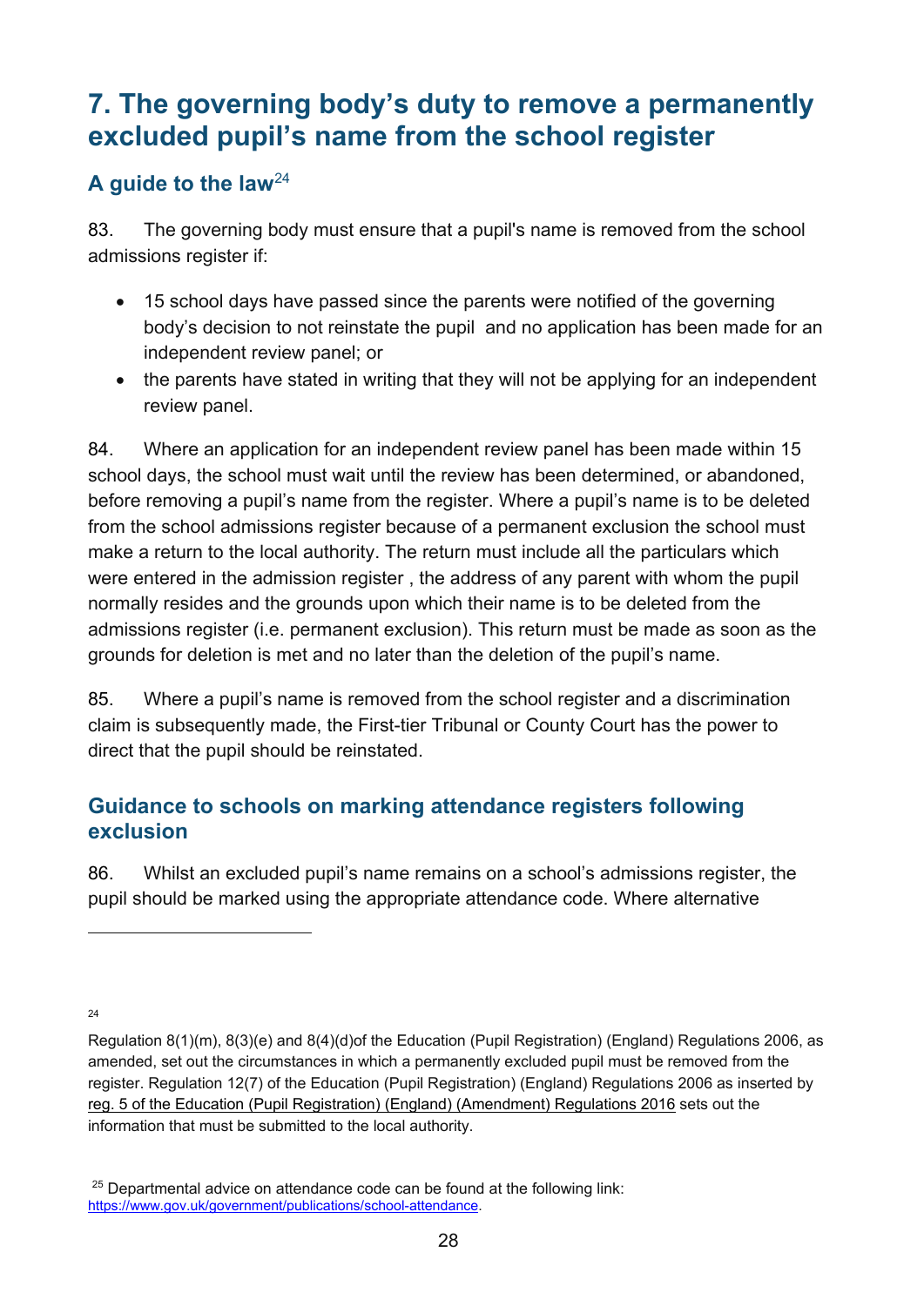## 7. The governing body's duty to remove a permanently excluded pupil's name from the school register

### A guide to the law[24]

83. The governing body must ensure that a pupil's name is removed from the school admissions register if:

- 15 school days have passed since the parents were notified of the governing body's decision to not reinstate the pupil and no application has been made for an independent review panel; or
- the parents have stated in writing that they will not be applying for an independent review panel.

84. Where an application for an independent review panel has been made within 15 school days, the school must wait until the review has been determined, or abandoned, before removing a pupil's name from the register. Where a pupil's name is to be deleted from the school admissions register because of a permanent exclusion the school must make a return to the local authority. The return must include all the particulars which were entered in the admission register , the address of any parent with whom the pupil normally resides and the grounds upon which their name is to be deleted from the admissions register (i.e. permanent exclusion). This return must be made as soon as the grounds for deletion is met and no later than the deletion of the pupil's name.

85. Where a pupil's name is removed from the school register and a discrimination claim is subsequently made, the First-tier Tribunal or County Court has the power to direct that the pupil should be reinstated.

### Guidance to schools on marking attendance registers following exclusion

86. Whilst an excluded pupil's name remains on a school's admissions register, the pupil should be marked using the appropriate attendance code. Where alternative

---

[24] Regulation 8(1)(m), 8(3)(e) and 8(4)(d)of the Education (Pupil Registration) (England) Regulations 2006, as amended, set out the circumstances in which a permanently excluded pupil must be removed from the register. Regulation 12(7) of the Education (Pupil Registration) (England) Regulations 2006 as inserted by reg. 5 of the Education (Pupil Registration) (England) (Amendment) Regulations 2016 sets out the information that must be submitted to the local authority.

[25] Departmental advice on attendance code can be found at the following link: https://www.gov.uk/government/publications/school-attendance.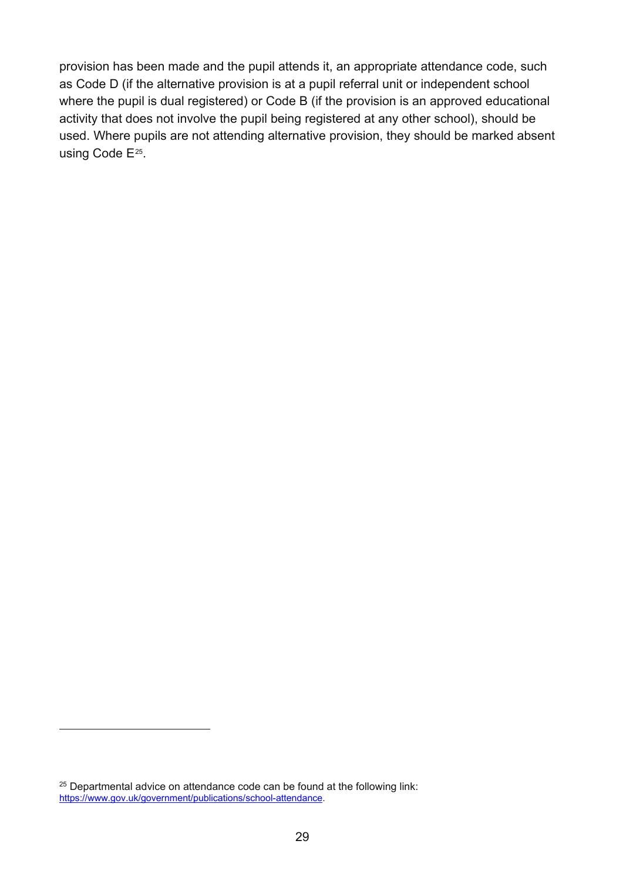provision has been made and the pupil attends it, an appropriate attendance code, such as Code D (if the alternative provision is at a pupil referral unit or independent school where the pupil is dual registered) or Code B (if the provision is an approved educational activity that does not involve the pupil being registered at any other school), should be used. Where pupils are not attending alternative provision, they should be marked absent using Code E[25].

[25] Departmental advice on attendance code can be found at the following link: https://www.gov.uk/government/publications/school-attendance.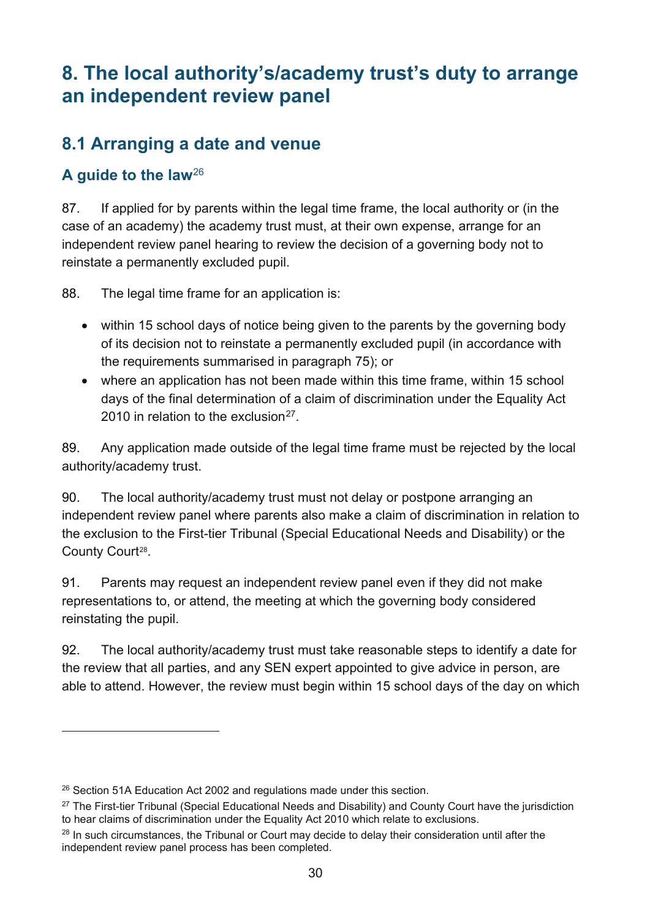# 8. The local authority's/academy trust's duty to arrange an independent review panel

## 8.1 Arranging a date and venue

### A guide to the law[26]

87. If applied for by parents within the legal time frame, the local authority or (in the case of an academy) the academy trust must, at their own expense, arrange for an independent review panel hearing to review the decision of a governing body not to reinstate a permanently excluded pupil.

88. The legal time frame for an application is:

- within 15 school days of notice being given to the parents by the governing body of its decision not to reinstate a permanently excluded pupil (in accordance with the requirements summarised in paragraph 75); or
- where an application has not been made within this time frame, within 15 school days of the final determination of a claim of discrimination under the Equality Act 2010 in relation to the exclusion[27].

89. Any application made outside of the legal time frame must be rejected by the local authority/academy trust.

90. The local authority/academy trust must not delay or postpone arranging an independent review panel where parents also make a claim of discrimination in relation to the exclusion to the First-tier Tribunal (Special Educational Needs and Disability) or the County Court[28].

91. Parents may request an independent review panel even if they did not make representations to, or attend, the meeting at which the governing body considered reinstating the pupil.

92. The local authority/academy trust must take reasonable steps to identify a date for the review that all parties, and any SEN expert appointed to give advice in person, are able to attend. However, the review must begin within 15 school days of the day on which

---

[26] Section 51A Education Act 2002 and regulations made under this section.

[27] The First-tier Tribunal (Special Educational Needs and Disability) and County Court have the jurisdiction to hear claims of discrimination under the Equality Act 2010 which relate to exclusions.

[28] In such circumstances, the Tribunal or Court may decide to delay their consideration until after the independent review panel process has been completed.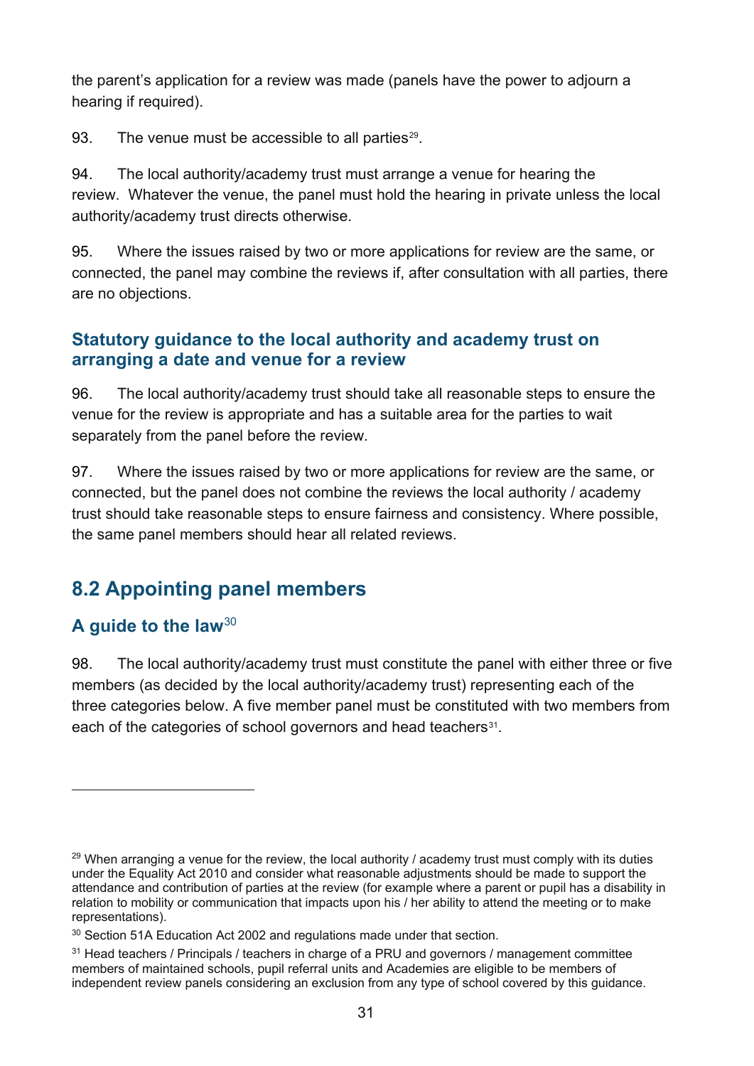the parent's application for a review was made (panels have the power to adjourn a hearing if required).

93. The venue must be accessible to all parties[29].

94. The local authority/academy trust must arrange a venue for hearing the review. Whatever the venue, the panel must hold the hearing in private unless the local authority/academy trust directs otherwise.

95. Where the issues raised by two or more applications for review are the same, or connected, the panel may combine the reviews if, after consultation with all parties, there are no objections.

### Statutory guidance to the local authority and academy trust on arranging a date and venue for a review

96. The local authority/academy trust should take all reasonable steps to ensure the venue for the review is appropriate and has a suitable area for the parties to wait separately from the panel before the review.

97. Where the issues raised by two or more applications for review are the same, or connected, but the panel does not combine the reviews the local authority / academy trust should take reasonable steps to ensure fairness and consistency. Where possible, the same panel members should hear all related reviews.

## 8.2 Appointing panel members

### A guide to the law[30]

98. The local authority/academy trust must constitute the panel with either three or five members (as decided by the local authority/academy trust) representing each of the three categories below. A five member panel must be constituted with two members from each of the categories of school governors and head teachers[31].

---

[29] When arranging a venue for the review, the local authority / academy trust must comply with its duties under the Equality Act 2010 and consider what reasonable adjustments should be made to support the attendance and contribution of parties at the review (for example where a parent or pupil has a disability in relation to mobility or communication that impacts upon his / her ability to attend the meeting or to make representations).

[30] Section 51A Education Act 2002 and regulations made under that section.

[31] Head teachers / Principals / teachers in charge of a PRU and governors / management committee members of maintained schools, pupil referral units and Academies are eligible to be members of independent review panels considering an exclusion from any type of school covered by this guidance.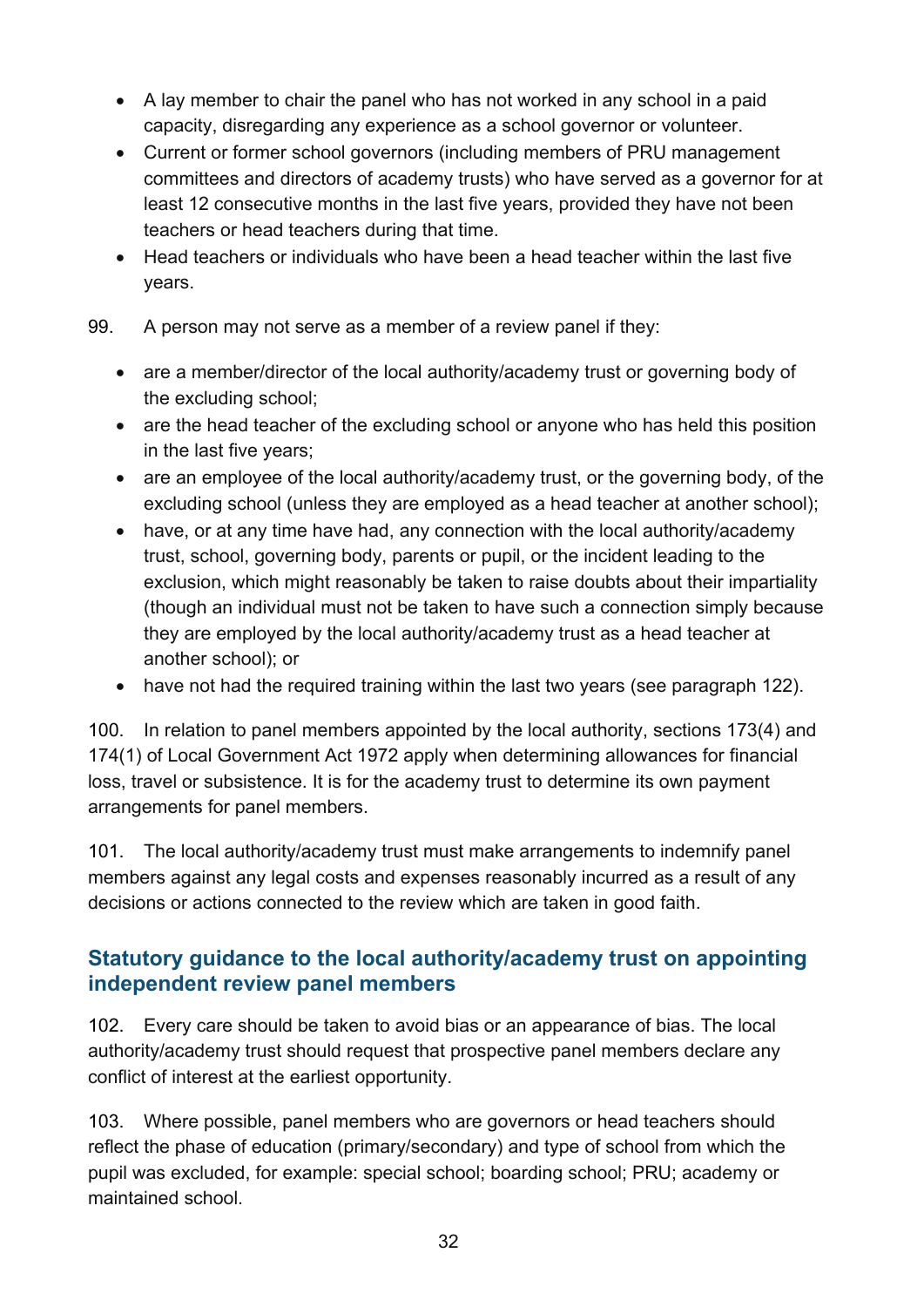- A lay member to chair the panel who has not worked in any school in a paid capacity, disregarding any experience as a school governor or volunteer.
- Current or former school governors (including members of PRU management committees and directors of academy trusts) who have served as a governor for at least 12 consecutive months in the last five years, provided they have not been teachers or head teachers during that time.
- Head teachers or individuals who have been a head teacher within the last five years.

99. A person may not serve as a member of a review panel if they:

- are a member/director of the local authority/academy trust or governing body of the excluding school;
- are the head teacher of the excluding school or anyone who has held this position in the last five years;
- are an employee of the local authority/academy trust, or the governing body, of the excluding school (unless they are employed as a head teacher at another school);
- have, or at any time have had, any connection with the local authority/academy trust, school, governing body, parents or pupil, or the incident leading to the exclusion, which might reasonably be taken to raise doubts about their impartiality (though an individual must not be taken to have such a connection simply because they are employed by the local authority/academy trust as a head teacher at another school); or
- have not had the required training within the last two years (see paragraph 122).

100. In relation to panel members appointed by the local authority, sections 173(4) and 174(1) of Local Government Act 1972 apply when determining allowances for financial loss, travel or subsistence. It is for the academy trust to determine its own payment arrangements for panel members.

101. The local authority/academy trust must make arrangements to indemnify panel members against any legal costs and expenses reasonably incurred as a result of any decisions or actions connected to the review which are taken in good faith.

## Statutory guidance to the local authority/academy trust on appointing independent review panel members

102. Every care should be taken to avoid bias or an appearance of bias. The local authority/academy trust should request that prospective panel members declare any conflict of interest at the earliest opportunity.

103. Where possible, panel members who are governors or head teachers should reflect the phase of education (primary/secondary) and type of school from which the pupil was excluded, for example: special school; boarding school; PRU; academy or maintained school.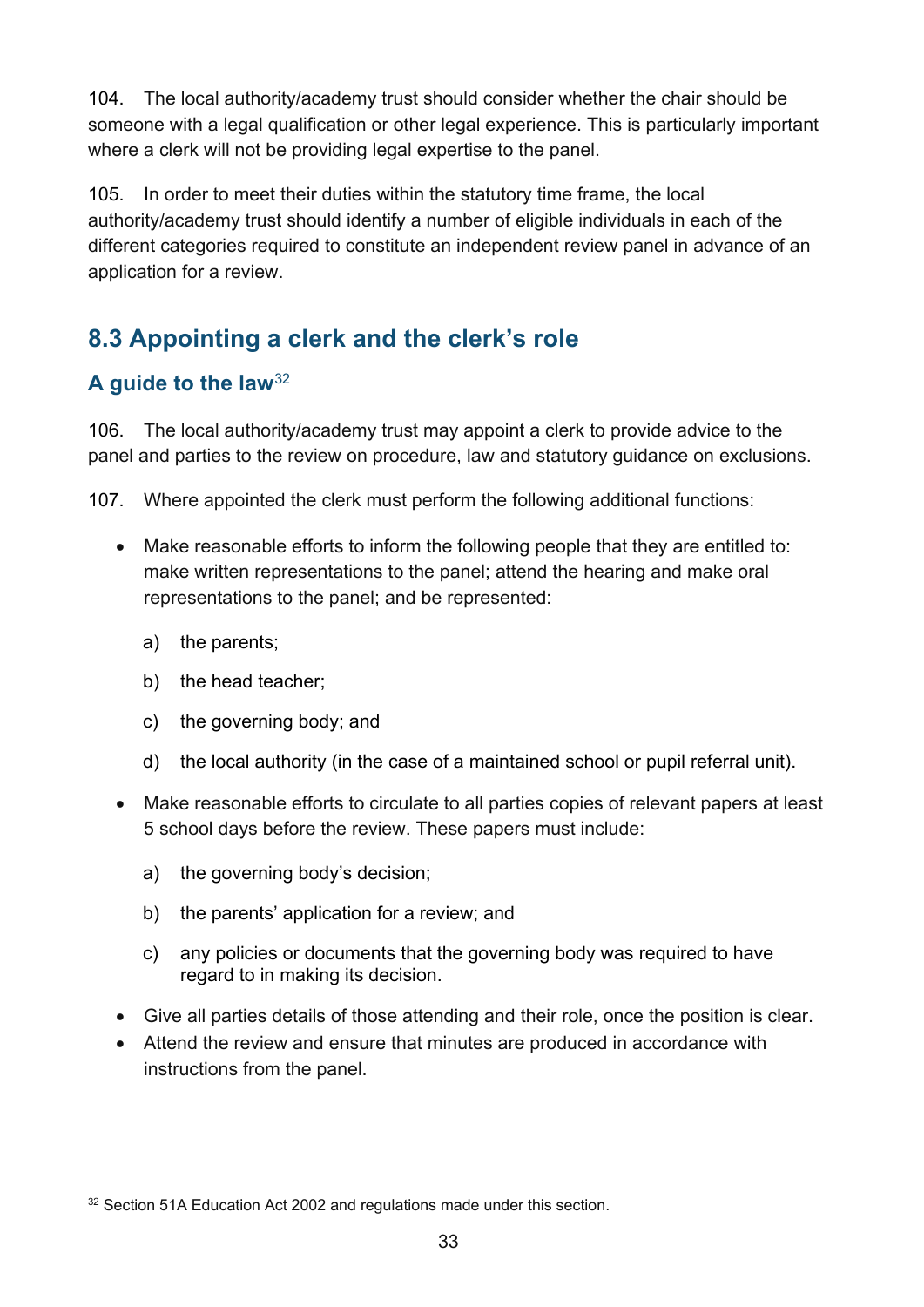104. The local authority/academy trust should consider whether the chair should be someone with a legal qualification or other legal experience. This is particularly important where a clerk will not be providing legal expertise to the panel.

105. In order to meet their duties within the statutory time frame, the local authority/academy trust should identify a number of eligible individuals in each of the different categories required to constitute an independent review panel in advance of an application for a review.

## 8.3 Appointing a clerk and the clerk's role

### A guide to the law[32]

106. The local authority/academy trust may appoint a clerk to provide advice to the panel and parties to the review on procedure, law and statutory guidance on exclusions.

107. Where appointed the clerk must perform the following additional functions:

- Make reasonable efforts to inform the following people that they are entitled to: make written representations to the panel; attend the hearing and make oral representations to the panel; and be represented:
  a) the parents;
  b) the head teacher;
  c) the governing body; and
  d) the local authority (in the case of a maintained school or pupil referral unit).
- Make reasonable efforts to circulate to all parties copies of relevant papers at least 5 school days before the review. These papers must include:
  a) the governing body's decision;
  b) the parents' application for a review; and
  c) any policies or documents that the governing body was required to have regard to in making its decision.
- Give all parties details of those attending and their role, once the position is clear.
- Attend the review and ensure that minutes are produced in accordance with instructions from the panel.

[32] Section 51A Education Act 2002 and regulations made under this section.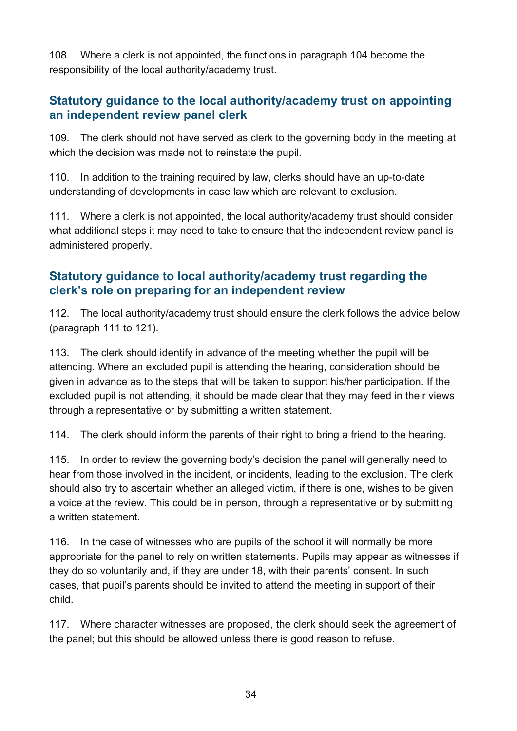108. Where a clerk is not appointed, the functions in paragraph 104 become the responsibility of the local authority/academy trust.

## Statutory guidance to the local authority/academy trust on appointing an independent review panel clerk

109. The clerk should not have served as clerk to the governing body in the meeting at which the decision was made not to reinstate the pupil.

110. In addition to the training required by law, clerks should have an up-to-date understanding of developments in case law which are relevant to exclusion.

111. Where a clerk is not appointed, the local authority/academy trust should consider what additional steps it may need to take to ensure that the independent review panel is administered properly.

## Statutory guidance to local authority/academy trust regarding the clerk's role on preparing for an independent review

112. The local authority/academy trust should ensure the clerk follows the advice below (paragraph 111 to 121).

113. The clerk should identify in advance of the meeting whether the pupil will be attending. Where an excluded pupil is attending the hearing, consideration should be given in advance as to the steps that will be taken to support his/her participation. If the excluded pupil is not attending, it should be made clear that they may feed in their views through a representative or by submitting a written statement.

114. The clerk should inform the parents of their right to bring a friend to the hearing.

115. In order to review the governing body's decision the panel will generally need to hear from those involved in the incident, or incidents, leading to the exclusion. The clerk should also try to ascertain whether an alleged victim, if there is one, wishes to be given a voice at the review. This could be in person, through a representative or by submitting a written statement.

116. In the case of witnesses who are pupils of the school it will normally be more appropriate for the panel to rely on written statements. Pupils may appear as witnesses if they do so voluntarily and, if they are under 18, with their parents' consent. In such cases, that pupil's parents should be invited to attend the meeting in support of their child.

117. Where character witnesses are proposed, the clerk should seek the agreement of the panel; but this should be allowed unless there is good reason to refuse.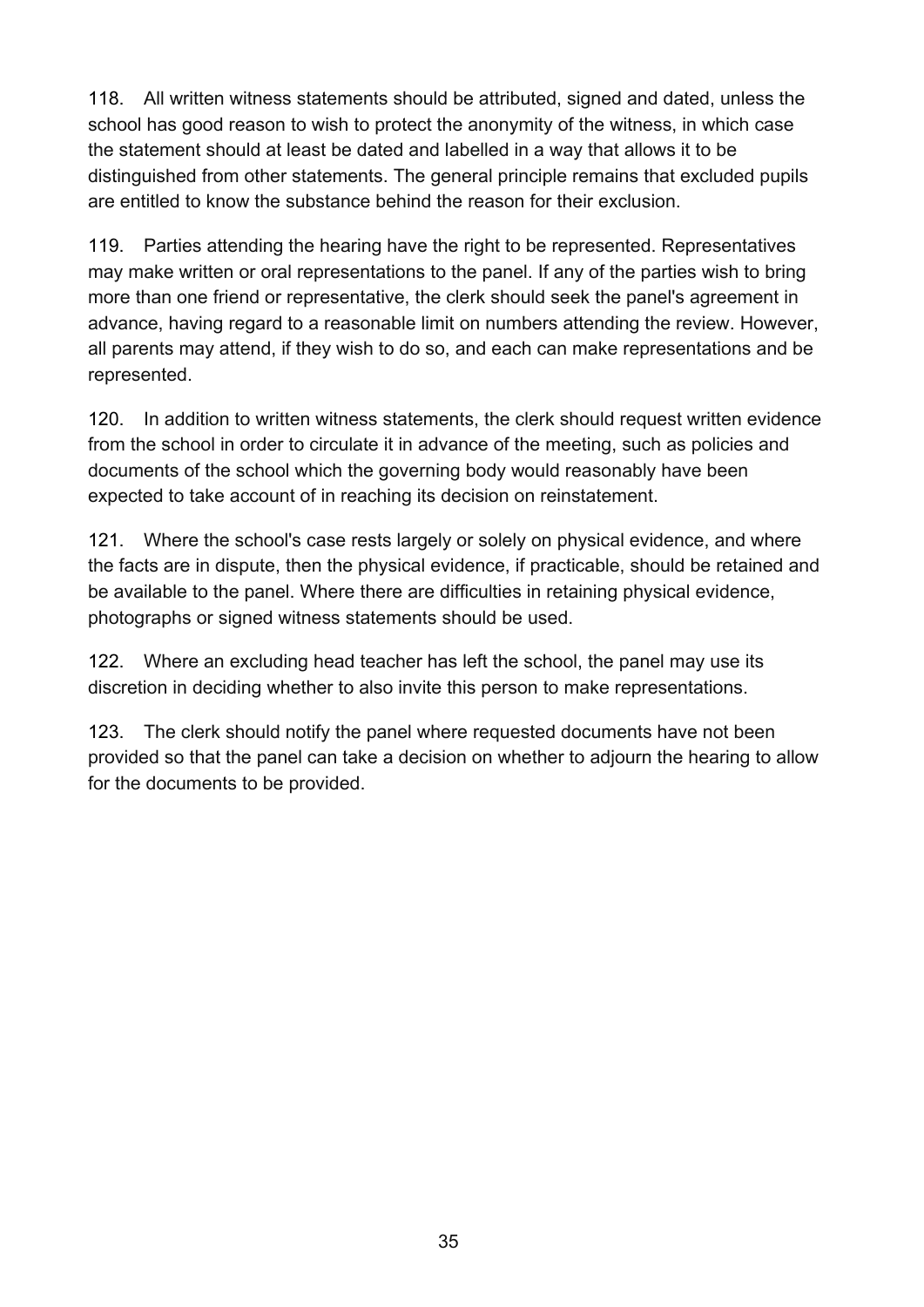118. All written witness statements should be attributed, signed and dated, unless the school has good reason to wish to protect the anonymity of the witness, in which case the statement should at least be dated and labelled in a way that allows it to be distinguished from other statements. The general principle remains that excluded pupils are entitled to know the substance behind the reason for their exclusion.

119. Parties attending the hearing have the right to be represented. Representatives may make written or oral representations to the panel. If any of the parties wish to bring more than one friend or representative, the clerk should seek the panel's agreement in advance, having regard to a reasonable limit on numbers attending the review. However, all parents may attend, if they wish to do so, and each can make representations and be represented.

120. In addition to written witness statements, the clerk should request written evidence from the school in order to circulate it in advance of the meeting, such as policies and documents of the school which the governing body would reasonably have been expected to take account of in reaching its decision on reinstatement.

121. Where the school's case rests largely or solely on physical evidence, and where the facts are in dispute, then the physical evidence, if practicable, should be retained and be available to the panel. Where there are difficulties in retaining physical evidence, photographs or signed witness statements should be used.

122. Where an excluding head teacher has left the school, the panel may use its discretion in deciding whether to also invite this person to make representations.

123. The clerk should notify the panel where requested documents have not been provided so that the panel can take a decision on whether to adjourn the hearing to allow for the documents to be provided.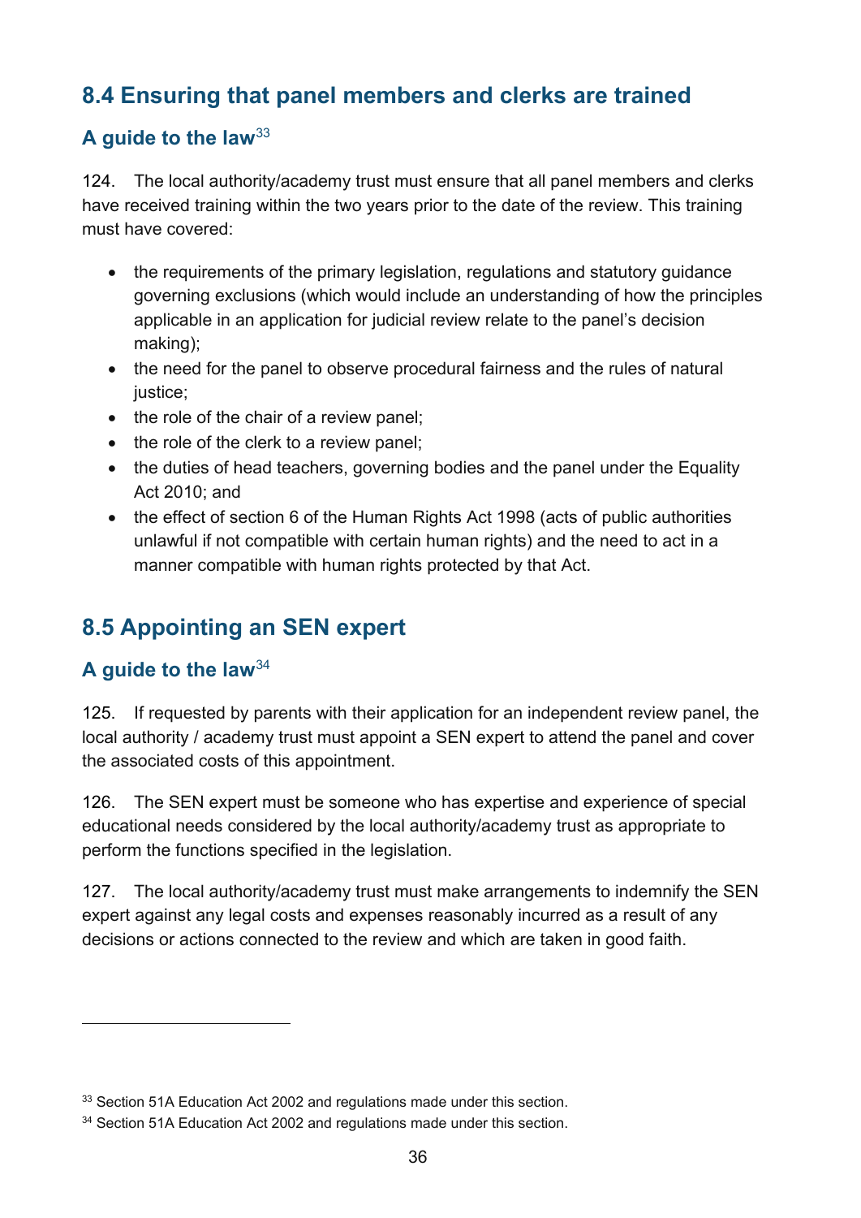## 8.4 Ensuring that panel members and clerks are trained

### A guide to the law[33]

124. The local authority/academy trust must ensure that all panel members and clerks have received training within the two years prior to the date of the review. This training must have covered:

- the requirements of the primary legislation, regulations and statutory guidance governing exclusions (which would include an understanding of how the principles applicable in an application for judicial review relate to the panel's decision making);
- the need for the panel to observe procedural fairness and the rules of natural justice;
- the role of the chair of a review panel;
- the role of the clerk to a review panel;
- the duties of head teachers, governing bodies and the panel under the Equality Act 2010; and
- the effect of section 6 of the Human Rights Act 1998 (acts of public authorities unlawful if not compatible with certain human rights) and the need to act in a manner compatible with human rights protected by that Act.

## 8.5 Appointing an SEN expert

### A guide to the law[34]

125. If requested by parents with their application for an independent review panel, the local authority / academy trust must appoint a SEN expert to attend the panel and cover the associated costs of this appointment.

126. The SEN expert must be someone who has expertise and experience of special educational needs considered by the local authority/academy trust as appropriate to perform the functions specified in the legislation.

127. The local authority/academy trust must make arrangements to indemnify the SEN expert against any legal costs and expenses reasonably incurred as a result of any decisions or actions connected to the review and which are taken in good faith.

---

[33] Section 51A Education Act 2002 and regulations made under this section.

[34] Section 51A Education Act 2002 and regulations made under this section.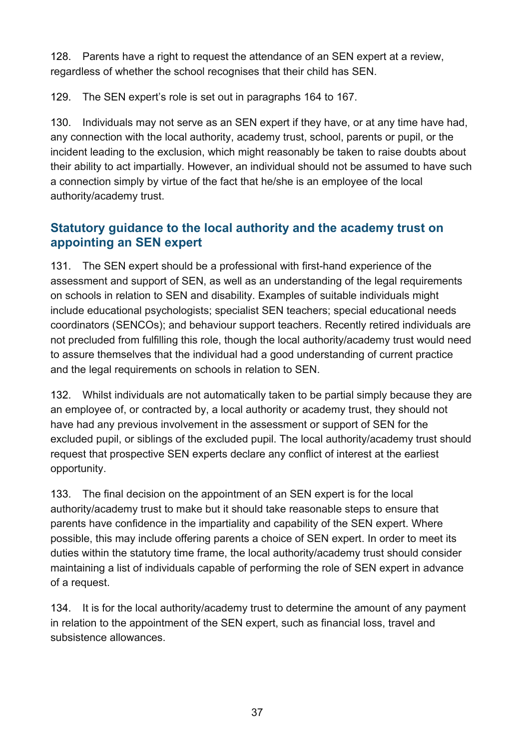128. Parents have a right to request the attendance of an SEN expert at a review, regardless of whether the school recognises that their child has SEN.

129. The SEN expert's role is set out in paragraphs 164 to 167.

130. Individuals may not serve as an SEN expert if they have, or at any time have had, any connection with the local authority, academy trust, school, parents or pupil, or the incident leading to the exclusion, which might reasonably be taken to raise doubts about their ability to act impartially. However, an individual should not be assumed to have such a connection simply by virtue of the fact that he/she is an employee of the local authority/academy trust.

## Statutory guidance to the local authority and the academy trust on appointing an SEN expert

131. The SEN expert should be a professional with first-hand experience of the assessment and support of SEN, as well as an understanding of the legal requirements on schools in relation to SEN and disability. Examples of suitable individuals might include educational psychologists; specialist SEN teachers; special educational needs coordinators (SENCOs); and behaviour support teachers. Recently retired individuals are not precluded from fulfilling this role, though the local authority/academy trust would need to assure themselves that the individual had a good understanding of current practice and the legal requirements on schools in relation to SEN.

132. Whilst individuals are not automatically taken to be partial simply because they are an employee of, or contracted by, a local authority or academy trust, they should not have had any previous involvement in the assessment or support of SEN for the excluded pupil, or siblings of the excluded pupil. The local authority/academy trust should request that prospective SEN experts declare any conflict of interest at the earliest opportunity.

133. The final decision on the appointment of an SEN expert is for the local authority/academy trust to make but it should take reasonable steps to ensure that parents have confidence in the impartiality and capability of the SEN expert. Where possible, this may include offering parents a choice of SEN expert. In order to meet its duties within the statutory time frame, the local authority/academy trust should consider maintaining a list of individuals capable of performing the role of SEN expert in advance of a request.

134. It is for the local authority/academy trust to determine the amount of any payment in relation to the appointment of the SEN expert, such as financial loss, travel and subsistence allowances.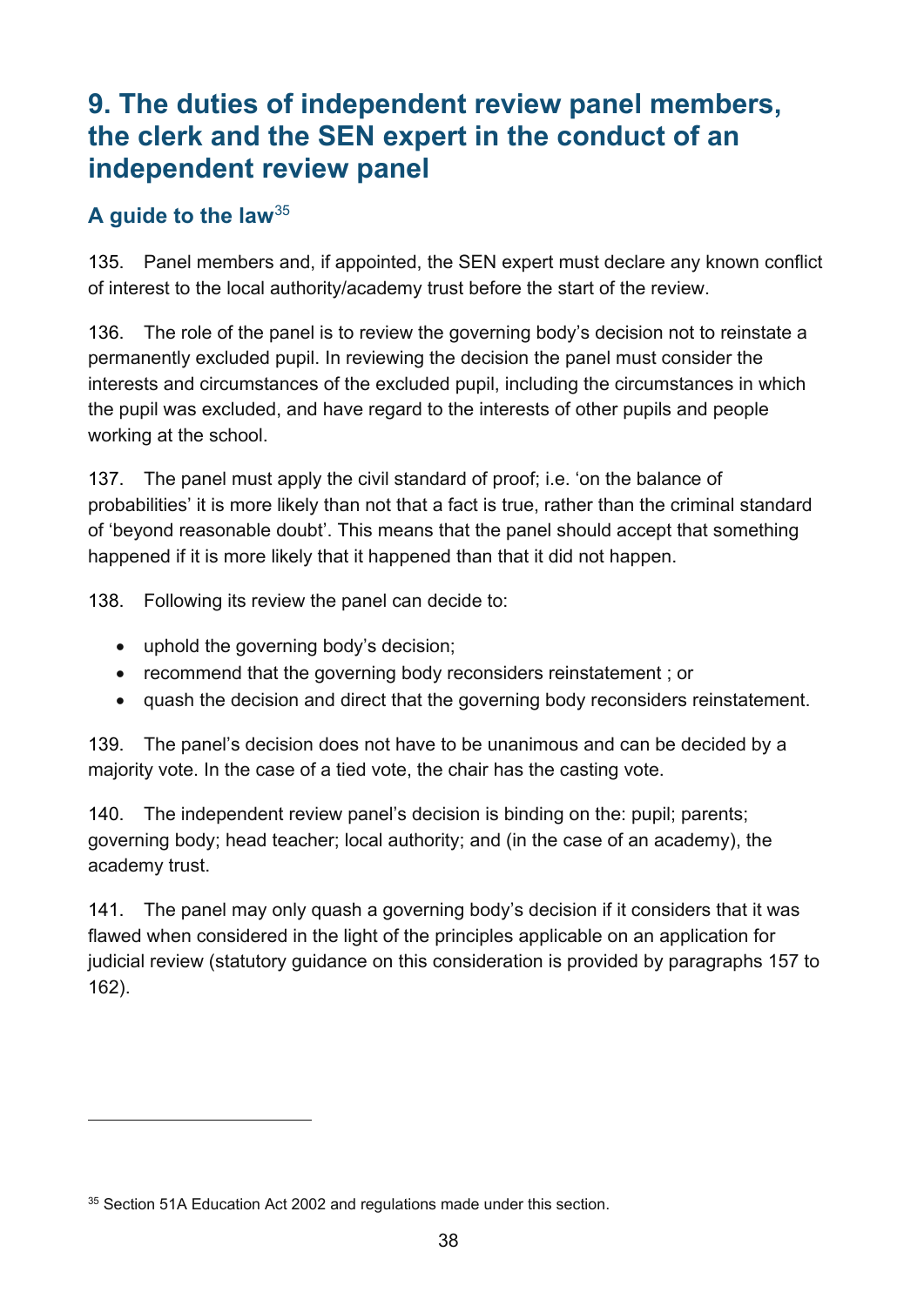# 9. The duties of independent review panel members, the clerk and the SEN expert in the conduct of an independent review panel

## A guide to the law[35]

135. Panel members and, if appointed, the SEN expert must declare any known conflict of interest to the local authority/academy trust before the start of the review.

136. The role of the panel is to review the governing body's decision not to reinstate a permanently excluded pupil. In reviewing the decision the panel must consider the interests and circumstances of the excluded pupil, including the circumstances in which the pupil was excluded, and have regard to the interests of other pupils and people working at the school.

137. The panel must apply the civil standard of proof; i.e. 'on the balance of probabilities' it is more likely than not that a fact is true, rather than the criminal standard of 'beyond reasonable doubt'. This means that the panel should accept that something happened if it is more likely that it happened than that it did not happen.

138. Following its review the panel can decide to:

- uphold the governing body's decision;
- recommend that the governing body reconsiders reinstatement ; or
- quash the decision and direct that the governing body reconsiders reinstatement.

139. The panel's decision does not have to be unanimous and can be decided by a majority vote. In the case of a tied vote, the chair has the casting vote.

140. The independent review panel's decision is binding on the: pupil; parents; governing body; head teacher; local authority; and (in the case of an academy), the academy trust.

141. The panel may only quash a governing body's decision if it considers that it was flawed when considered in the light of the principles applicable on an application for judicial review (statutory guidance on this consideration is provided by paragraphs 157 to 162).

---

[35] Section 51A Education Act 2002 and regulations made under this section.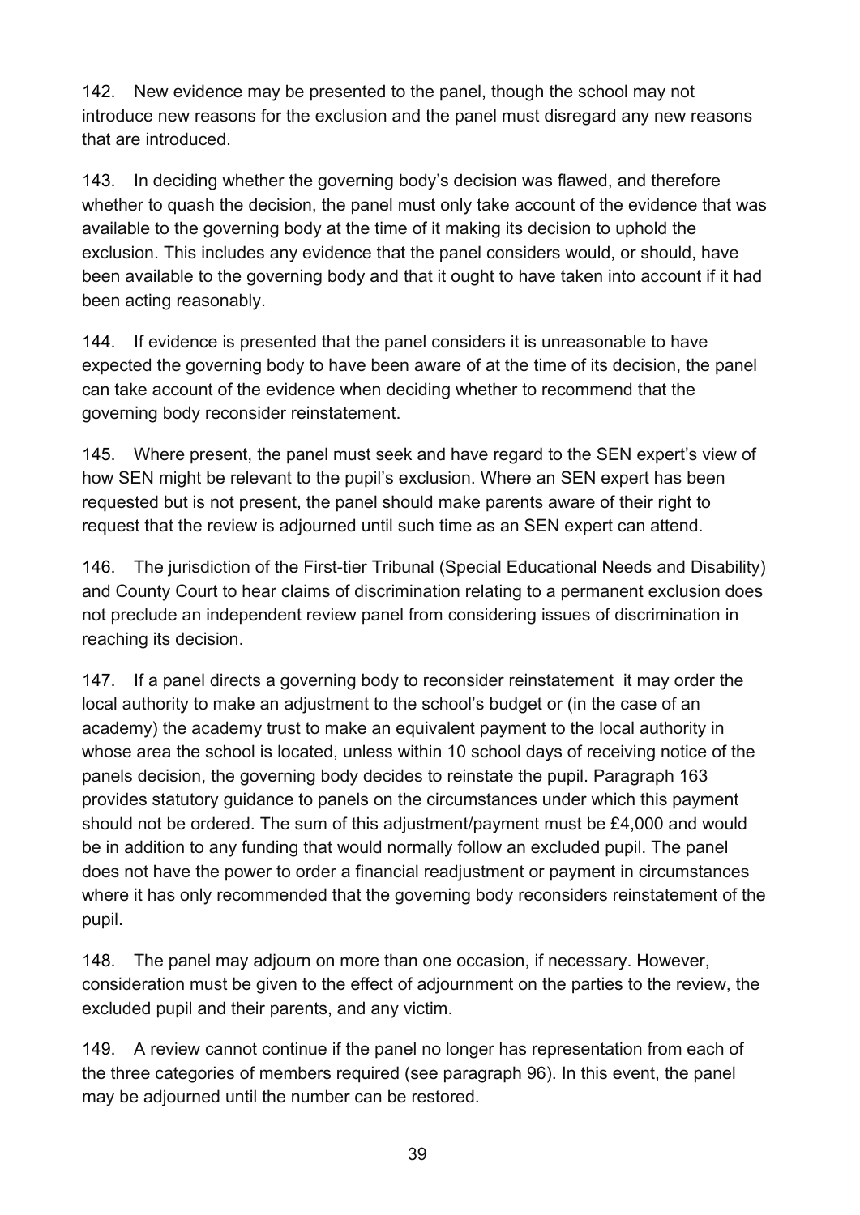142. New evidence may be presented to the panel, though the school may not introduce new reasons for the exclusion and the panel must disregard any new reasons that are introduced.

143. In deciding whether the governing body's decision was flawed, and therefore whether to quash the decision, the panel must only take account of the evidence that was available to the governing body at the time of it making its decision to uphold the exclusion. This includes any evidence that the panel considers would, or should, have been available to the governing body and that it ought to have taken into account if it had been acting reasonably.

144. If evidence is presented that the panel considers it is unreasonable to have expected the governing body to have been aware of at the time of its decision, the panel can take account of the evidence when deciding whether to recommend that the governing body reconsider reinstatement.

145. Where present, the panel must seek and have regard to the SEN expert's view of how SEN might be relevant to the pupil's exclusion. Where an SEN expert has been requested but is not present, the panel should make parents aware of their right to request that the review is adjourned until such time as an SEN expert can attend.

146. The jurisdiction of the First-tier Tribunal (Special Educational Needs and Disability) and County Court to hear claims of discrimination relating to a permanent exclusion does not preclude an independent review panel from considering issues of discrimination in reaching its decision.

147. If a panel directs a governing body to reconsider reinstatement it may order the local authority to make an adjustment to the school's budget or (in the case of an academy) the academy trust to make an equivalent payment to the local authority in whose area the school is located, unless within 10 school days of receiving notice of the panels decision, the governing body decides to reinstate the pupil. Paragraph 163 provides statutory guidance to panels on the circumstances under which this payment should not be ordered. The sum of this adjustment/payment must be £4,000 and would be in addition to any funding that would normally follow an excluded pupil. The panel does not have the power to order a financial readjustment or payment in circumstances where it has only recommended that the governing body reconsiders reinstatement of the pupil.

148. The panel may adjourn on more than one occasion, if necessary. However, consideration must be given to the effect of adjournment on the parties to the review, the excluded pupil and their parents, and any victim.

149. A review cannot continue if the panel no longer has representation from each of the three categories of members required (see paragraph 96). In this event, the panel may be adjourned until the number can be restored.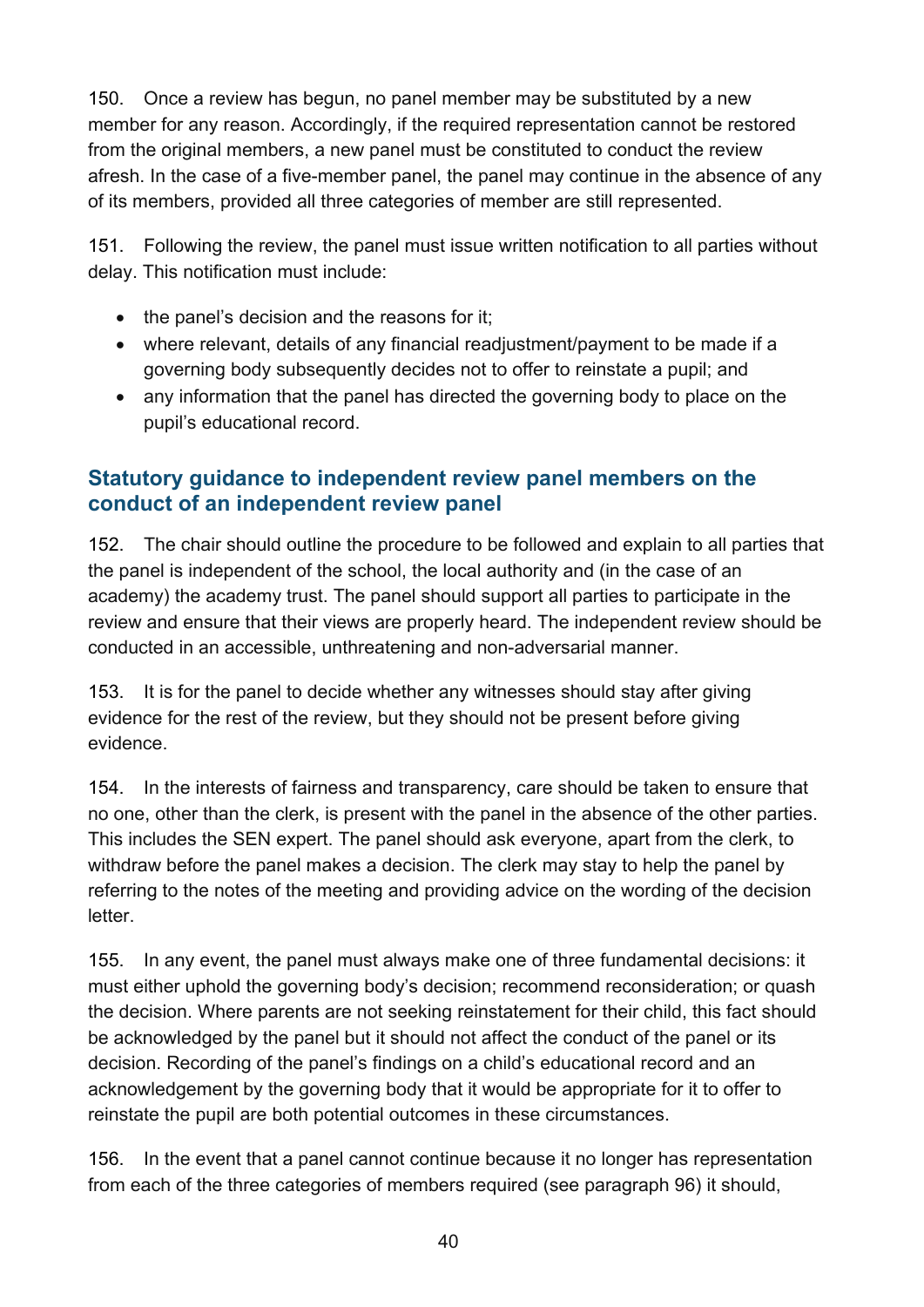150. Once a review has begun, no panel member may be substituted by a new member for any reason. Accordingly, if the required representation cannot be restored from the original members, a new panel must be constituted to conduct the review afresh. In the case of a five-member panel, the panel may continue in the absence of any of its members, provided all three categories of member are still represented.

151. Following the review, the panel must issue written notification to all parties without delay. This notification must include:

- the panel's decision and the reasons for it;
- where relevant, details of any financial readjustment/payment to be made if a governing body subsequently decides not to offer to reinstate a pupil; and
- any information that the panel has directed the governing body to place on the pupil's educational record.

## Statutory guidance to independent review panel members on the conduct of an independent review panel

152. The chair should outline the procedure to be followed and explain to all parties that the panel is independent of the school, the local authority and (in the case of an academy) the academy trust. The panel should support all parties to participate in the review and ensure that their views are properly heard. The independent review should be conducted in an accessible, unthreatening and non-adversarial manner.

153. It is for the panel to decide whether any witnesses should stay after giving evidence for the rest of the review, but they should not be present before giving evidence.

154. In the interests of fairness and transparency, care should be taken to ensure that no one, other than the clerk, is present with the panel in the absence of the other parties. This includes the SEN expert. The panel should ask everyone, apart from the clerk, to withdraw before the panel makes a decision. The clerk may stay to help the panel by referring to the notes of the meeting and providing advice on the wording of the decision letter.

155. In any event, the panel must always make one of three fundamental decisions: it must either uphold the governing body's decision; recommend reconsideration; or quash the decision. Where parents are not seeking reinstatement for their child, this fact should be acknowledged by the panel but it should not affect the conduct of the panel or its decision. Recording of the panel's findings on a child's educational record and an acknowledgement by the governing body that it would be appropriate for it to offer to reinstate the pupil are both potential outcomes in these circumstances.

156. In the event that a panel cannot continue because it no longer has representation from each of the three categories of members required (see paragraph 96) it should,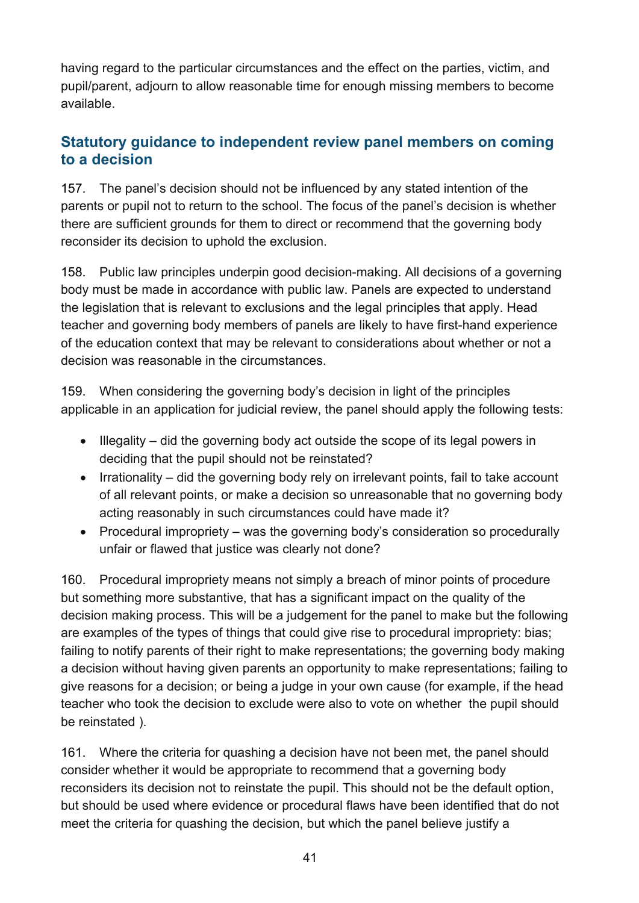having regard to the particular circumstances and the effect on the parties, victim, and pupil/parent, adjourn to allow reasonable time for enough missing members to become available.

## Statutory guidance to independent review panel members on coming to a decision

157. The panel's decision should not be influenced by any stated intention of the parents or pupil not to return to the school. The focus of the panel's decision is whether there are sufficient grounds for them to direct or recommend that the governing body reconsider its decision to uphold the exclusion.

158. Public law principles underpin good decision-making. All decisions of a governing body must be made in accordance with public law. Panels are expected to understand the legislation that is relevant to exclusions and the legal principles that apply. Head teacher and governing body members of panels are likely to have first-hand experience of the education context that may be relevant to considerations about whether or not a decision was reasonable in the circumstances.

159. When considering the governing body's decision in light of the principles applicable in an application for judicial review, the panel should apply the following tests:

- Illegality – did the governing body act outside the scope of its legal powers in deciding that the pupil should not be reinstated?
- Irrationality – did the governing body rely on irrelevant points, fail to take account of all relevant points, or make a decision so unreasonable that no governing body acting reasonably in such circumstances could have made it?
- Procedural impropriety – was the governing body's consideration so procedurally unfair or flawed that justice was clearly not done?

160. Procedural impropriety means not simply a breach of minor points of procedure but something more substantive, that has a significant impact on the quality of the decision making process. This will be a judgement for the panel to make but the following are examples of the types of things that could give rise to procedural impropriety: bias; failing to notify parents of their right to make representations; the governing body making a decision without having given parents an opportunity to make representations; failing to give reasons for a decision; or being a judge in your own cause (for example, if the head teacher who took the decision to exclude were also to vote on whether the pupil should be reinstated ).

161. Where the criteria for quashing a decision have not been met, the panel should consider whether it would be appropriate to recommend that a governing body reconsiders its decision not to reinstate the pupil. This should not be the default option, but should be used where evidence or procedural flaws have been identified that do not meet the criteria for quashing the decision, but which the panel believe justify a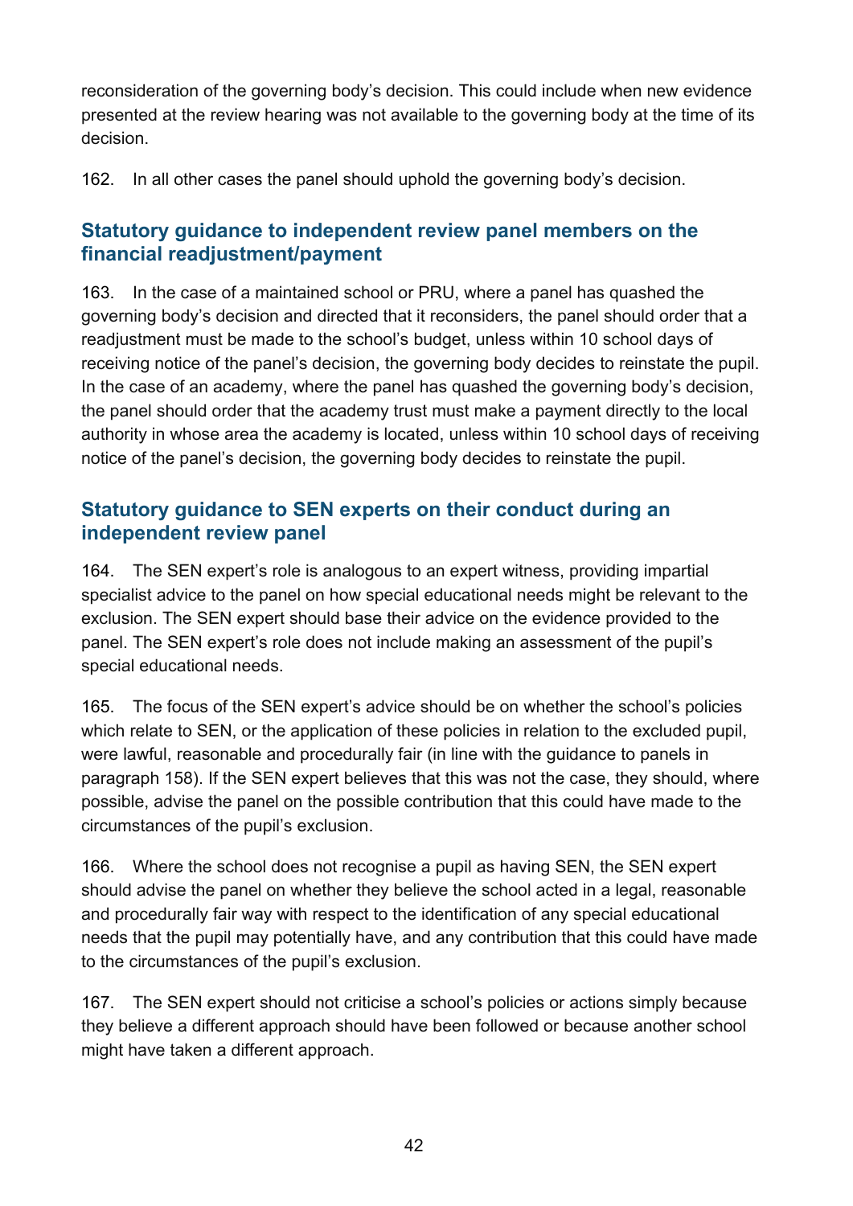reconsideration of the governing body's decision. This could include when new evidence presented at the review hearing was not available to the governing body at the time of its decision.

162. In all other cases the panel should uphold the governing body's decision.

## Statutory guidance to independent review panel members on the financial readjustment/payment

163. In the case of a maintained school or PRU, where a panel has quashed the governing body's decision and directed that it reconsiders, the panel should order that a readjustment must be made to the school's budget, unless within 10 school days of receiving notice of the panel's decision, the governing body decides to reinstate the pupil. In the case of an academy, where the panel has quashed the governing body's decision, the panel should order that the academy trust must make a payment directly to the local authority in whose area the academy is located, unless within 10 school days of receiving notice of the panel's decision, the governing body decides to reinstate the pupil.

## Statutory guidance to SEN experts on their conduct during an independent review panel

164. The SEN expert's role is analogous to an expert witness, providing impartial specialist advice to the panel on how special educational needs might be relevant to the exclusion. The SEN expert should base their advice on the evidence provided to the panel. The SEN expert's role does not include making an assessment of the pupil's special educational needs.

165. The focus of the SEN expert's advice should be on whether the school's policies which relate to SEN, or the application of these policies in relation to the excluded pupil, were lawful, reasonable and procedurally fair (in line with the guidance to panels in paragraph 158). If the SEN expert believes that this was not the case, they should, where possible, advise the panel on the possible contribution that this could have made to the circumstances of the pupil's exclusion.

166. Where the school does not recognise a pupil as having SEN, the SEN expert should advise the panel on whether they believe the school acted in a legal, reasonable and procedurally fair way with respect to the identification of any special educational needs that the pupil may potentially have, and any contribution that this could have made to the circumstances of the pupil's exclusion.

167. The SEN expert should not criticise a school's policies or actions simply because they believe a different approach should have been followed or because another school might have taken a different approach.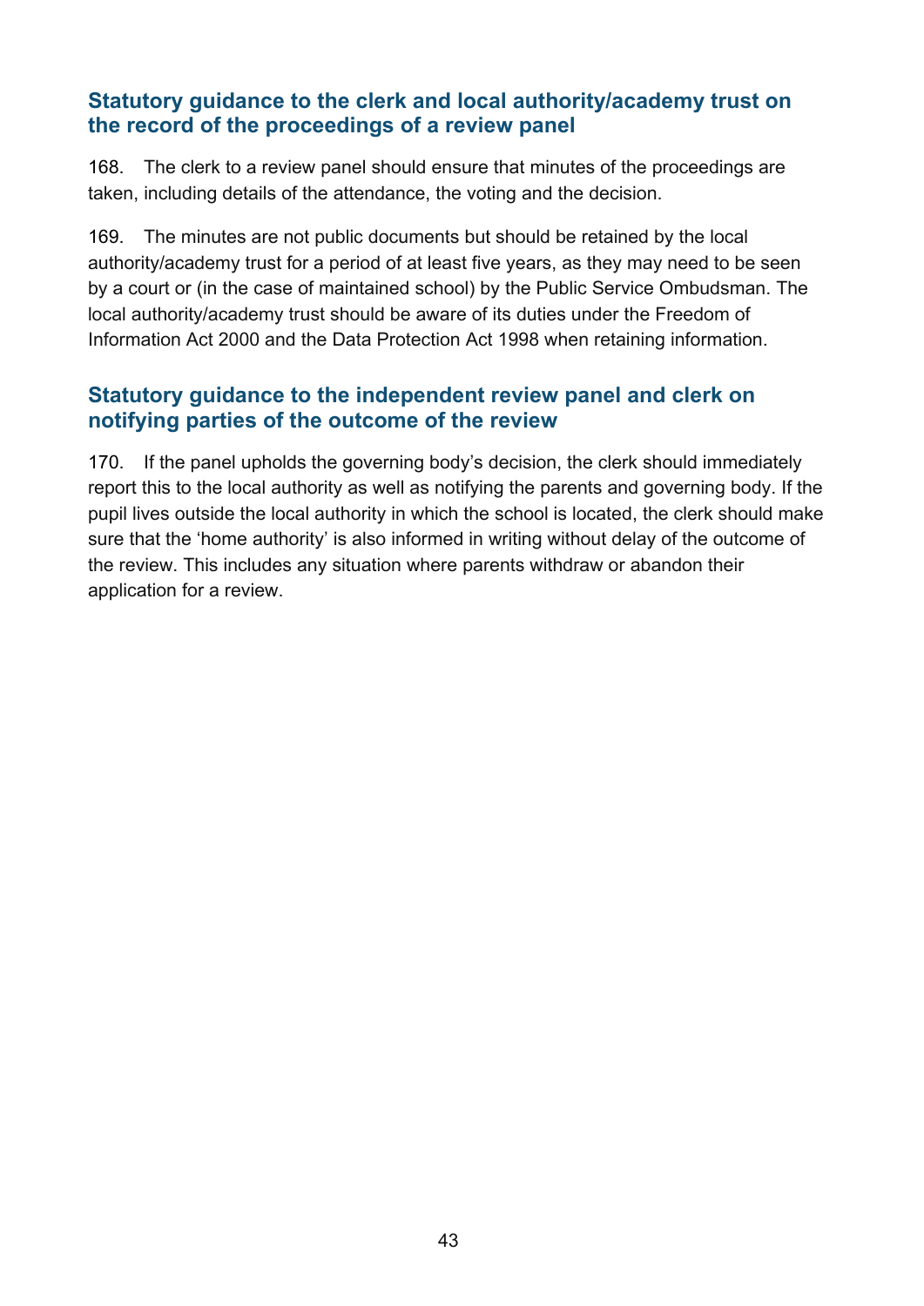### Statutory guidance to the clerk and local authority/academy trust on the record of the proceedings of a review panel

168. The clerk to a review panel should ensure that minutes of the proceedings are taken, including details of the attendance, the voting and the decision.

169. The minutes are not public documents but should be retained by the local authority/academy trust for a period of at least five years, as they may need to be seen by a court or (in the case of maintained school) by the Public Service Ombudsman. The local authority/academy trust should be aware of its duties under the Freedom of Information Act 2000 and the Data Protection Act 1998 when retaining information.

### Statutory guidance to the independent review panel and clerk on notifying parties of the outcome of the review

170. If the panel upholds the governing body's decision, the clerk should immediately report this to the local authority as well as notifying the parents and governing body. If the pupil lives outside the local authority in which the school is located, the clerk should make sure that the 'home authority' is also informed in writing without delay of the outcome of the review. This includes any situation where parents withdraw or abandon their application for a review.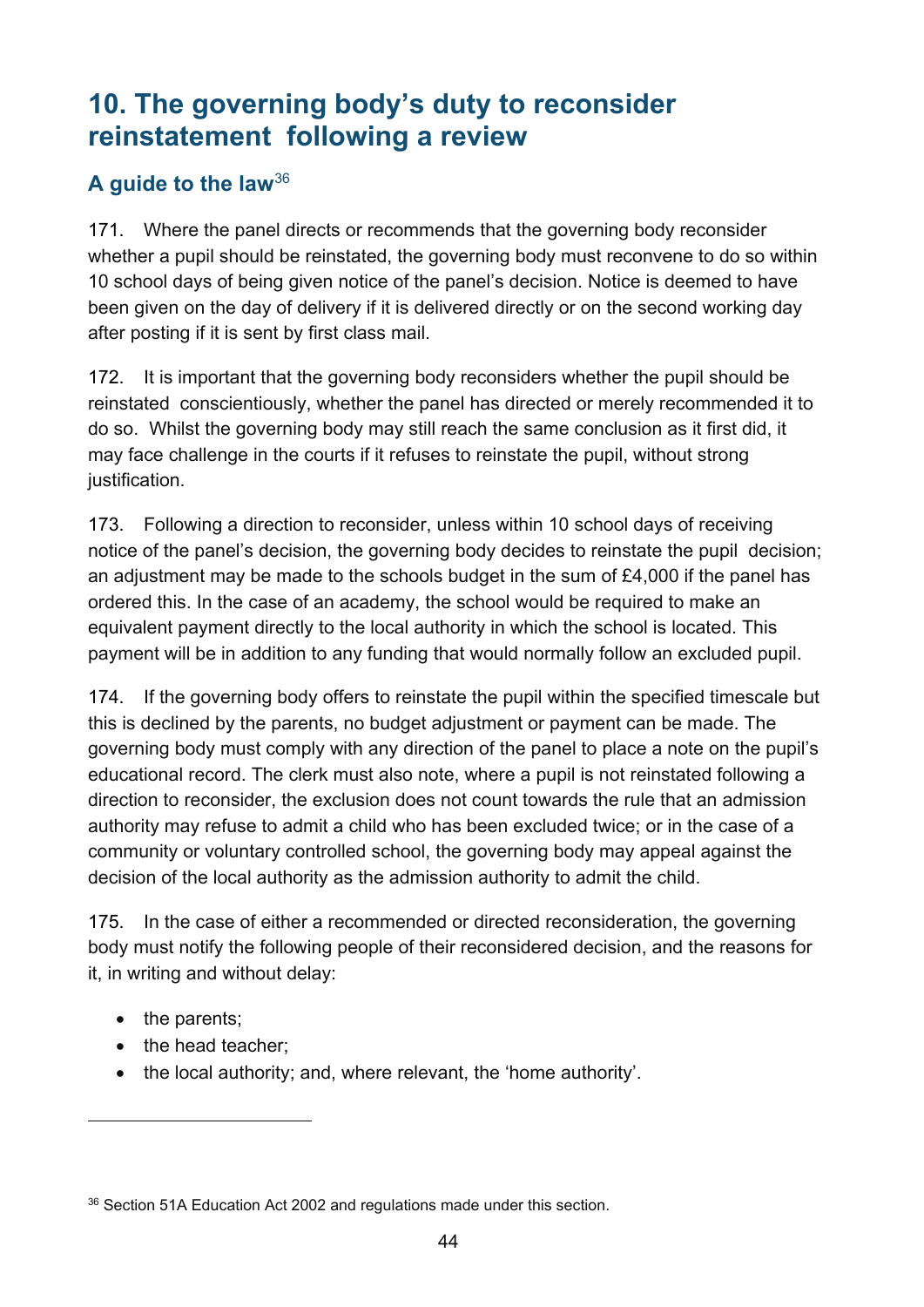# 10. The governing body's duty to reconsider reinstatement following a review

## A guide to the law[36]

171. Where the panel directs or recommends that the governing body reconsider whether a pupil should be reinstated, the governing body must reconvene to do so within 10 school days of being given notice of the panel's decision. Notice is deemed to have been given on the day of delivery if it is delivered directly or on the second working day after posting if it is sent by first class mail.

172. It is important that the governing body reconsiders whether the pupil should be reinstated conscientiously, whether the panel has directed or merely recommended it to do so. Whilst the governing body may still reach the same conclusion as it first did, it may face challenge in the courts if it refuses to reinstate the pupil, without strong justification.

173. Following a direction to reconsider, unless within 10 school days of receiving notice of the panel's decision, the governing body decides to reinstate the pupil decision; an adjustment may be made to the schools budget in the sum of £4,000 if the panel has ordered this. In the case of an academy, the school would be required to make an equivalent payment directly to the local authority in which the school is located. This payment will be in addition to any funding that would normally follow an excluded pupil.

174. If the governing body offers to reinstate the pupil within the specified timescale but this is declined by the parents, no budget adjustment or payment can be made. The governing body must comply with any direction of the panel to place a note on the pupil's educational record. The clerk must also note, where a pupil is not reinstated following a direction to reconsider, the exclusion does not count towards the rule that an admission authority may refuse to admit a child who has been excluded twice; or in the case of a community or voluntary controlled school, the governing body may appeal against the decision of the local authority as the admission authority to admit the child.

175. In the case of either a recommended or directed reconsideration, the governing body must notify the following people of their reconsidered decision, and the reasons for it, in writing and without delay:

- the parents;
- the head teacher;
- the local authority; and, where relevant, the 'home authority'.

---

[36] Section 51A Education Act 2002 and regulations made under this section.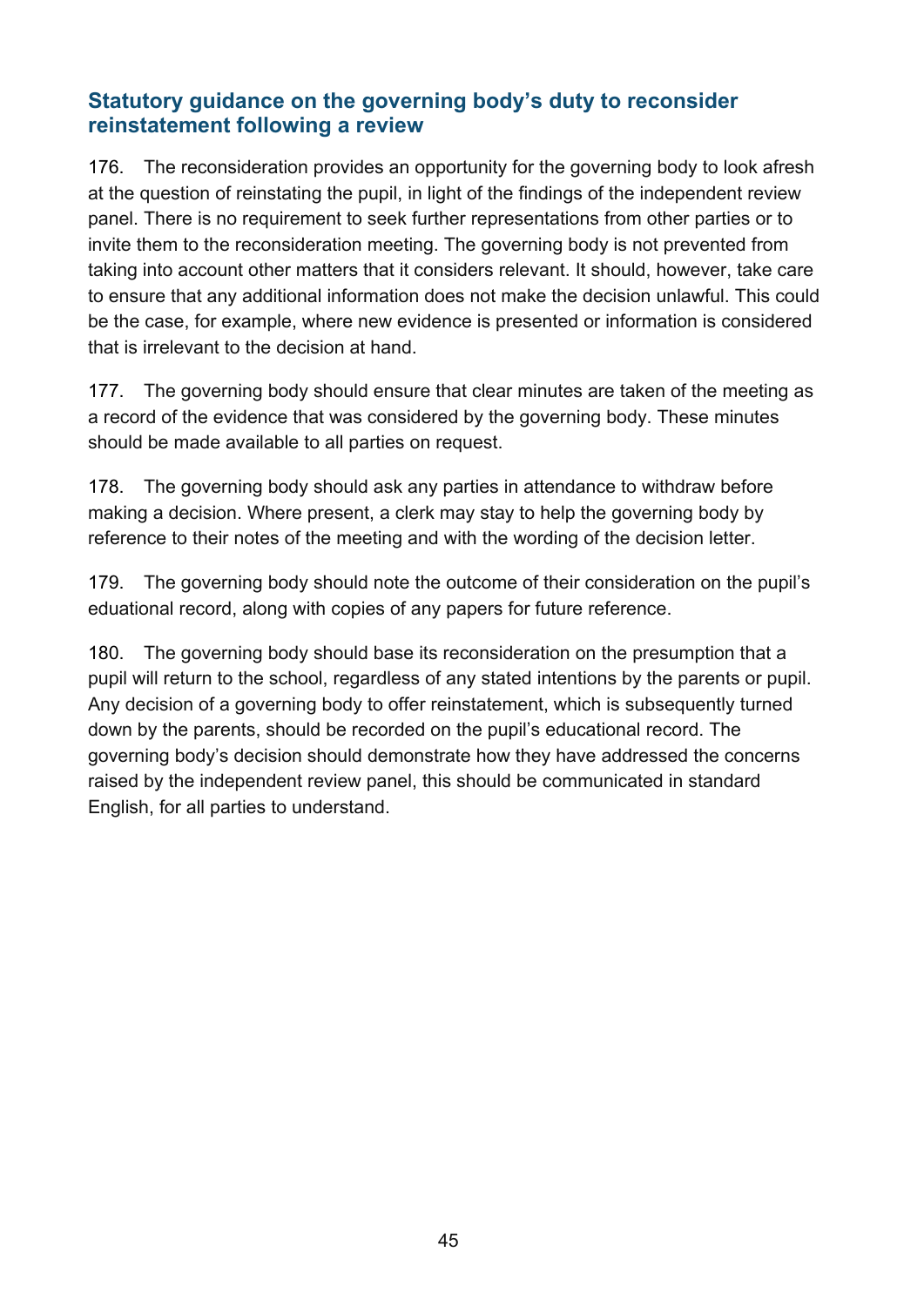## Statutory guidance on the governing body's duty to reconsider reinstatement following a review

176. The reconsideration provides an opportunity for the governing body to look afresh at the question of reinstating the pupil, in light of the findings of the independent review panel. There is no requirement to seek further representations from other parties or to invite them to the reconsideration meeting. The governing body is not prevented from taking into account other matters that it considers relevant. It should, however, take care to ensure that any additional information does not make the decision unlawful. This could be the case, for example, where new evidence is presented or information is considered that is irrelevant to the decision at hand.

177. The governing body should ensure that clear minutes are taken of the meeting as a record of the evidence that was considered by the governing body. These minutes should be made available to all parties on request.

178. The governing body should ask any parties in attendance to withdraw before making a decision. Where present, a clerk may stay to help the governing body by reference to their notes of the meeting and with the wording of the decision letter.

179. The governing body should note the outcome of their consideration on the pupil's eduational record, along with copies of any papers for future reference.

180. The governing body should base its reconsideration on the presumption that a pupil will return to the school, regardless of any stated intentions by the parents or pupil. Any decision of a governing body to offer reinstatement, which is subsequently turned down by the parents, should be recorded on the pupil's educational record. The governing body's decision should demonstrate how they have addressed the concerns raised by the independent review panel, this should be communicated in standard English, for all parties to understand.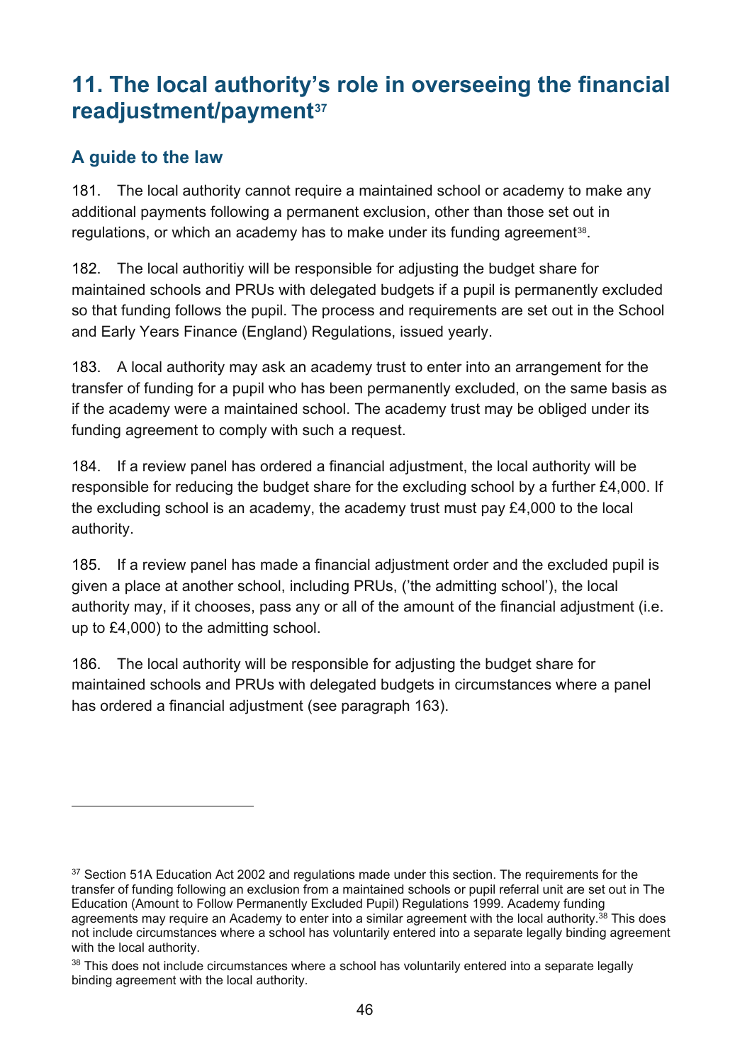# 11. The local authority's role in overseeing the financial readjustment/payment[37]

## A guide to the law

181. The local authority cannot require a maintained school or academy to make any additional payments following a permanent exclusion, other than those set out in regulations, or which an academy has to make under its funding agreement[38].

182. The local authoritiy will be responsible for adjusting the budget share for maintained schools and PRUs with delegated budgets if a pupil is permanently excluded so that funding follows the pupil. The process and requirements are set out in the School and Early Years Finance (England) Regulations, issued yearly.

183. A local authority may ask an academy trust to enter into an arrangement for the transfer of funding for a pupil who has been permanently excluded, on the same basis as if the academy were a maintained school. The academy trust may be obliged under its funding agreement to comply with such a request.

184. If a review panel has ordered a financial adjustment, the local authority will be responsible for reducing the budget share for the excluding school by a further £4,000. If the excluding school is an academy, the academy trust must pay £4,000 to the local authority.

185. If a review panel has made a financial adjustment order and the excluded pupil is given a place at another school, including PRUs, ('the admitting school'), the local authority may, if it chooses, pass any or all of the amount of the financial adjustment (i.e. up to £4,000) to the admitting school.

186. The local authority will be responsible for adjusting the budget share for maintained schools and PRUs with delegated budgets in circumstances where a panel has ordered a financial adjustment (see paragraph 163).

---

[37] Section 51A Education Act 2002 and regulations made under this section. The requirements for the transfer of funding following an exclusion from a maintained schools or pupil referral unit are set out in The Education (Amount to Follow Permanently Excluded Pupil) Regulations 1999. Academy funding agreements may require an Academy to enter into a similar agreement with the local authority.[38] This does not include circumstances where a school has voluntarily entered into a separate legally binding agreement with the local authority.

[38] This does not include circumstances where a school has voluntarily entered into a separate legally binding agreement with the local authority.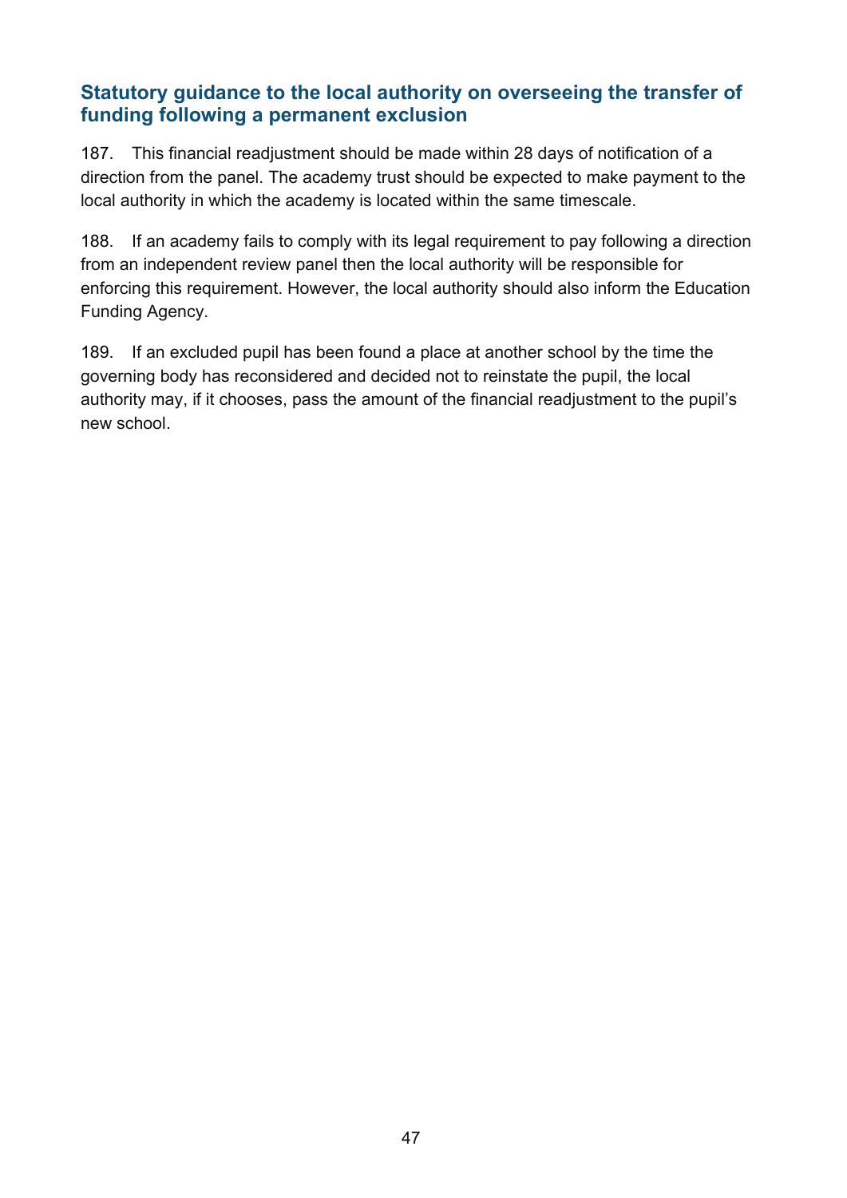## Statutory guidance to the local authority on overseeing the transfer of funding following a permanent exclusion

187. This financial readjustment should be made within 28 days of notification of a direction from the panel. The academy trust should be expected to make payment to the local authority in which the academy is located within the same timescale.

188. If an academy fails to comply with its legal requirement to pay following a direction from an independent review panel then the local authority will be responsible for enforcing this requirement. However, the local authority should also inform the Education Funding Agency.

189. If an excluded pupil has been found a place at another school by the time the governing body has reconsidered and decided not to reinstate the pupil, the local authority may, if it chooses, pass the amount of the financial readjustment to the pupil's new school.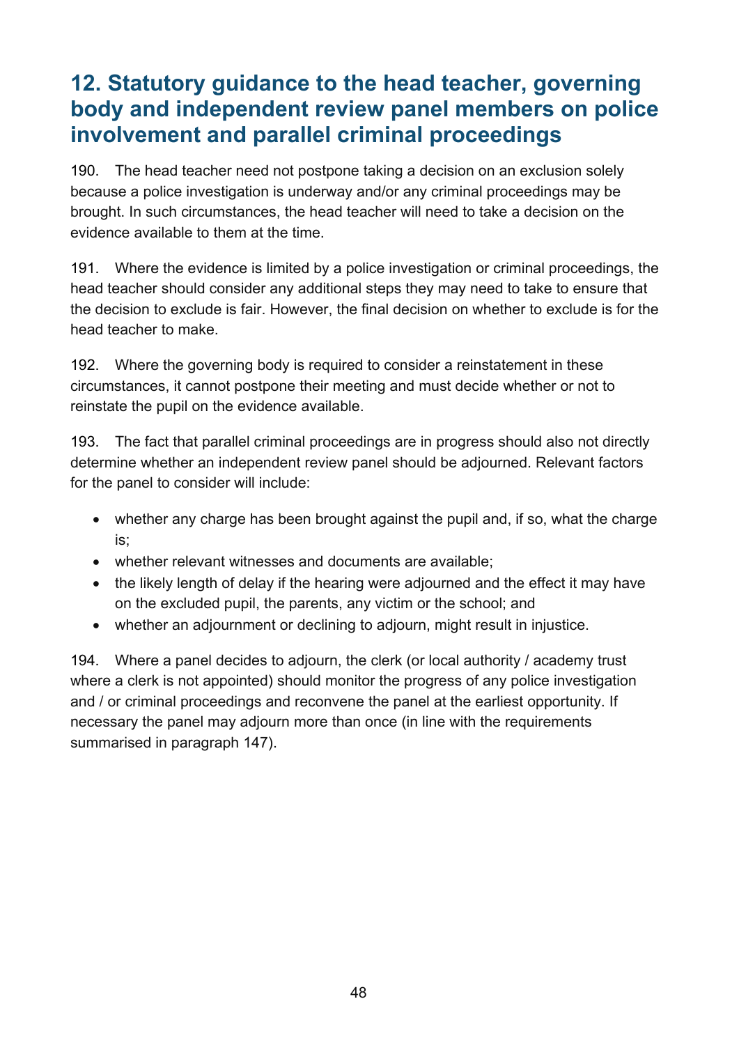# 12. Statutory guidance to the head teacher, governing body and independent review panel members on police involvement and parallel criminal proceedings

190. The head teacher need not postpone taking a decision on an exclusion solely because a police investigation is underway and/or any criminal proceedings may be brought. In such circumstances, the head teacher will need to take a decision on the evidence available to them at the time.

191. Where the evidence is limited by a police investigation or criminal proceedings, the head teacher should consider any additional steps they may need to take to ensure that the decision to exclude is fair. However, the final decision on whether to exclude is for the head teacher to make.

192. Where the governing body is required to consider a reinstatement in these circumstances, it cannot postpone their meeting and must decide whether or not to reinstate the pupil on the evidence available.

193. The fact that parallel criminal proceedings are in progress should also not directly determine whether an independent review panel should be adjourned. Relevant factors for the panel to consider will include:

- whether any charge has been brought against the pupil and, if so, what the charge is;
- whether relevant witnesses and documents are available;
- the likely length of delay if the hearing were adjourned and the effect it may have on the excluded pupil, the parents, any victim or the school; and
- whether an adjournment or declining to adjourn, might result in injustice.

194. Where a panel decides to adjourn, the clerk (or local authority / academy trust where a clerk is not appointed) should monitor the progress of any police investigation and / or criminal proceedings and reconvene the panel at the earliest opportunity. If necessary the panel may adjourn more than once (in line with the requirements summarised in paragraph 147).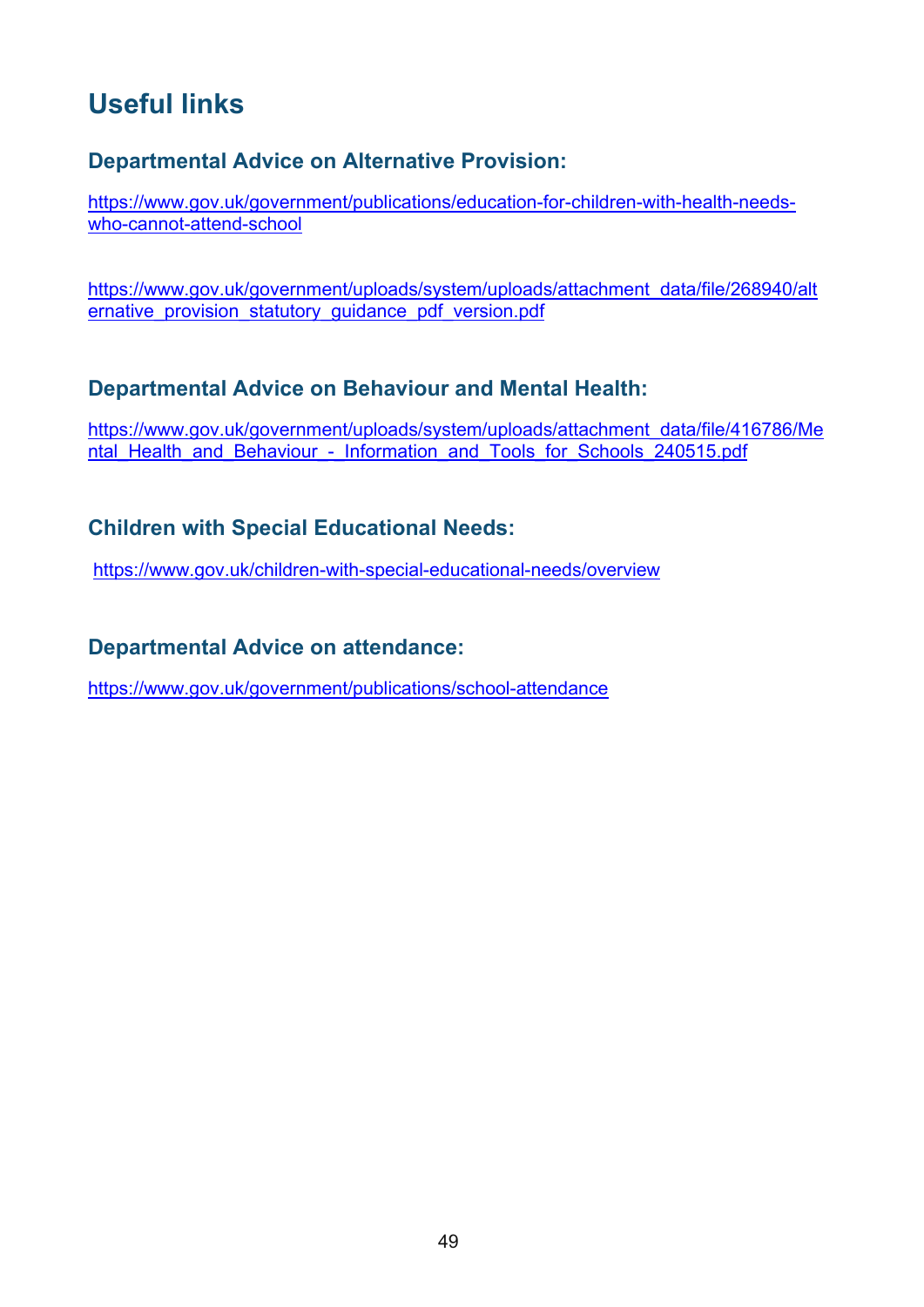## Useful links

### Departmental Advice on Alternative Provision:

https://www.gov.uk/government/publications/education-for-children-with-health-needs-who-cannot-attend-school

https://www.gov.uk/government/uploads/system/uploads/attachment_data/file/268940/alternative_provision_statutory_guidance_pdf_version.pdf

### Departmental Advice on Behaviour and Mental Health:

https://www.gov.uk/government/uploads/system/uploads/attachment_data/file/416786/Mental_Health_and_Behaviour_-_Information_and_Tools_for_Schools_240515.pdf

### Children with Special Educational Needs:

https://www.gov.uk/children-with-special-educational-needs/overview

### Departmental Advice on attendance:

https://www.gov.uk/government/publications/school-attendance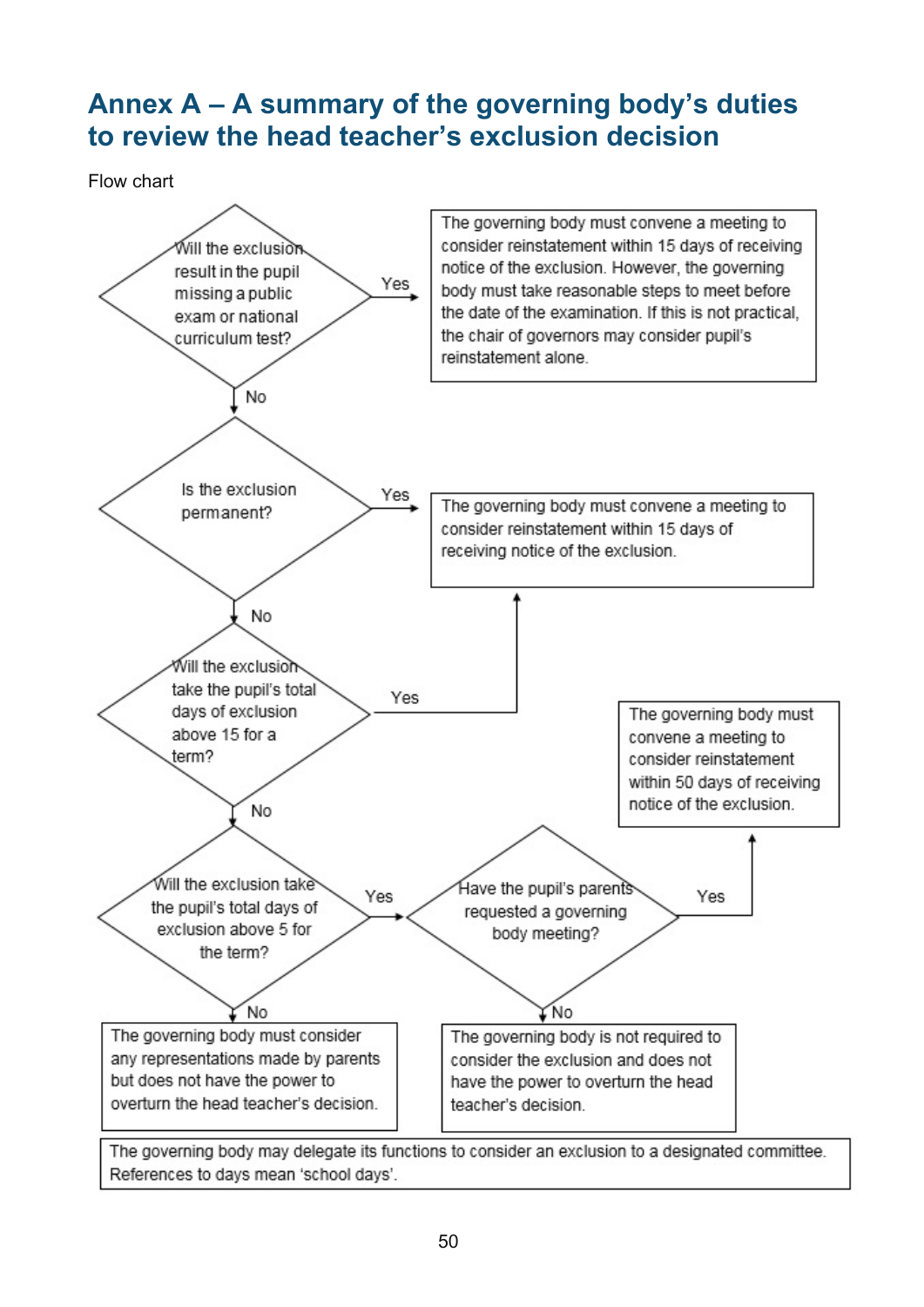# Annex A – A summary of the governing body's duties to review the head teacher's exclusion decision

Flow chart

**Will the exclusion result in the pupil missing a public exam or national curriculum test?**

- Yes → The governing body must convene a meeting to consider reinstatement within 15 days of receiving notice of the exclusion. However, the governing body must take reasonable steps to meet before the date of the examination. If this is not practical, the chair of governors may consider pupil's reinstatement alone.
- No → **Is the exclusion permanent?**
  - Yes → The governing body must convene a meeting to consider reinstatement within 15 days of receiving notice of the exclusion.
  - No → **Will the exclusion take the pupil's total days of exclusion above 15 for a term?**
    - Yes → The governing body must convene a meeting to consider reinstatement within 15 days of receiving notice of the exclusion.
    - No → **Will the exclusion take the pupil's total days of exclusion above 5 for the term?**
      - Yes → **Have the pupil's parents requested a governing body meeting?**
        - Yes → The governing body must convene a meeting to consider reinstatement within 50 days of receiving notice of the exclusion.
        - No → The governing body is not required to consider the exclusion and does not have the power to overturn the head teacher's decision.
      - No → The governing body must consider any representations made by parents but does not have the power to overturn the head teacher's decision.

The governing body may delegate its functions to consider an exclusion to a designated committee. References to days mean 'school days'.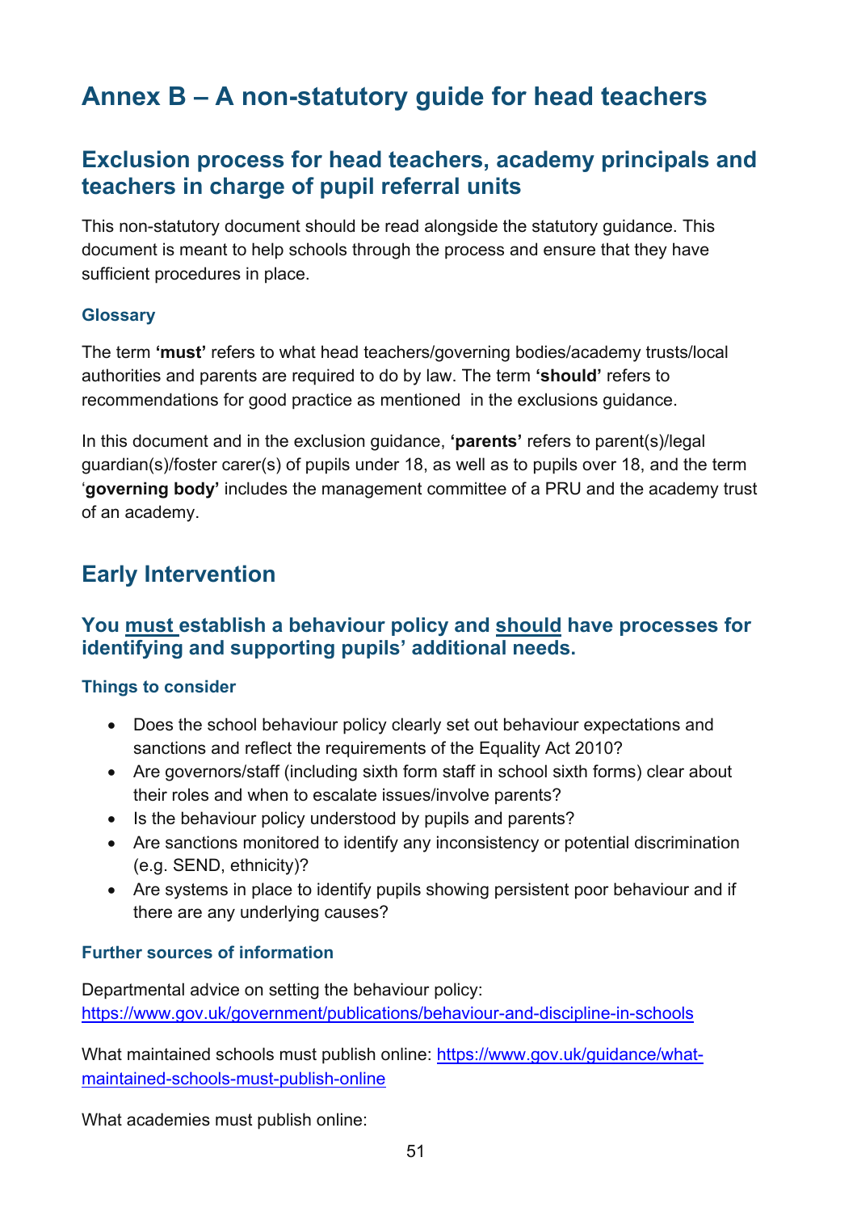# Annex B – A non-statutory guide for head teachers

## Exclusion process for head teachers, academy principals and teachers in charge of pupil referral units

This non-statutory document should be read alongside the statutory guidance. This document is meant to help schools through the process and ensure that they have sufficient procedures in place.

### Glossary

The term **'must'** refers to what head teachers/governing bodies/academy trusts/local authorities and parents are required to do by law. The term **'should'** refers to recommendations for good practice as mentioned in the exclusions guidance.

In this document and in the exclusion guidance, **'parents'** refers to parent(s)/legal guardian(s)/foster carer(s) of pupils under 18, as well as to pupils over 18, and the term '**governing body'** includes the management committee of a PRU and the academy trust of an academy.

## Early Intervention

### You <u>must</u> establish a behaviour policy and <u>should</u> have processes for identifying and supporting pupils' additional needs.

#### Things to consider

- Does the school behaviour policy clearly set out behaviour expectations and sanctions and reflect the requirements of the Equality Act 2010?
- Are governors/staff (including sixth form staff in school sixth forms) clear about their roles and when to escalate issues/involve parents?
- Is the behaviour policy understood by pupils and parents?
- Are sanctions monitored to identify any inconsistency or potential discrimination (e.g. SEND, ethnicity)?
- Are systems in place to identify pupils showing persistent poor behaviour and if there are any underlying causes?

#### Further sources of information

Departmental advice on setting the behaviour policy: https://www.gov.uk/government/publications/behaviour-and-discipline-in-schools

What maintained schools must publish online: https://www.gov.uk/guidance/what-maintained-schools-must-publish-online

What academies must publish online: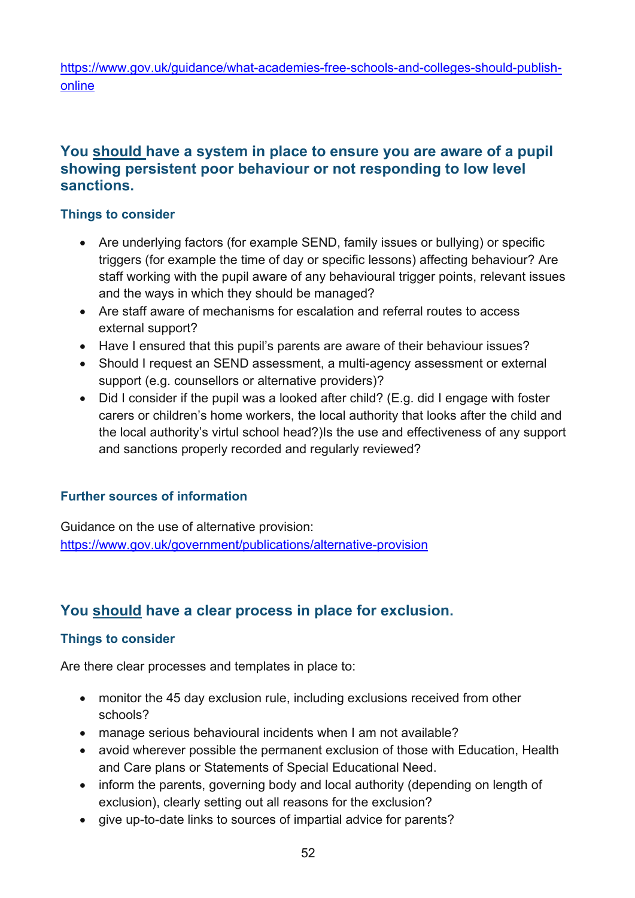https://www.gov.uk/guidance/what-academies-free-schools-and-colleges-should-publish-online

## You should have a system in place to ensure you are aware of a pupil showing persistent poor behaviour or not responding to low level sanctions.

### Things to consider

- Are underlying factors (for example SEND, family issues or bullying) or specific triggers (for example the time of day or specific lessons) affecting behaviour? Are staff working with the pupil aware of any behavioural trigger points, relevant issues and the ways in which they should be managed?
- Are staff aware of mechanisms for escalation and referral routes to access external support?
- Have I ensured that this pupil's parents are aware of their behaviour issues?
- Should I request an SEND assessment, a multi-agency assessment or external support (e.g. counsellors or alternative providers)?
- Did I consider if the pupil was a looked after child? (E.g. did I engage with foster carers or children's home workers, the local authority that looks after the child and the local authority's virtul school head?)Is the use and effectiveness of any support and sanctions properly recorded and regularly reviewed?

### Further sources of information

Guidance on the use of alternative provision:
https://www.gov.uk/government/publications/alternative-provision

## You should have a clear process in place for exclusion.

### Things to consider

Are there clear processes and templates in place to:

- monitor the 45 day exclusion rule, including exclusions received from other schools?
- manage serious behavioural incidents when I am not available?
- avoid wherever possible the permanent exclusion of those with Education, Health and Care plans or Statements of Special Educational Need.
- inform the parents, governing body and local authority (depending on length of exclusion), clearly setting out all reasons for the exclusion?
- give up-to-date links to sources of impartial advice for parents?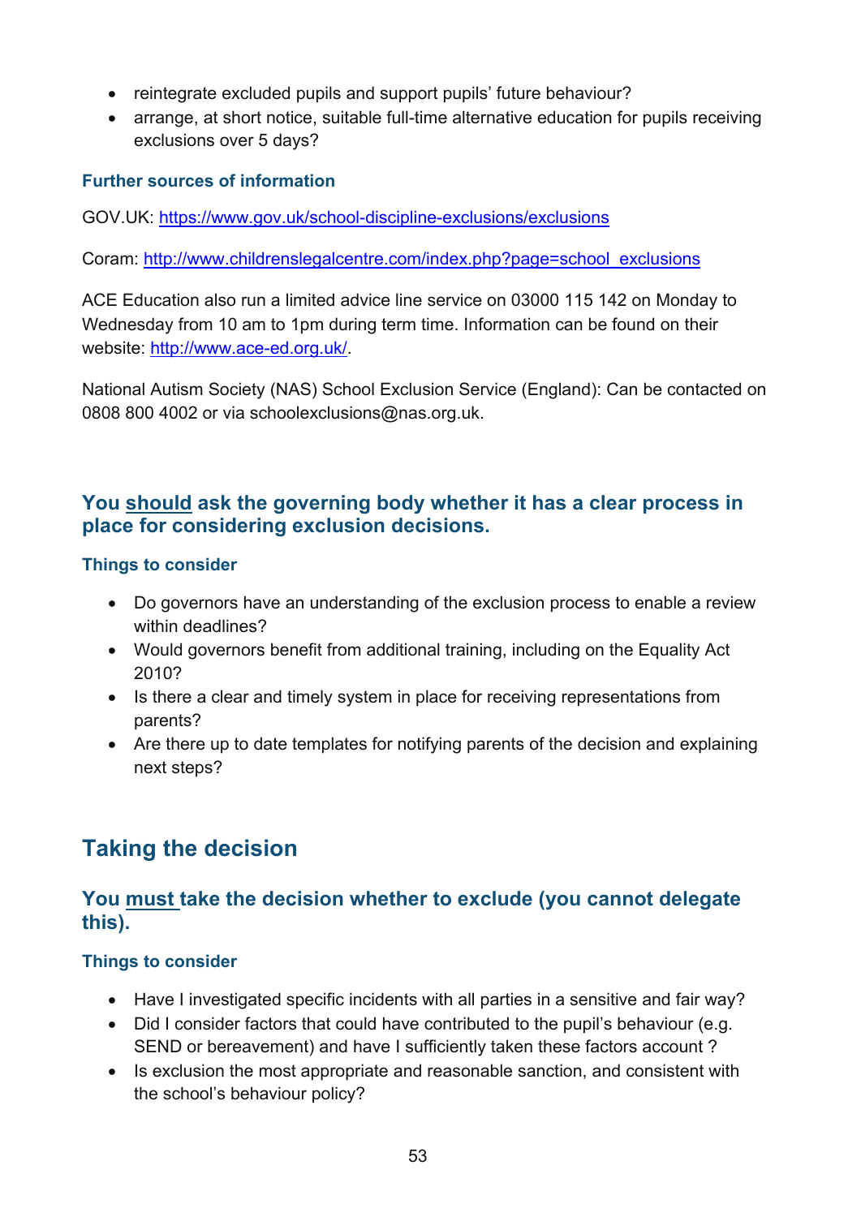- reintegrate excluded pupils and support pupils' future behaviour?
- arrange, at short notice, suitable full-time alternative education for pupils receiving exclusions over 5 days?

#### Further sources of information

GOV.UK: https://www.gov.uk/school-discipline-exclusions/exclusions

Coram: http://www.childrenslegalcentre.com/index.php?page=school_exclusions

ACE Education also run a limited advice line service on 03000 115 142 on Monday to Wednesday from 10 am to 1pm during term time. Information can be found on their website: http://www.ace-ed.org.uk/.

National Autism Society (NAS) School Exclusion Service (England): Can be contacted on 0808 800 4002 or via schoolexclusions@nas.org.uk.

### You <u>should</u> ask the governing body whether it has a clear process in place for considering exclusion decisions.

#### Things to consider

- Do governors have an understanding of the exclusion process to enable a review within deadlines?
- Would governors benefit from additional training, including on the Equality Act 2010?
- Is there a clear and timely system in place for receiving representations from parents?
- Are there up to date templates for notifying parents of the decision and explaining next steps?

## Taking the decision

### You <u>must</u> take the decision whether to exclude (you cannot delegate this).

#### Things to consider

- Have I investigated specific incidents with all parties in a sensitive and fair way?
- Did I consider factors that could have contributed to the pupil's behaviour (e.g. SEND or bereavement) and have I sufficiently taken these factors account ?
- Is exclusion the most appropriate and reasonable sanction, and consistent with the school's behaviour policy?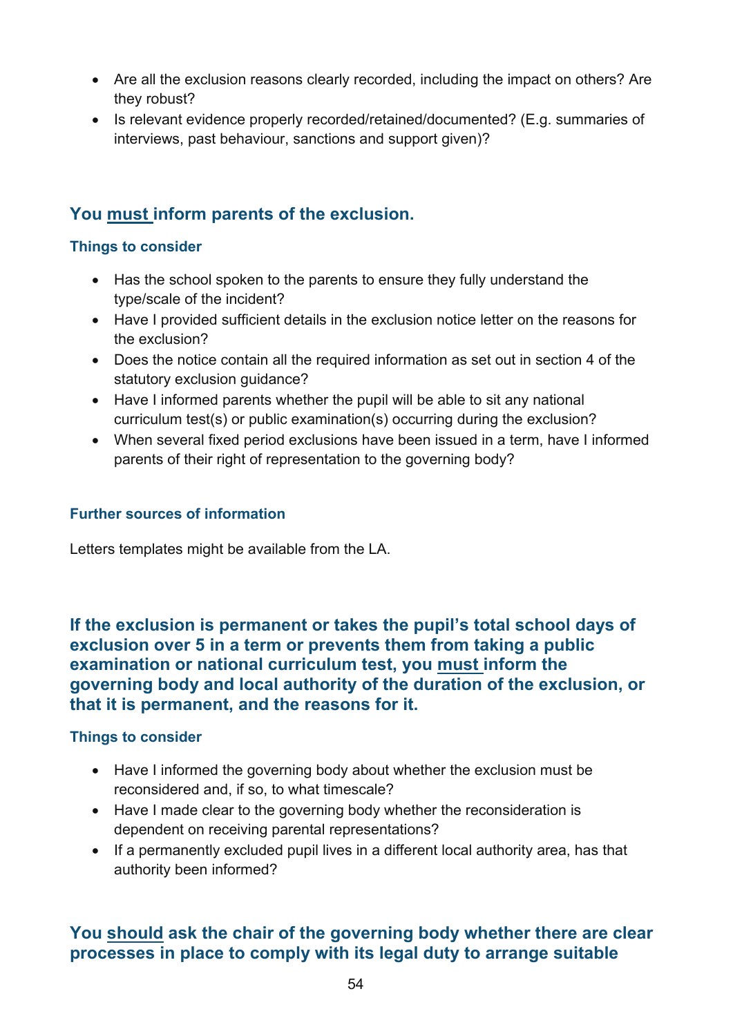- Are all the exclusion reasons clearly recorded, including the impact on others? Are they robust?
- Is relevant evidence properly recorded/retained/documented? (E.g. summaries of interviews, past behaviour, sanctions and support given)?

## You <u>must</u> inform parents of the exclusion.

### Things to consider

- Has the school spoken to the parents to ensure they fully understand the type/scale of the incident?
- Have I provided sufficient details in the exclusion notice letter on the reasons for the exclusion?
- Does the notice contain all the required information as set out in section 4 of the statutory exclusion guidance?
- Have I informed parents whether the pupil will be able to sit any national curriculum test(s) or public examination(s) occurring during the exclusion?
- When several fixed period exclusions have been issued in a term, have I informed parents of their right of representation to the governing body?

### Further sources of information

Letters templates might be available from the LA.

## If the exclusion is permanent or takes the pupil's total school days of exclusion over 5 in a term or prevents them from taking a public examination or national curriculum test, you <u>must</u> inform the governing body and local authority of the duration of the exclusion, or that it is permanent, and the reasons for it.

### Things to consider

- Have I informed the governing body about whether the exclusion must be reconsidered and, if so, to what timescale?
- Have I made clear to the governing body whether the reconsideration is dependent on receiving parental representations?
- If a permanently excluded pupil lives in a different local authority area, has that authority been informed?

## You <u>should</u> ask the chair of the governing body whether there are clear processes in place to comply with its legal duty to arrange suitable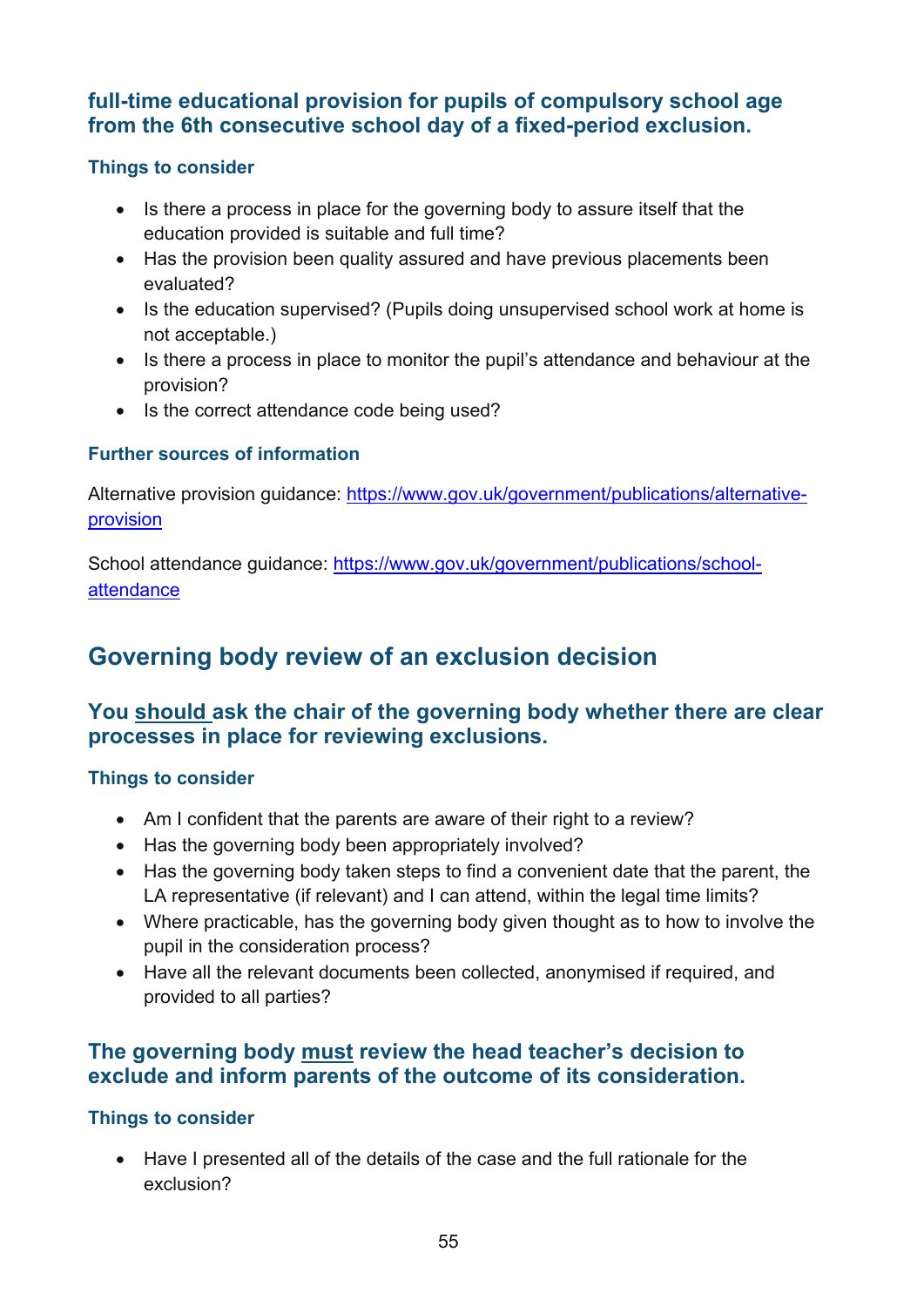### full-time educational provision for pupils of compulsory school age from the 6th consecutive school day of a fixed-period exclusion.

#### Things to consider

- Is there a process in place for the governing body to assure itself that the education provided is suitable and full time?
- Has the provision been quality assured and have previous placements been evaluated?
- Is the education supervised? (Pupils doing unsupervised school work at home is not acceptable.)
- Is there a process in place to monitor the pupil's attendance and behaviour at the provision?
- Is the correct attendance code being used?

#### Further sources of information

Alternative provision guidance: [https://www.gov.uk/government/publications/alternative-provision](https://www.gov.uk/government/publications/alternative-provision)

School attendance guidance: [https://www.gov.uk/government/publications/school-attendance](https://www.gov.uk/government/publications/school-attendance)

## Governing body review of an exclusion decision

### You should ask the chair of the governing body whether there are clear processes in place for reviewing exclusions.

#### Things to consider

- Am I confident that the parents are aware of their right to a review?
- Has the governing body been appropriately involved?
- Has the governing body taken steps to find a convenient date that the parent, the LA representative (if relevant) and I can attend, within the legal time limits?
- Where practicable, has the governing body given thought as to how to involve the pupil in the consideration process?
- Have all the relevant documents been collected, anonymised if required, and provided to all parties?

### The governing body must review the head teacher's decision to exclude and inform parents of the outcome of its consideration.

#### Things to consider

- Have I presented all of the details of the case and the full rationale for the exclusion?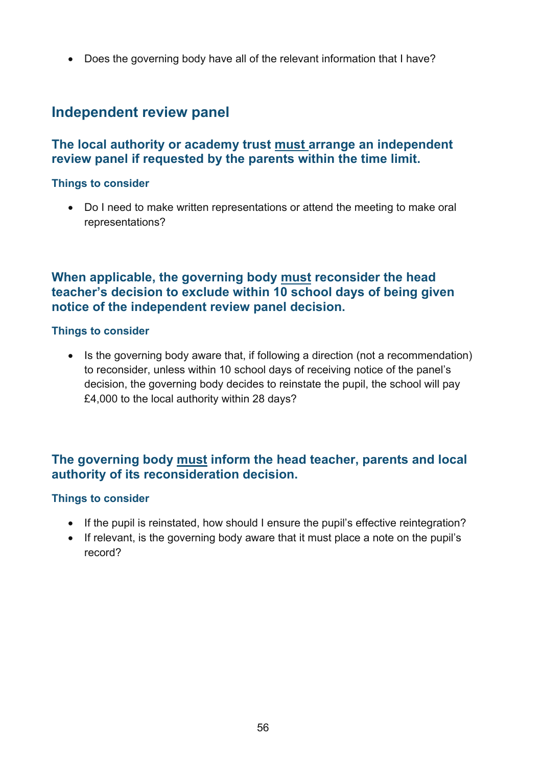- Does the governing body have all of the relevant information that I have?

## Independent review panel

### The local authority or academy trust must arrange an independent review panel if requested by the parents within the time limit.

#### Things to consider

- Do I need to make written representations or attend the meeting to make oral representations?

### When applicable, the governing body must reconsider the head teacher's decision to exclude within 10 school days of being given notice of the independent review panel decision.

#### Things to consider

- Is the governing body aware that, if following a direction (not a recommendation) to reconsider, unless within 10 school days of receiving notice of the panel's decision, the governing body decides to reinstate the pupil, the school will pay £4,000 to the local authority within 28 days?

### The governing body must inform the head teacher, parents and local authority of its reconsideration decision.

#### Things to consider

- If the pupil is reinstated, how should I ensure the pupil's effective reintegration?
- If relevant, is the governing body aware that it must place a note on the pupil's record?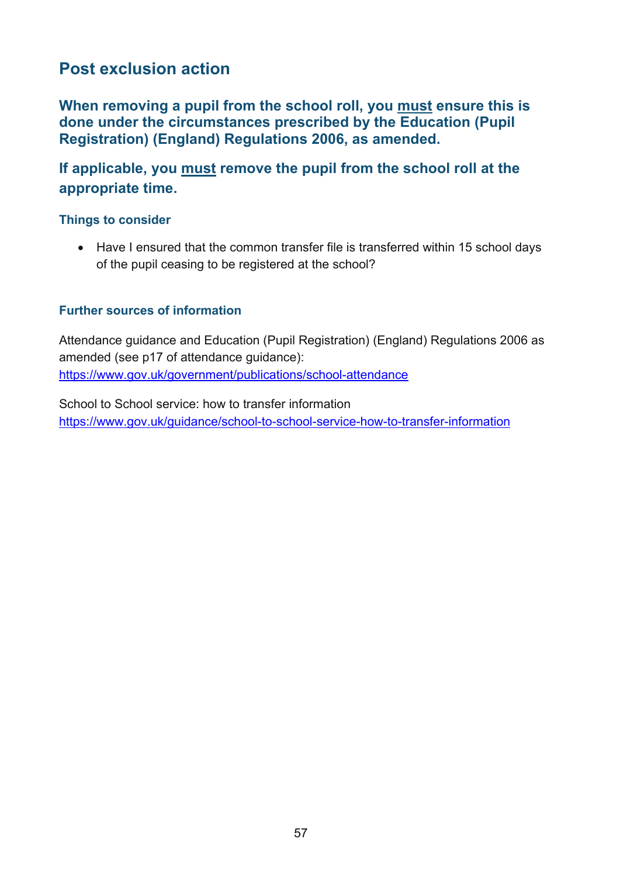## Post exclusion action

**When removing a pupil from the school roll, you <u>must</u> ensure this is done under the circumstances prescribed by the Education (Pupil Registration) (England) Regulations 2006, as amended.**

**If applicable, you <u>must</u> remove the pupil from the school roll at the appropriate time.**

#### Things to consider

- Have I ensured that the common transfer file is transferred within 15 school days of the pupil ceasing to be registered at the school?

#### Further sources of information

Attendance guidance and Education (Pupil Registration) (England) Regulations 2006 as amended (see p17 of attendance guidance):
https://www.gov.uk/government/publications/school-attendance

School to School service: how to transfer information
https://www.gov.uk/guidance/school-to-school-service-how-to-transfer-information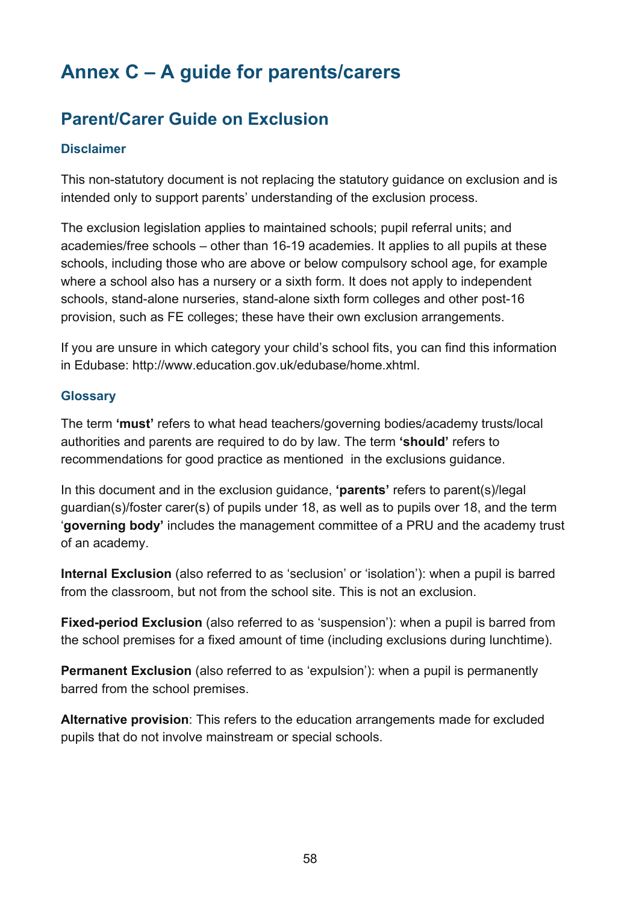# Annex C – A guide for parents/carers

## Parent/Carer Guide on Exclusion

### Disclaimer

This non-statutory document is not replacing the statutory guidance on exclusion and is intended only to support parents' understanding of the exclusion process.

The exclusion legislation applies to maintained schools; pupil referral units; and academies/free schools – other than 16-19 academies. It applies to all pupils at these schools, including those who are above or below compulsory school age, for example where a school also has a nursery or a sixth form. It does not apply to independent schools, stand-alone nurseries, stand-alone sixth form colleges and other post-16 provision, such as FE colleges; these have their own exclusion arrangements.

If you are unsure in which category your child's school fits, you can find this information in Edubase: http://www.education.gov.uk/edubase/home.xhtml.

### Glossary

The term **'must'** refers to what head teachers/governing bodies/academy trusts/local authorities and parents are required to do by law. The term **'should'** refers to recommendations for good practice as mentioned in the exclusions guidance.

In this document and in the exclusion guidance, **'parents'** refers to parent(s)/legal guardian(s)/foster carer(s) of pupils under 18, as well as to pupils over 18, and the term '**governing body'** includes the management committee of a PRU and the academy trust of an academy.

**Internal Exclusion** (also referred to as 'seclusion' or 'isolation'): when a pupil is barred from the classroom, but not from the school site. This is not an exclusion.

**Fixed-period Exclusion** (also referred to as 'suspension'): when a pupil is barred from the school premises for a fixed amount of time (including exclusions during lunchtime).

**Permanent Exclusion** (also referred to as 'expulsion'): when a pupil is permanently barred from the school premises.

**Alternative provision**: This refers to the education arrangements made for excluded pupils that do not involve mainstream or special schools.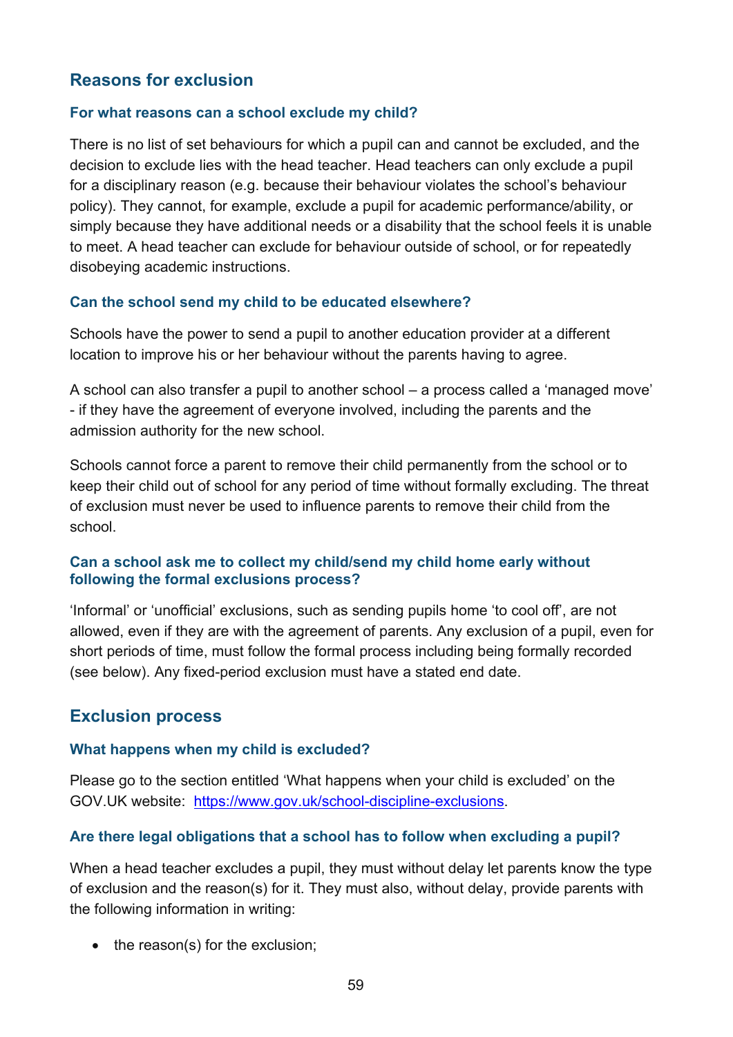## Reasons for exclusion

### For what reasons can a school exclude my child?

There is no list of set behaviours for which a pupil can and cannot be excluded, and the decision to exclude lies with the head teacher. Head teachers can only exclude a pupil for a disciplinary reason (e.g. because their behaviour violates the school's behaviour policy). They cannot, for example, exclude a pupil for academic performance/ability, or simply because they have additional needs or a disability that the school feels it is unable to meet. A head teacher can exclude for behaviour outside of school, or for repeatedly disobeying academic instructions.

### Can the school send my child to be educated elsewhere?

Schools have the power to send a pupil to another education provider at a different location to improve his or her behaviour without the parents having to agree.

A school can also transfer a pupil to another school – a process called a 'managed move' - if they have the agreement of everyone involved, including the parents and the admission authority for the new school.

Schools cannot force a parent to remove their child permanently from the school or to keep their child out of school for any period of time without formally excluding. The threat of exclusion must never be used to influence parents to remove their child from the school.

### Can a school ask me to collect my child/send my child home early without following the formal exclusions process?

'Informal' or 'unofficial' exclusions, such as sending pupils home 'to cool off', are not allowed, even if they are with the agreement of parents. Any exclusion of a pupil, even for short periods of time, must follow the formal process including being formally recorded (see below). Any fixed-period exclusion must have a stated end date.

## Exclusion process

### What happens when my child is excluded?

Please go to the section entitled 'What happens when your child is excluded' on the GOV.UK website: [https://www.gov.uk/school-discipline-exclusions](https://www.gov.uk/school-discipline-exclusions).

### Are there legal obligations that a school has to follow when excluding a pupil?

When a head teacher excludes a pupil, they must without delay let parents know the type of exclusion and the reason(s) for it. They must also, without delay, provide parents with the following information in writing:

- the reason(s) for the exclusion;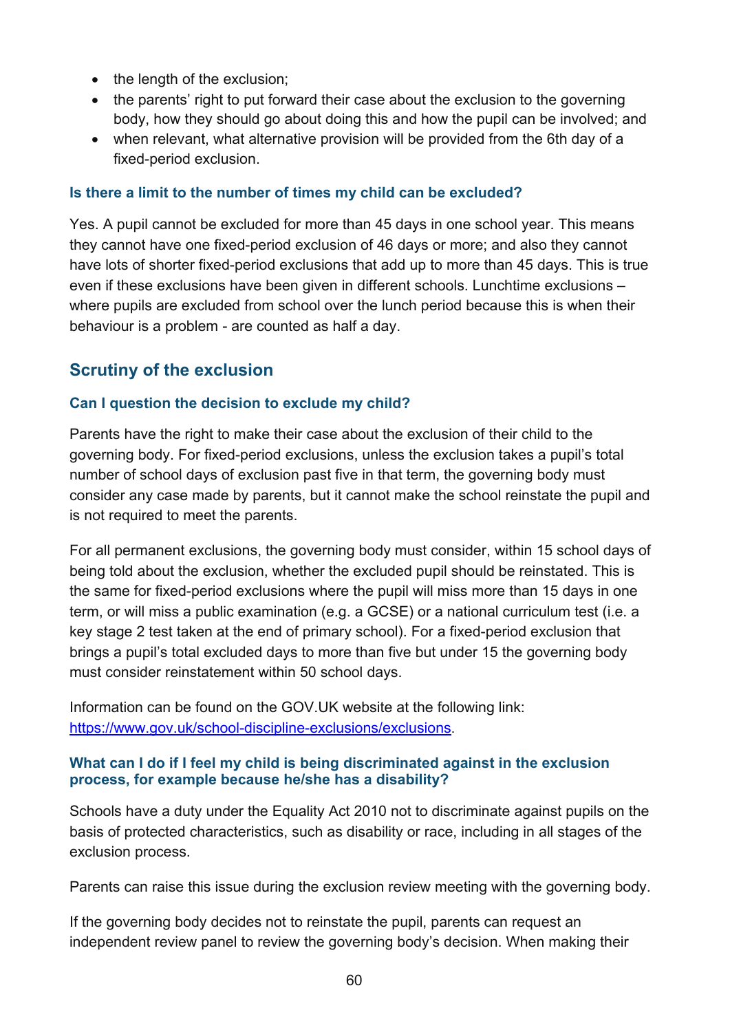- the length of the exclusion;
- the parents' right to put forward their case about the exclusion to the governing body, how they should go about doing this and how the pupil can be involved; and
- when relevant, what alternative provision will be provided from the 6th day of a fixed-period exclusion.

#### Is there a limit to the number of times my child can be excluded?

Yes. A pupil cannot be excluded for more than 45 days in one school year. This means they cannot have one fixed-period exclusion of 46 days or more; and also they cannot have lots of shorter fixed-period exclusions that add up to more than 45 days. This is true even if these exclusions have been given in different schools. Lunchtime exclusions – where pupils are excluded from school over the lunch period because this is when their behaviour is a problem - are counted as half a day.

### Scrutiny of the exclusion

#### Can I question the decision to exclude my child?

Parents have the right to make their case about the exclusion of their child to the governing body. For fixed-period exclusions, unless the exclusion takes a pupil's total number of school days of exclusion past five in that term, the governing body must consider any case made by parents, but it cannot make the school reinstate the pupil and is not required to meet the parents.

For all permanent exclusions, the governing body must consider, within 15 school days of being told about the exclusion, whether the excluded pupil should be reinstated. This is the same for fixed-period exclusions where the pupil will miss more than 15 days in one term, or will miss a public examination (e.g. a GCSE) or a national curriculum test (i.e. a key stage 2 test taken at the end of primary school). For a fixed-period exclusion that brings a pupil's total excluded days to more than five but under 15 the governing body must consider reinstatement within 50 school days.

Information can be found on the GOV.UK website at the following link: [https://www.gov.uk/school-discipline-exclusions/exclusions](https://www.gov.uk/school-discipline-exclusions/exclusions).

#### What can I do if I feel my child is being discriminated against in the exclusion process, for example because he/she has a disability?

Schools have a duty under the Equality Act 2010 not to discriminate against pupils on the basis of protected characteristics, such as disability or race, including in all stages of the exclusion process.

Parents can raise this issue during the exclusion review meeting with the governing body.

If the governing body decides not to reinstate the pupil, parents can request an independent review panel to review the governing body's decision. When making their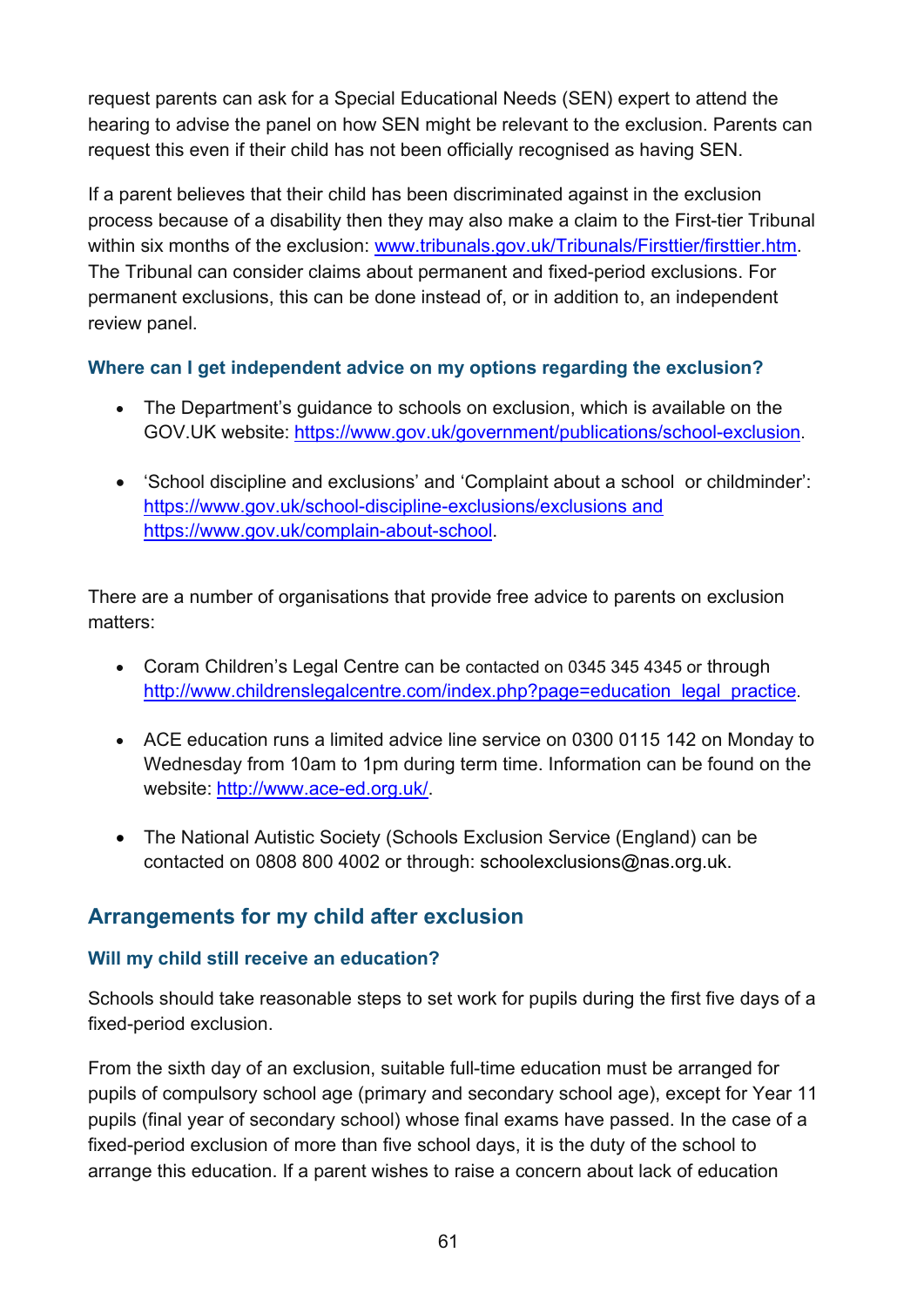request parents can ask for a Special Educational Needs (SEN) expert to attend the hearing to advise the panel on how SEN might be relevant to the exclusion. Parents can request this even if their child has not been officially recognised as having SEN.

If a parent believes that their child has been discriminated against in the exclusion process because of a disability then they may also make a claim to the First-tier Tribunal within six months of the exclusion: [www.tribunals.gov.uk/Tribunals/Firsttier/firsttier.htm](www.tribunals.gov.uk/Tribunals/Firsttier/firsttier.htm). The Tribunal can consider claims about permanent and fixed-period exclusions. For permanent exclusions, this can be done instead of, or in addition to, an independent review panel.

### Where can I get independent advice on my options regarding the exclusion?

- The Department's guidance to schools on exclusion, which is available on the GOV.UK website: [https://www.gov.uk/government/publications/school-exclusion](https://www.gov.uk/government/publications/school-exclusion).
- 'School discipline and exclusions' and 'Complaint about a school or childminder': [https://www.gov.uk/school-discipline-exclusions/exclusions](https://www.gov.uk/school-discipline-exclusions/exclusions) and [https://www.gov.uk/complain-about-school](https://www.gov.uk/complain-about-school).

There are a number of organisations that provide free advice to parents on exclusion matters:

- Coram Children's Legal Centre can be contacted on 0345 345 4345 or through [http://www.childrenslegalcentre.com/index.php?page=education_legal_practice](http://www.childrenslegalcentre.com/index.php?page=education_legal_practice).
- ACE education runs a limited advice line service on 0300 0115 142 on Monday to Wednesday from 10am to 1pm during term time. Information can be found on the website: [http://www.ace-ed.org.uk/](http://www.ace-ed.org.uk/).
- The National Autistic Society (Schools Exclusion Service (England) can be contacted on 0808 800 4002 or through: schoolexclusions@nas.org.uk.

## Arrangements for my child after exclusion

### Will my child still receive an education?

Schools should take reasonable steps to set work for pupils during the first five days of a fixed-period exclusion.

From the sixth day of an exclusion, suitable full-time education must be arranged for pupils of compulsory school age (primary and secondary school age), except for Year 11 pupils (final year of secondary school) whose final exams have passed. In the case of a fixed-period exclusion of more than five school days, it is the duty of the school to arrange this education. If a parent wishes to raise a concern about lack of education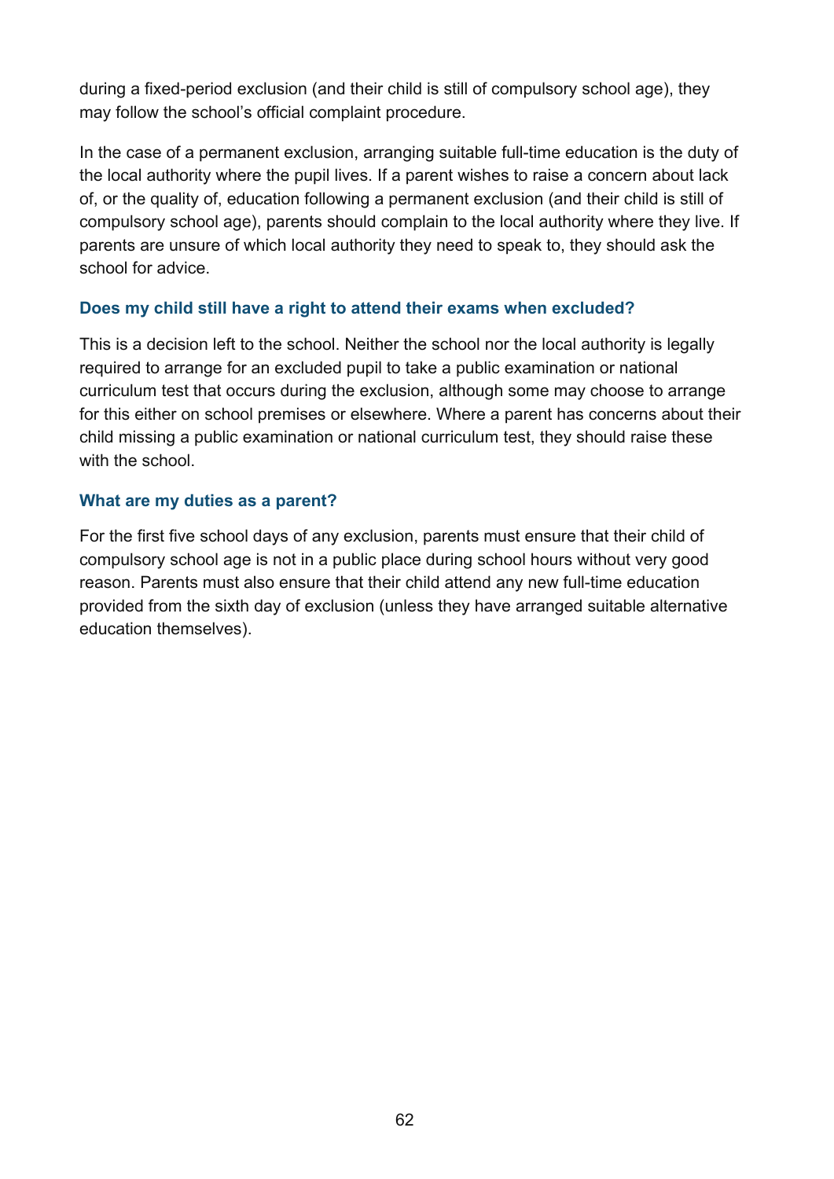during a fixed-period exclusion (and their child is still of compulsory school age), they may follow the school's official complaint procedure.

In the case of a permanent exclusion, arranging suitable full-time education is the duty of the local authority where the pupil lives. If a parent wishes to raise a concern about lack of, or the quality of, education following a permanent exclusion (and their child is still of compulsory school age), parents should complain to the local authority where they live. If parents are unsure of which local authority they need to speak to, they should ask the school for advice.

### Does my child still have a right to attend their exams when excluded?

This is a decision left to the school. Neither the school nor the local authority is legally required to arrange for an excluded pupil to take a public examination or national curriculum test that occurs during the exclusion, although some may choose to arrange for this either on school premises or elsewhere. Where a parent has concerns about their child missing a public examination or national curriculum test, they should raise these with the school.

### What are my duties as a parent?

For the first five school days of any exclusion, parents must ensure that their child of compulsory school age is not in a public place during school hours without very good reason. Parents must also ensure that their child attend any new full-time education provided from the sixth day of exclusion (unless they have arranged suitable alternative education themselves).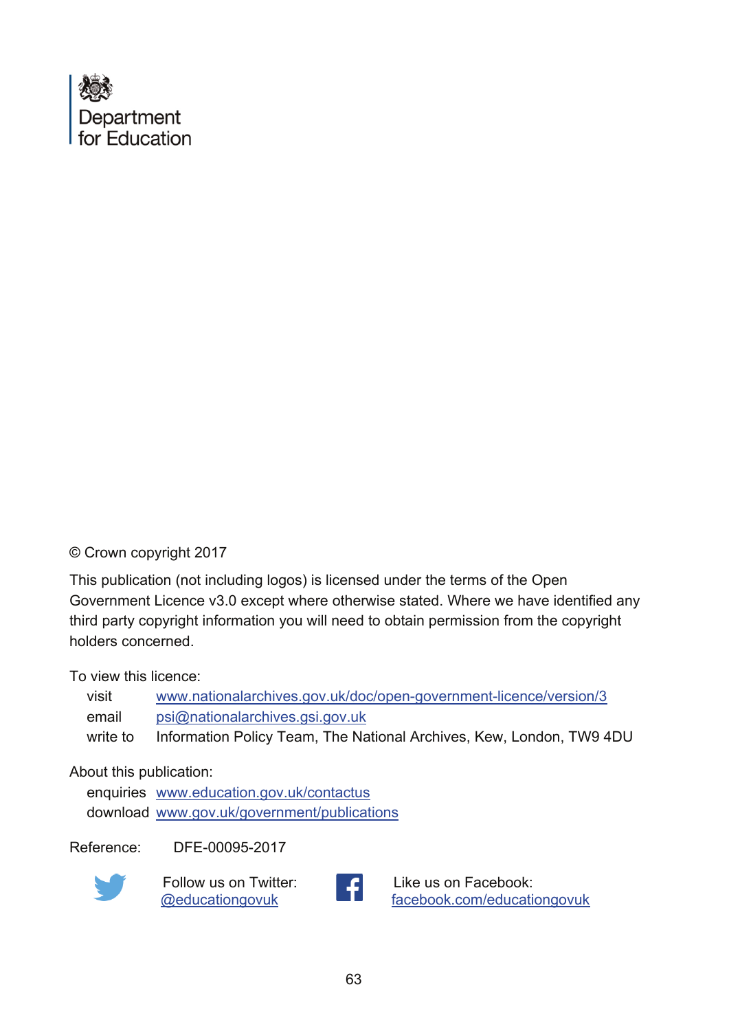Department for Education

© Crown copyright 2017

This publication (not including logos) is licensed under the terms of the Open Government Licence v3.0 except where otherwise stated. Where we have identified any third party copyright information you will need to obtain permission from the copyright holders concerned.

To view this licence:

visit www.nationalarchives.gov.uk/doc/open-government-licence/version/3
email psi@nationalarchives.gsi.gov.uk
write to Information Policy Team, The National Archives, Kew, London, TW9 4DU

About this publication:

enquiries www.education.gov.uk/contactus
download www.gov.uk/government/publications

Reference: DFE-00095-2017

Follow us on Twitter: @educationgovuk

Like us on Facebook: facebook.com/educationgovuk